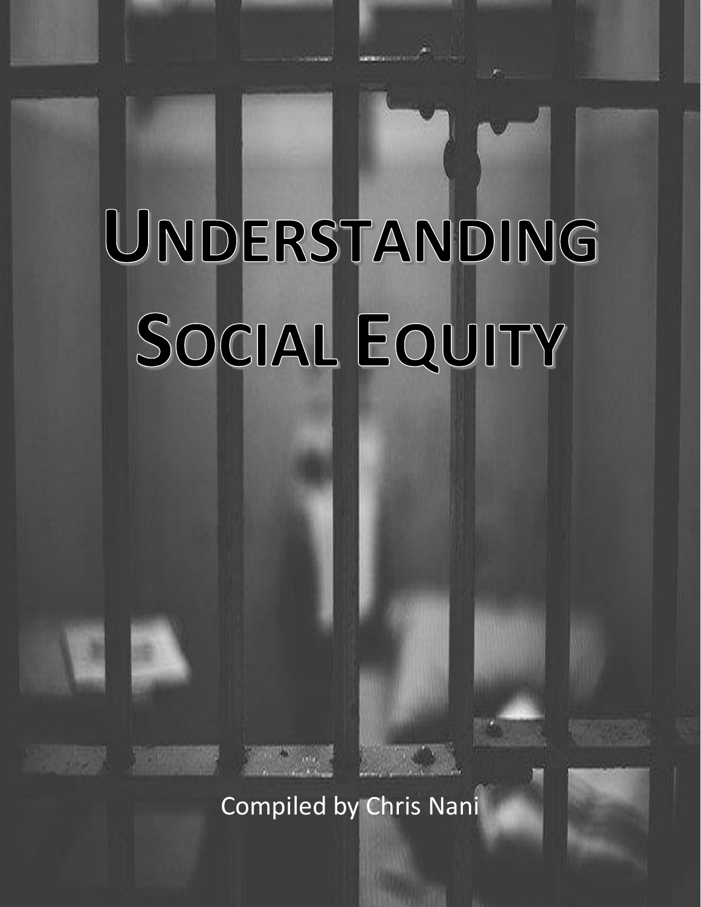# Understanding Social Equity

Compiled by Chris Nani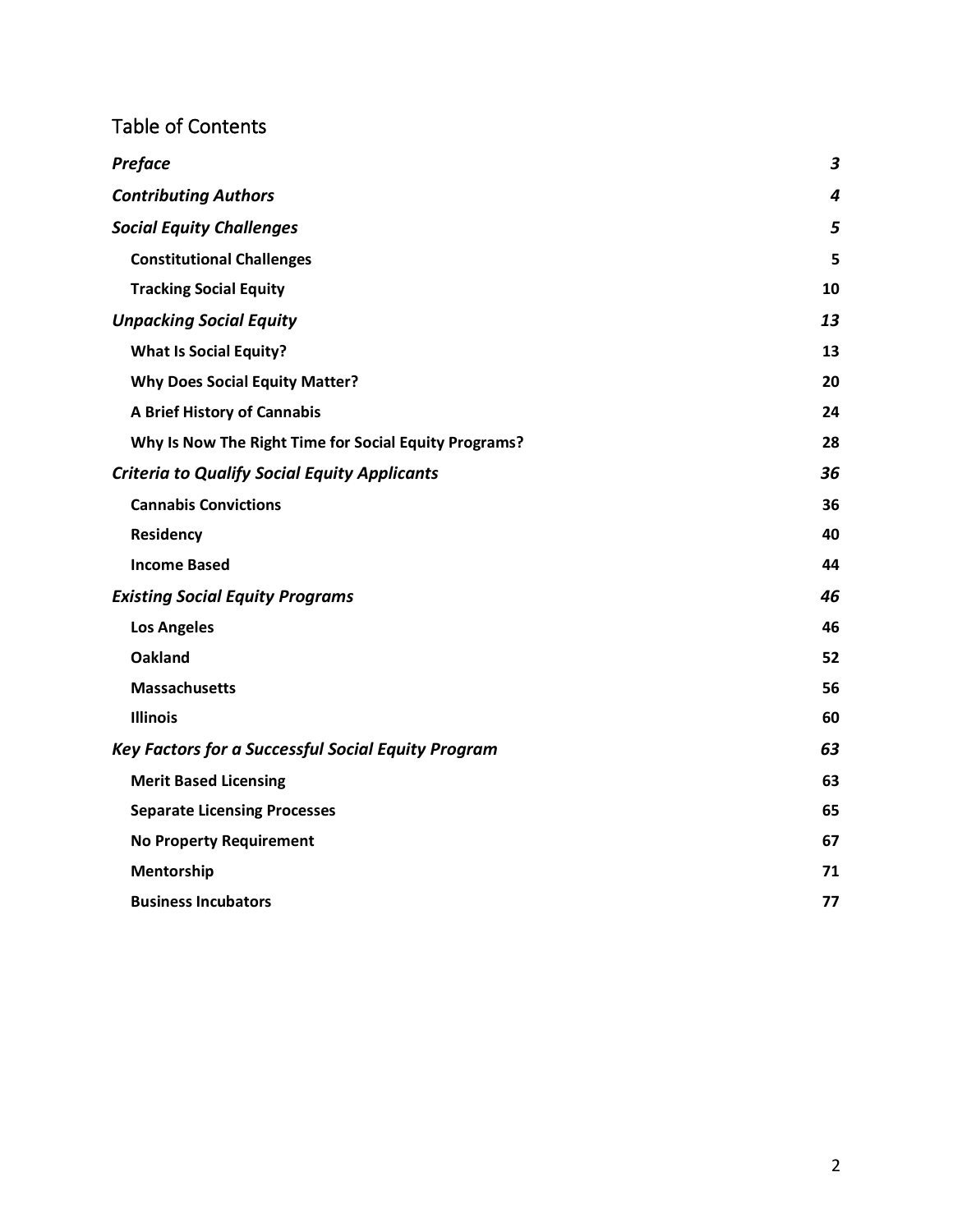## Table of Contents

| | |
|---|---|
| ***Preface*** | ***3*** |
| ***Contributing Authors*** | ***4*** |
| ***Social Equity Challenges*** | ***5*** |
| **Constitutional Challenges** | **5** |
| **Tracking Social Equity** | **10** |
| ***Unpacking Social Equity*** | ***13*** |
| **What Is Social Equity?** | **13** |
| **Why Does Social Equity Matter?** | **20** |
| **A Brief History of Cannabis** | **24** |
| **Why Is Now The Right Time for Social Equity Programs?** | **28** |
| ***Criteria to Qualify Social Equity Applicants*** | ***36*** |
| **Cannabis Convictions** | **36** |
| **Residency** | **40** |
| **Income Based** | **44** |
| ***Existing Social Equity Programs*** | ***46*** |
| **Los Angeles** | **46** |
| **Oakland** | **52** |
| **Massachusetts** | **56** |
| **Illinois** | **60** |
| ***Key Factors for a Successful Social Equity Program*** | ***63*** |
| **Merit Based Licensing** | **63** |
| **Separate Licensing Processes** | **65** |
| **No Property Requirement** | **67** |
| **Mentorship** | **71** |
| **Business Incubators** | **77** |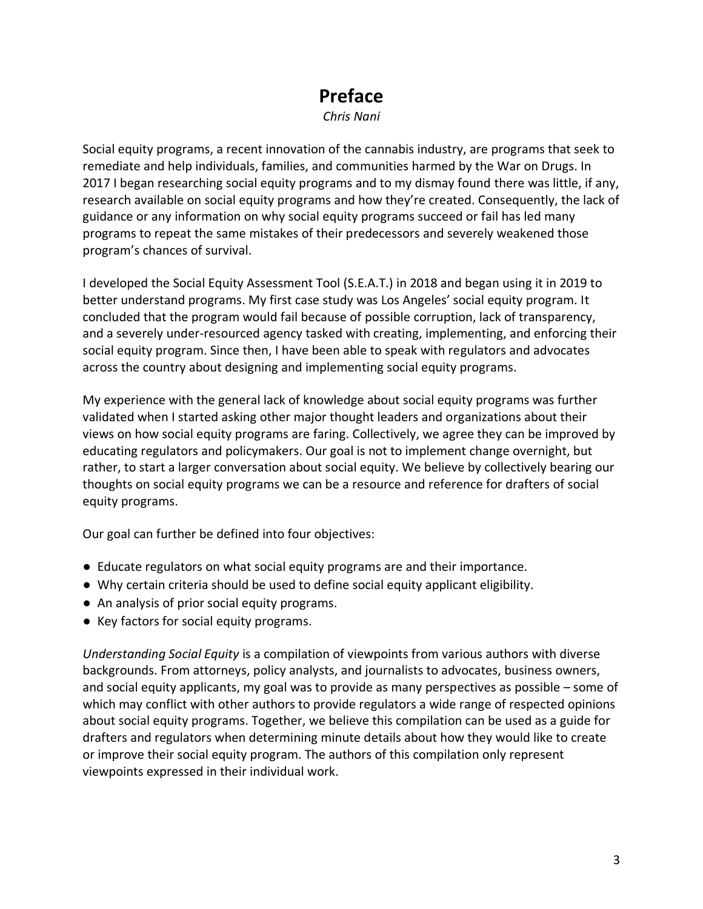# Preface

*Chris Nani*

Social equity programs, a recent innovation of the cannabis industry, are programs that seek to remediate and help individuals, families, and communities harmed by the War on Drugs. In 2017 I began researching social equity programs and to my dismay found there was little, if any, research available on social equity programs and how they're created. Consequently, the lack of guidance or any information on why social equity programs succeed or fail has led many programs to repeat the same mistakes of their predecessors and severely weakened those program's chances of survival.

I developed the Social Equity Assessment Tool (S.E.A.T.) in 2018 and began using it in 2019 to better understand programs. My first case study was Los Angeles' social equity program. It concluded that the program would fail because of possible corruption, lack of transparency, and a severely under-resourced agency tasked with creating, implementing, and enforcing their social equity program. Since then, I have been able to speak with regulators and advocates across the country about designing and implementing social equity programs.

My experience with the general lack of knowledge about social equity programs was further validated when I started asking other major thought leaders and organizations about their views on how social equity programs are faring. Collectively, we agree they can be improved by educating regulators and policymakers. Our goal is not to implement change overnight, but rather, to start a larger conversation about social equity. We believe by collectively bearing our thoughts on social equity programs we can be a resource and reference for drafters of social equity programs.

Our goal can further be defined into four objectives:

- Educate regulators on what social equity programs are and their importance.
- Why certain criteria should be used to define social equity applicant eligibility.
- An analysis of prior social equity programs.
- Key factors for social equity programs.

*Understanding Social Equity* is a compilation of viewpoints from various authors with diverse backgrounds. From attorneys, policy analysts, and journalists to advocates, business owners, and social equity applicants, my goal was to provide as many perspectives as possible – some of which may conflict with other authors to provide regulators a wide range of respected opinions about social equity programs. Together, we believe this compilation can be used as a guide for drafters and regulators when determining minute details about how they would like to create or improve their social equity program. The authors of this compilation only represent viewpoints expressed in their individual work.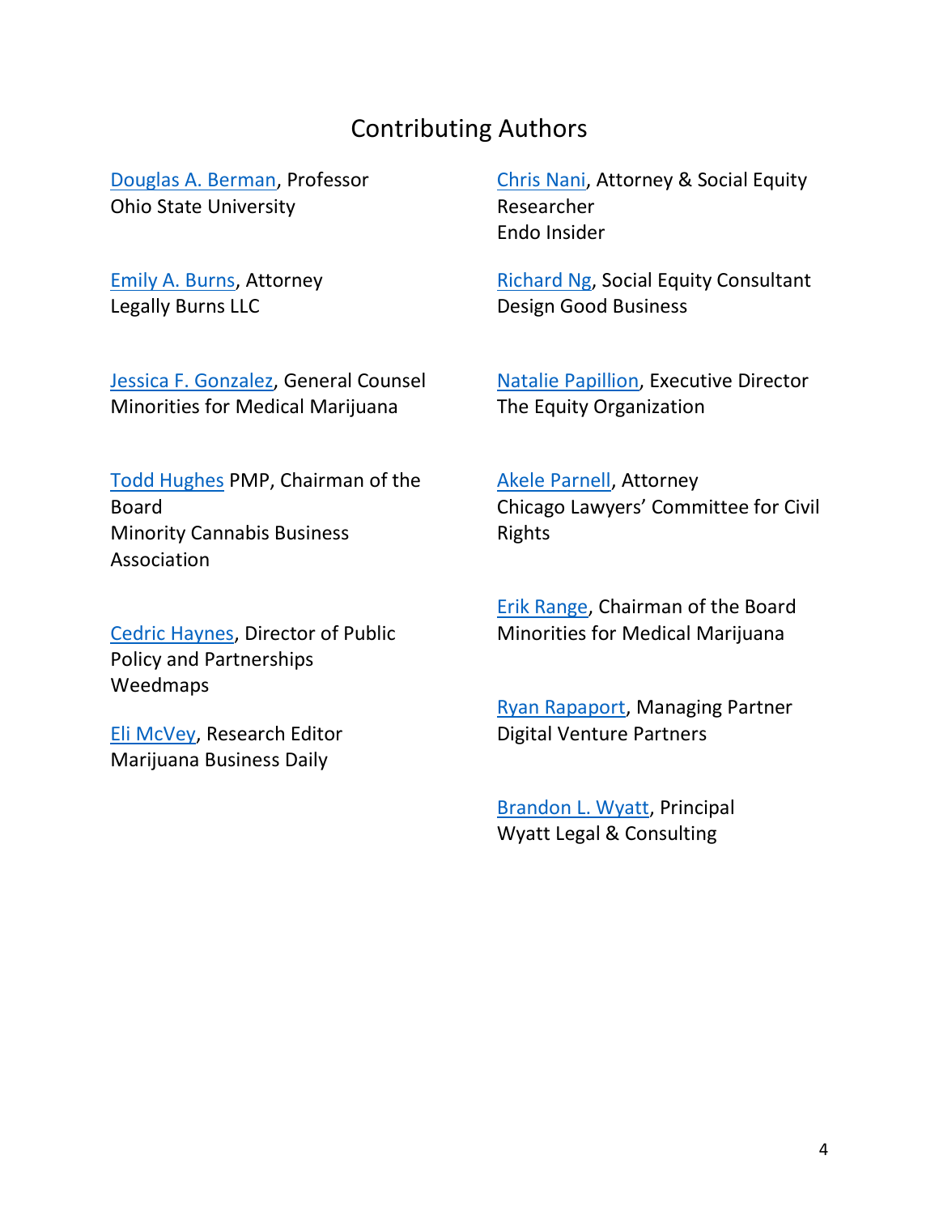# Contributing Authors

Douglas A. Berman, Professor
Ohio State University

Emily A. Burns, Attorney
Legally Burns LLC

Jessica F. Gonzalez, General Counsel
Minorities for Medical Marijuana

Todd Hughes PMP, Chairman of the Board
Minority Cannabis Business Association

Cedric Haynes, Director of Public Policy and Partnerships
Weedmaps

Eli McVey, Research Editor
Marijuana Business Daily

Chris Nani, Attorney & Social Equity Researcher
Endo Insider

Richard Ng, Social Equity Consultant
Design Good Business

Natalie Papillion, Executive Director
The Equity Organization

Akele Parnell, Attorney
Chicago Lawyers' Committee for Civil Rights

Erik Range, Chairman of the Board
Minorities for Medical Marijuana

Ryan Rapaport, Managing Partner
Digital Venture Partners

Brandon L. Wyatt, Principal
Wyatt Legal & Consulting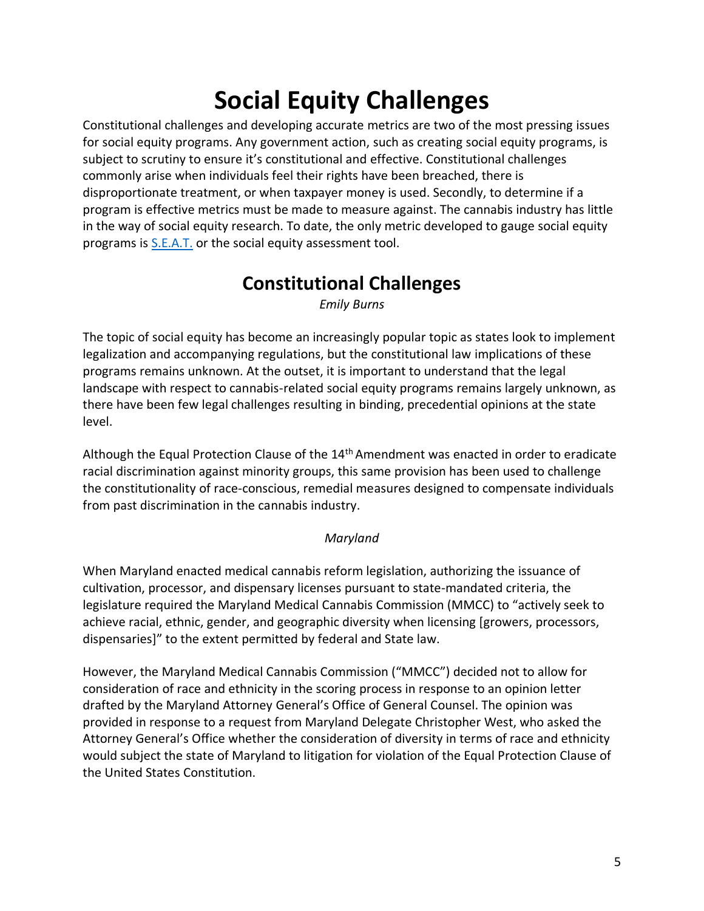# Social Equity Challenges

Constitutional challenges and developing accurate metrics are two of the most pressing issues for social equity programs. Any government action, such as creating social equity programs, is subject to scrutiny to ensure it's constitutional and effective. Constitutional challenges commonly arise when individuals feel their rights have been breached, there is disproportionate treatment, or when taxpayer money is used. Secondly, to determine if a program is effective metrics must be made to measure against. The cannabis industry has little in the way of social equity research. To date, the only metric developed to gauge social equity programs is [S.E.A.T.] or the social equity assessment tool.

## Constitutional Challenges

*Emily Burns*

The topic of social equity has become an increasingly popular topic as states look to implement legalization and accompanying regulations, but the constitutional law implications of these programs remains unknown. At the outset, it is important to understand that the legal landscape with respect to cannabis-related social equity programs remains largely unknown, as there have been few legal challenges resulting in binding, precedential opinions at the state level.

Although the Equal Protection Clause of the 14th Amendment was enacted in order to eradicate racial discrimination against minority groups, this same provision has been used to challenge the constitutionality of race-conscious, remedial measures designed to compensate individuals from past discrimination in the cannabis industry.

*Maryland*

When Maryland enacted medical cannabis reform legislation, authorizing the issuance of cultivation, processor, and dispensary licenses pursuant to state-mandated criteria, the legislature required the Maryland Medical Cannabis Commission (MMCC) to "actively seek to achieve racial, ethnic, gender, and geographic diversity when licensing [growers, processors, dispensaries]" to the extent permitted by federal and State law.

However, the Maryland Medical Cannabis Commission ("MMCC") decided not to allow for consideration of race and ethnicity in the scoring process in response to an opinion letter drafted by the Maryland Attorney General's Office of General Counsel. The opinion was provided in response to a request from Maryland Delegate Christopher West, who asked the Attorney General's Office whether the consideration of diversity in terms of race and ethnicity would subject the state of Maryland to litigation for violation of the Equal Protection Clause of the United States Constitution.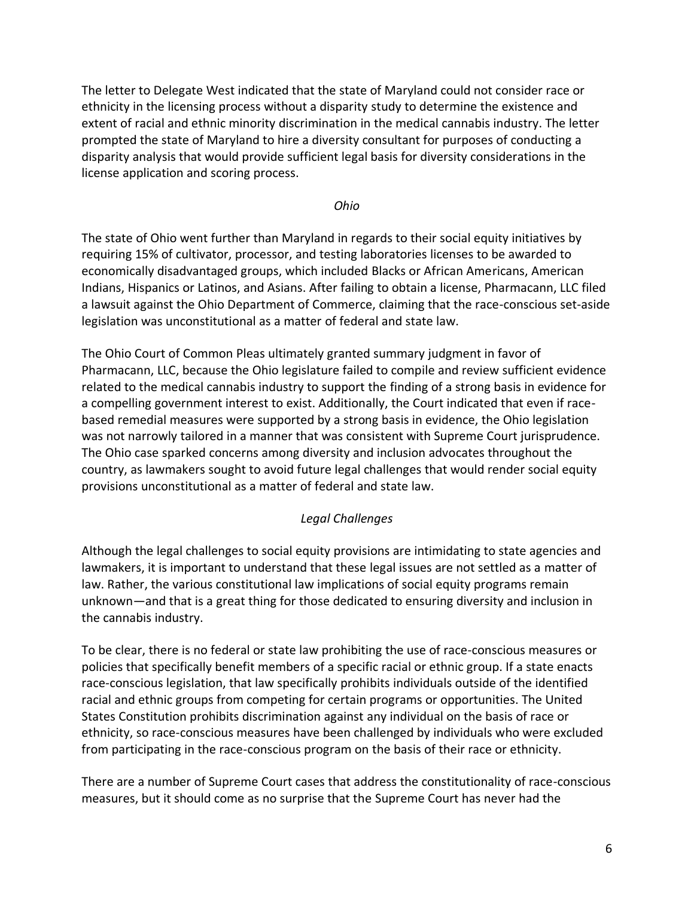The letter to Delegate West indicated that the state of Maryland could not consider race or ethnicity in the licensing process without a disparity study to determine the existence and extent of racial and ethnic minority discrimination in the medical cannabis industry. The letter prompted the state of Maryland to hire a diversity consultant for purposes of conducting a disparity analysis that would provide sufficient legal basis for diversity considerations in the license application and scoring process.

*Ohio*

The state of Ohio went further than Maryland in regards to their social equity initiatives by requiring 15% of cultivator, processor, and testing laboratories licenses to be awarded to economically disadvantaged groups, which included Blacks or African Americans, American Indians, Hispanics or Latinos, and Asians. After failing to obtain a license, Pharmacann, LLC filed a lawsuit against the Ohio Department of Commerce, claiming that the race-conscious set-aside legislation was unconstitutional as a matter of federal and state law.

The Ohio Court of Common Pleas ultimately granted summary judgment in favor of Pharmacann, LLC, because the Ohio legislature failed to compile and review sufficient evidence related to the medical cannabis industry to support the finding of a strong basis in evidence for a compelling government interest to exist. Additionally, the Court indicated that even if race-based remedial measures were supported by a strong basis in evidence, the Ohio legislation was not narrowly tailored in a manner that was consistent with Supreme Court jurisprudence. The Ohio case sparked concerns among diversity and inclusion advocates throughout the country, as lawmakers sought to avoid future legal challenges that would render social equity provisions unconstitutional as a matter of federal and state law.

*Legal Challenges*

Although the legal challenges to social equity provisions are intimidating to state agencies and lawmakers, it is important to understand that these legal issues are not settled as a matter of law. Rather, the various constitutional law implications of social equity programs remain unknown—and that is a great thing for those dedicated to ensuring diversity and inclusion in the cannabis industry.

To be clear, there is no federal or state law prohibiting the use of race-conscious measures or policies that specifically benefit members of a specific racial or ethnic group. If a state enacts race-conscious legislation, that law specifically prohibits individuals outside of the identified racial and ethnic groups from competing for certain programs or opportunities. The United States Constitution prohibits discrimination against any individual on the basis of race or ethnicity, so race-conscious measures have been challenged by individuals who were excluded from participating in the race-conscious program on the basis of their race or ethnicity.

There are a number of Supreme Court cases that address the constitutionality of race-conscious measures, but it should come as no surprise that the Supreme Court has never had the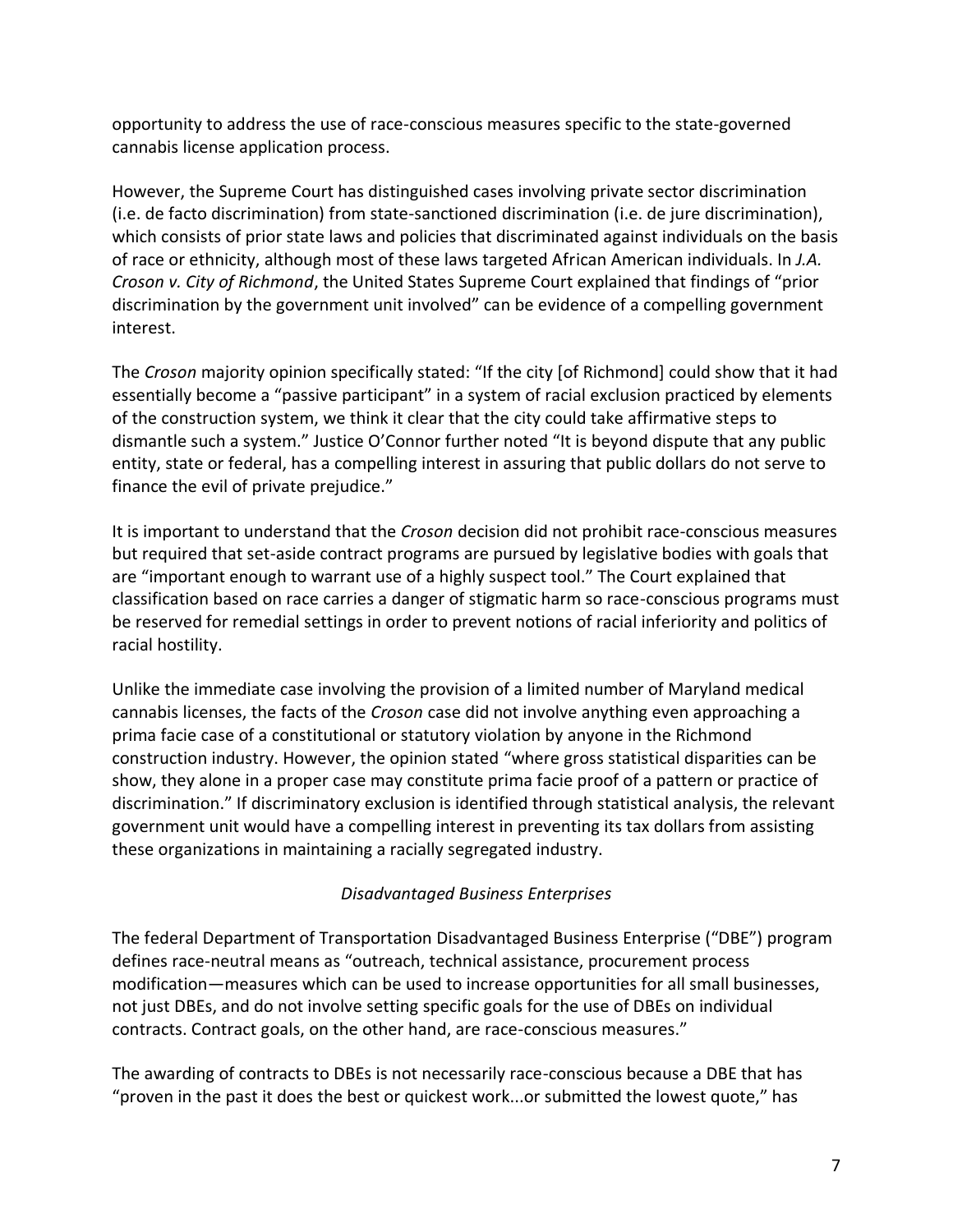opportunity to address the use of race-conscious measures specific to the state-governed cannabis license application process.

However, the Supreme Court has distinguished cases involving private sector discrimination (i.e. de facto discrimination) from state-sanctioned discrimination (i.e. de jure discrimination), which consists of prior state laws and policies that discriminated against individuals on the basis of race or ethnicity, although most of these laws targeted African American individuals. In *J.A. Croson v. City of Richmond*, the United States Supreme Court explained that findings of "prior discrimination by the government unit involved" can be evidence of a compelling government interest.

The *Croson* majority opinion specifically stated: "If the city [of Richmond] could show that it had essentially become a "passive participant" in a system of racial exclusion practiced by elements of the construction system, we think it clear that the city could take affirmative steps to dismantle such a system." Justice O'Connor further noted "It is beyond dispute that any public entity, state or federal, has a compelling interest in assuring that public dollars do not serve to finance the evil of private prejudice."

It is important to understand that the *Croson* decision did not prohibit race-conscious measures but required that set-aside contract programs are pursued by legislative bodies with goals that are "important enough to warrant use of a highly suspect tool." The Court explained that classification based on race carries a danger of stigmatic harm so race-conscious programs must be reserved for remedial settings in order to prevent notions of racial inferiority and politics of racial hostility.

Unlike the immediate case involving the provision of a limited number of Maryland medical cannabis licenses, the facts of the *Croson* case did not involve anything even approaching a prima facie case of a constitutional or statutory violation by anyone in the Richmond construction industry. However, the opinion stated "where gross statistical disparities can be show, they alone in a proper case may constitute prima facie proof of a pattern or practice of discrimination." If discriminatory exclusion is identified through statistical analysis, the relevant government unit would have a compelling interest in preventing its tax dollars from assisting these organizations in maintaining a racially segregated industry.

### *Disadvantaged Business Enterprises*

The federal Department of Transportation Disadvantaged Business Enterprise ("DBE") program defines race-neutral means as "outreach, technical assistance, procurement process modification—measures which can be used to increase opportunities for all small businesses, not just DBEs, and do not involve setting specific goals for the use of DBEs on individual contracts. Contract goals, on the other hand, are race-conscious measures."

The awarding of contracts to DBEs is not necessarily race-conscious because a DBE that has "proven in the past it does the best or quickest work...or submitted the lowest quote," has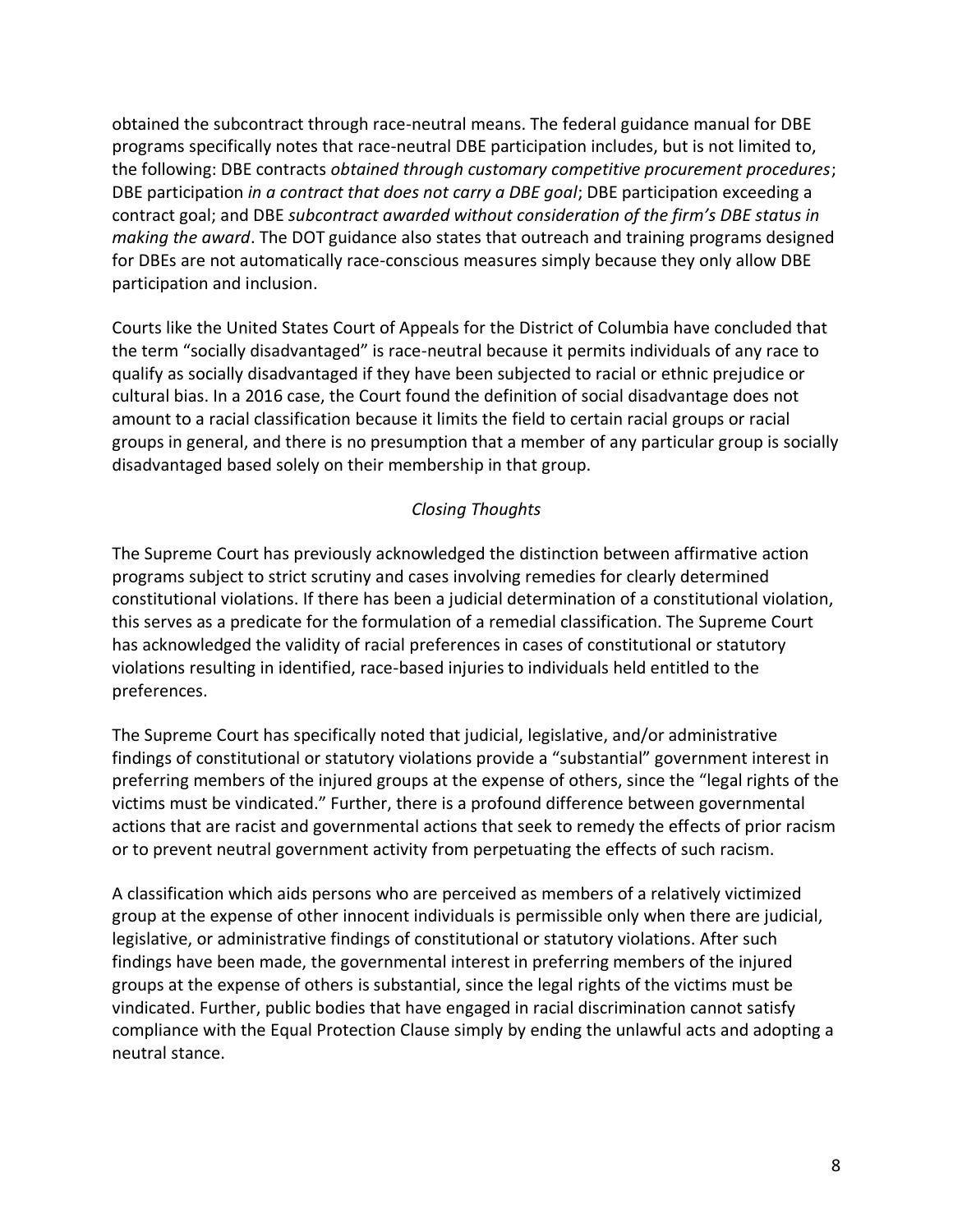obtained the subcontract through race-neutral means. The federal guidance manual for DBE programs specifically notes that race-neutral DBE participation includes, but is not limited to, the following: DBE contracts *obtained through customary competitive procurement procedures*; DBE participation *in a contract that does not carry a DBE goal*; DBE participation exceeding a contract goal; and DBE *subcontract awarded without consideration of the firm's DBE status in making the award*. The DOT guidance also states that outreach and training programs designed for DBEs are not automatically race-conscious measures simply because they only allow DBE participation and inclusion.

Courts like the United States Court of Appeals for the District of Columbia have concluded that the term "socially disadvantaged" is race-neutral because it permits individuals of any race to qualify as socially disadvantaged if they have been subjected to racial or ethnic prejudice or cultural bias. In a 2016 case, the Court found the definition of social disadvantage does not amount to a racial classification because it limits the field to certain racial groups or racial groups in general, and there is no presumption that a member of any particular group is socially disadvantaged based solely on their membership in that group.

*Closing Thoughts*

The Supreme Court has previously acknowledged the distinction between affirmative action programs subject to strict scrutiny and cases involving remedies for clearly determined constitutional violations. If there has been a judicial determination of a constitutional violation, this serves as a predicate for the formulation of a remedial classification. The Supreme Court has acknowledged the validity of racial preferences in cases of constitutional or statutory violations resulting in identified, race-based injuries to individuals held entitled to the preferences.

The Supreme Court has specifically noted that judicial, legislative, and/or administrative findings of constitutional or statutory violations provide a "substantial" government interest in preferring members of the injured groups at the expense of others, since the "legal rights of the victims must be vindicated." Further, there is a profound difference between governmental actions that are racist and governmental actions that seek to remedy the effects of prior racism or to prevent neutral government activity from perpetuating the effects of such racism.

A classification which aids persons who are perceived as members of a relatively victimized group at the expense of other innocent individuals is permissible only when there are judicial, legislative, or administrative findings of constitutional or statutory violations. After such findings have been made, the governmental interest in preferring members of the injured groups at the expense of others is substantial, since the legal rights of the victims must be vindicated. Further, public bodies that have engaged in racial discrimination cannot satisfy compliance with the Equal Protection Clause simply by ending the unlawful acts and adopting a neutral stance.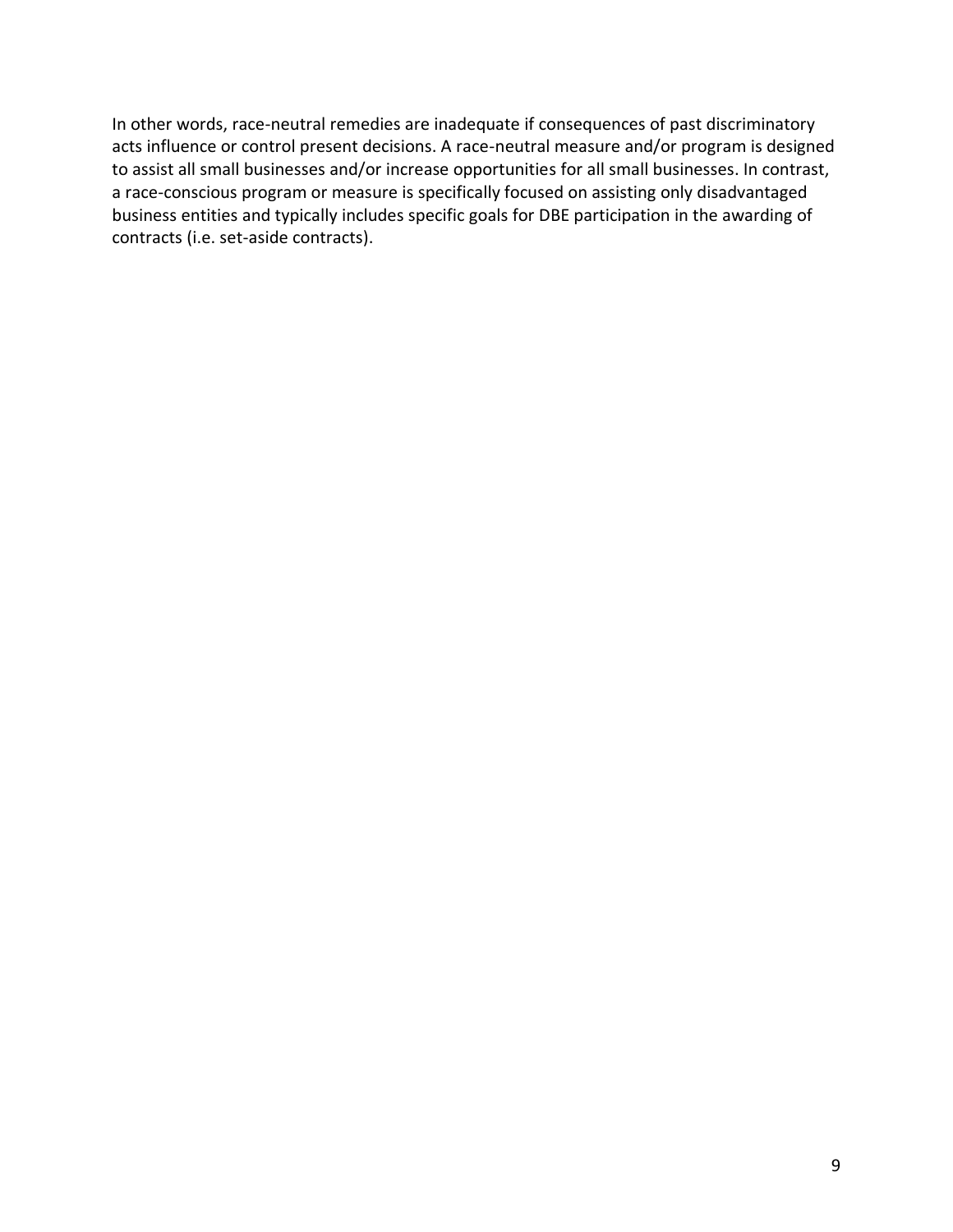In other words, race-neutral remedies are inadequate if consequences of past discriminatory acts influence or control present decisions. A race-neutral measure and/or program is designed to assist all small businesses and/or increase opportunities for all small businesses. In contrast, a race-conscious program or measure is specifically focused on assisting only disadvantaged business entities and typically includes specific goals for DBE participation in the awarding of contracts (i.e. set-aside contracts).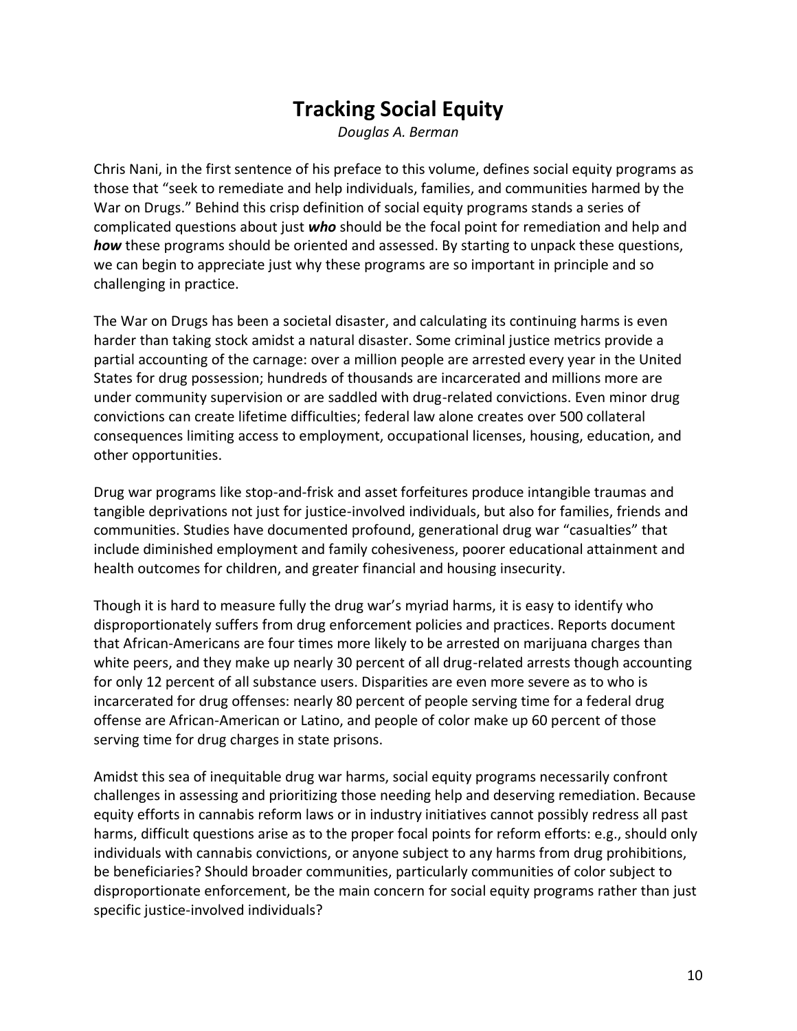# Tracking Social Equity

*Douglas A. Berman*

Chris Nani, in the first sentence of his preface to this volume, defines social equity programs as those that "seek to remediate and help individuals, families, and communities harmed by the War on Drugs." Behind this crisp definition of social equity programs stands a series of complicated questions about just ***who*** should be the focal point for remediation and help and ***how*** these programs should be oriented and assessed. By starting to unpack these questions, we can begin to appreciate just why these programs are so important in principle and so challenging in practice.

The War on Drugs has been a societal disaster, and calculating its continuing harms is even harder than taking stock amidst a natural disaster. Some criminal justice metrics provide a partial accounting of the carnage: over a million people are arrested every year in the United States for drug possession; hundreds of thousands are incarcerated and millions more are under community supervision or are saddled with drug-related convictions. Even minor drug convictions can create lifetime difficulties; federal law alone creates over 500 collateral consequences limiting access to employment, occupational licenses, housing, education, and other opportunities.

Drug war programs like stop-and-frisk and asset forfeitures produce intangible traumas and tangible deprivations not just for justice-involved individuals, but also for families, friends and communities. Studies have documented profound, generational drug war "casualties" that include diminished employment and family cohesiveness, poorer educational attainment and health outcomes for children, and greater financial and housing insecurity.

Though it is hard to measure fully the drug war's myriad harms, it is easy to identify who disproportionately suffers from drug enforcement policies and practices. Reports document that African-Americans are four times more likely to be arrested on marijuana charges than white peers, and they make up nearly 30 percent of all drug-related arrests though accounting for only 12 percent of all substance users. Disparities are even more severe as to who is incarcerated for drug offenses: nearly 80 percent of people serving time for a federal drug offense are African-American or Latino, and people of color make up 60 percent of those serving time for drug charges in state prisons.

Amidst this sea of inequitable drug war harms, social equity programs necessarily confront challenges in assessing and prioritizing those needing help and deserving remediation. Because equity efforts in cannabis reform laws or in industry initiatives cannot possibly redress all past harms, difficult questions arise as to the proper focal points for reform efforts: e.g., should only individuals with cannabis convictions, or anyone subject to any harms from drug prohibitions, be beneficiaries? Should broader communities, particularly communities of color subject to disproportionate enforcement, be the main concern for social equity programs rather than just specific justice-involved individuals?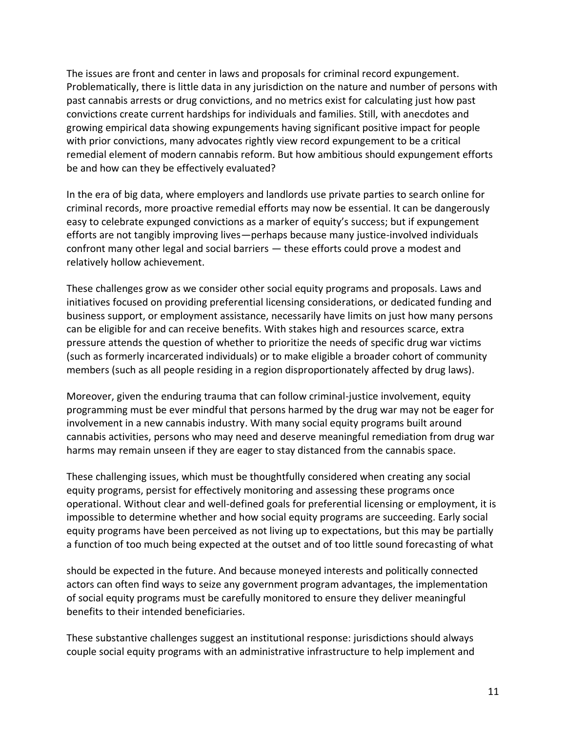The issues are front and center in laws and proposals for criminal record expungement. Problematically, there is little data in any jurisdiction on the nature and number of persons with past cannabis arrests or drug convictions, and no metrics exist for calculating just how past convictions create current hardships for individuals and families. Still, with anecdotes and growing empirical data showing expungements having significant positive impact for people with prior convictions, many advocates rightly view record expungement to be a critical remedial element of modern cannabis reform. But how ambitious should expungement efforts be and how can they be effectively evaluated?

In the era of big data, where employers and landlords use private parties to search online for criminal records, more proactive remedial efforts may now be essential. It can be dangerously easy to celebrate expunged convictions as a marker of equity's success; but if expungement efforts are not tangibly improving lives—perhaps because many justice-involved individuals confront many other legal and social barriers — these efforts could prove a modest and relatively hollow achievement.

These challenges grow as we consider other social equity programs and proposals. Laws and initiatives focused on providing preferential licensing considerations, or dedicated funding and business support, or employment assistance, necessarily have limits on just how many persons can be eligible for and can receive benefits. With stakes high and resources scarce, extra pressure attends the question of whether to prioritize the needs of specific drug war victims (such as formerly incarcerated individuals) or to make eligible a broader cohort of community members (such as all people residing in a region disproportionately affected by drug laws).

Moreover, given the enduring trauma that can follow criminal-justice involvement, equity programming must be ever mindful that persons harmed by the drug war may not be eager for involvement in a new cannabis industry. With many social equity programs built around cannabis activities, persons who may need and deserve meaningful remediation from drug war harms may remain unseen if they are eager to stay distanced from the cannabis space.

These challenging issues, which must be thoughtfully considered when creating any social equity programs, persist for effectively monitoring and assessing these programs once operational. Without clear and well-defined goals for preferential licensing or employment, it is impossible to determine whether and how social equity programs are succeeding. Early social equity programs have been perceived as not living up to expectations, but this may be partially a function of too much being expected at the outset and of too little sound forecasting of what should be expected in the future. And because moneyed interests and politically connected actors can often find ways to seize any government program advantages, the implementation of social equity programs must be carefully monitored to ensure they deliver meaningful benefits to their intended beneficiaries.

These substantive challenges suggest an institutional response: jurisdictions should always couple social equity programs with an administrative infrastructure to help implement and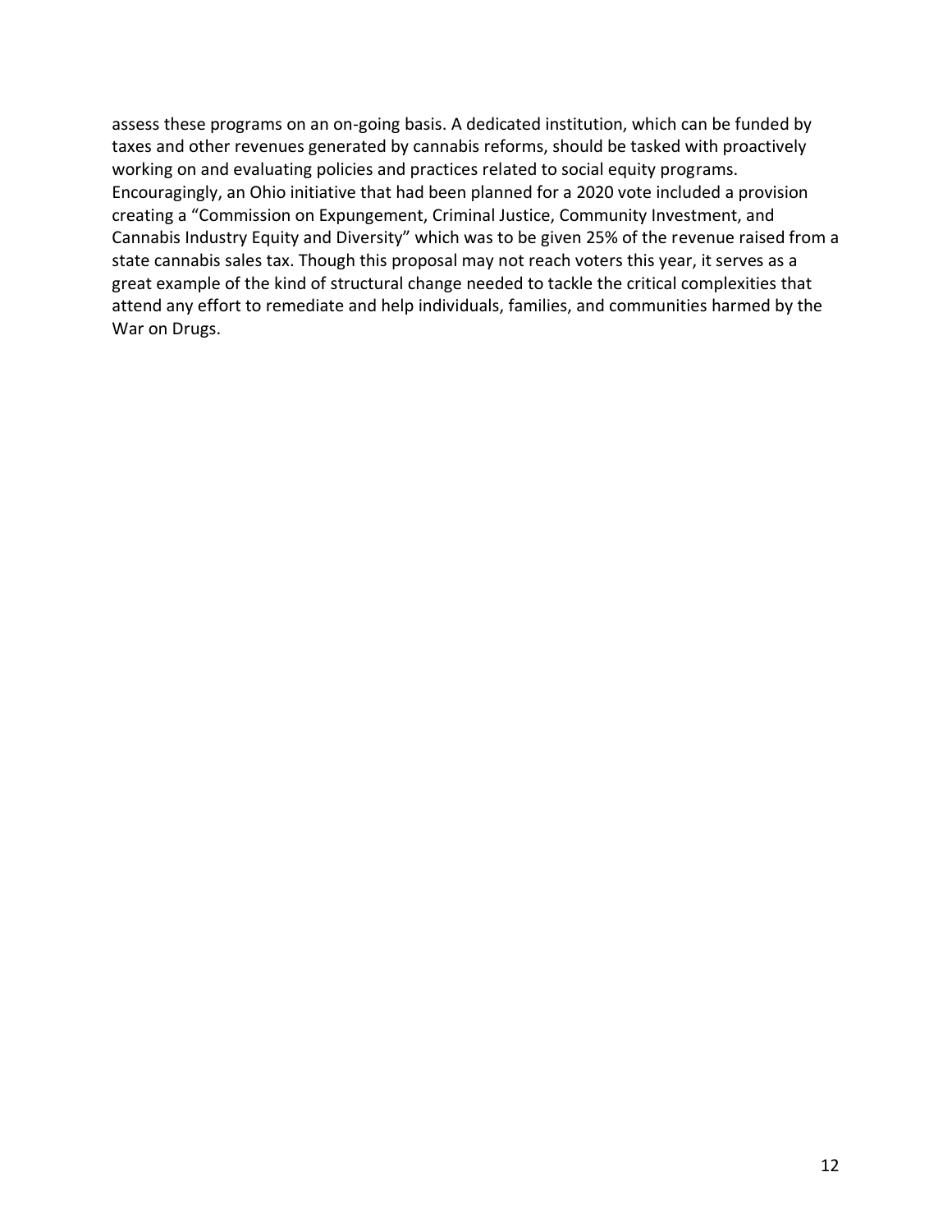assess these programs on an on-going basis. A dedicated institution, which can be funded by taxes and other revenues generated by cannabis reforms, should be tasked with proactively working on and evaluating policies and practices related to social equity programs. Encouragingly, an Ohio initiative that had been planned for a 2020 vote included a provision creating a "Commission on Expungement, Criminal Justice, Community Investment, and Cannabis Industry Equity and Diversity" which was to be given 25% of the revenue raised from a state cannabis sales tax. Though this proposal may not reach voters this year, it serves as a great example of the kind of structural change needed to tackle the critical complexities that attend any effort to remediate and help individuals, families, and communities harmed by the War on Drugs.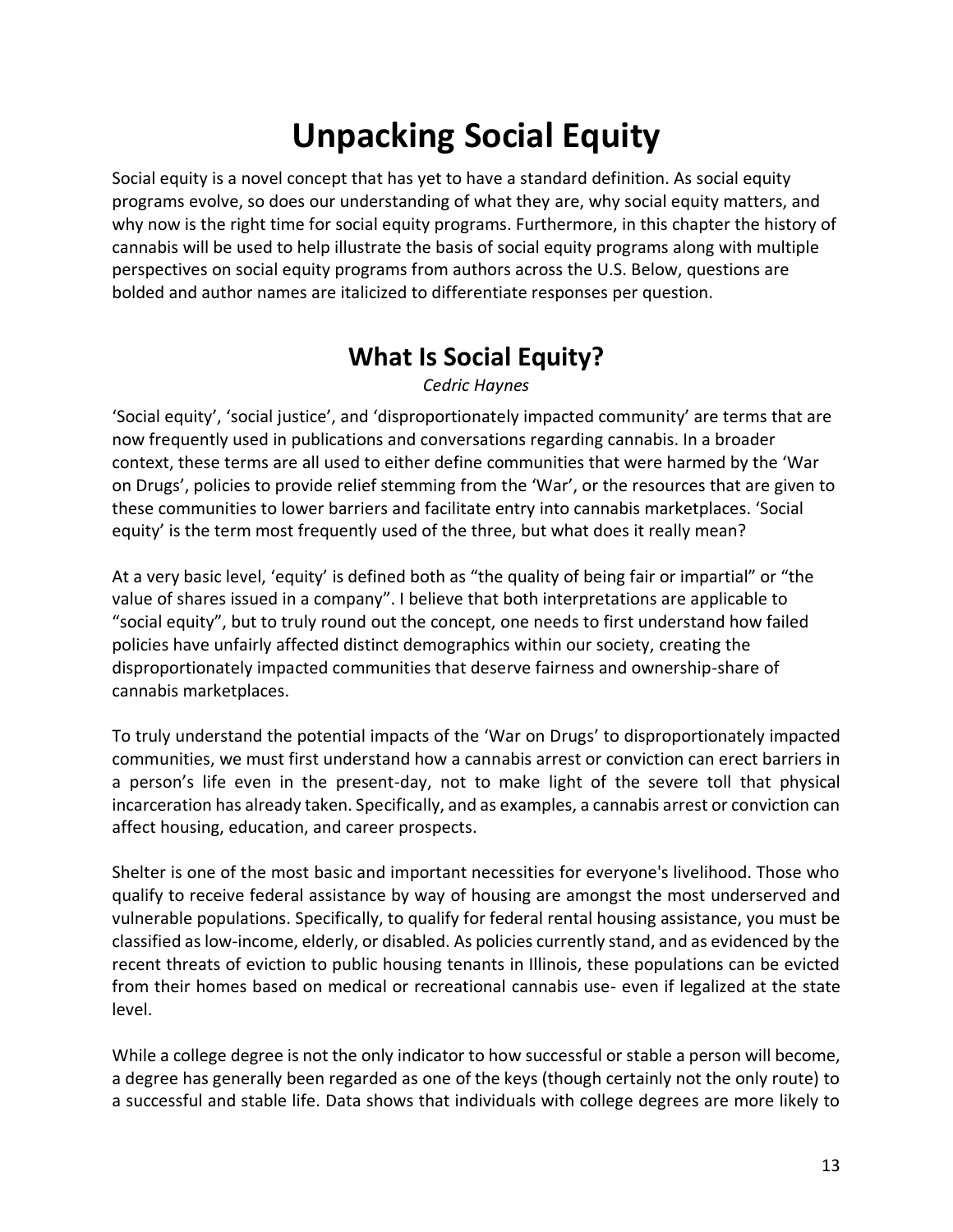# Unpacking Social Equity

Social equity is a novel concept that has yet to have a standard definition. As social equity programs evolve, so does our understanding of what they are, why social equity matters, and why now is the right time for social equity programs. Furthermore, in this chapter the history of cannabis will be used to help illustrate the basis of social equity programs along with multiple perspectives on social equity programs from authors across the U.S. Below, questions are bolded and author names are italicized to differentiate responses per question.

## What Is Social Equity?

*Cedric Haynes*

'Social equity', 'social justice', and 'disproportionately impacted community' are terms that are now frequently used in publications and conversations regarding cannabis. In a broader context, these terms are all used to either define communities that were harmed by the 'War on Drugs', policies to provide relief stemming from the 'War', or the resources that are given to these communities to lower barriers and facilitate entry into cannabis marketplaces. 'Social equity' is the term most frequently used of the three, but what does it really mean?

At a very basic level, 'equity' is defined both as "the quality of being fair or impartial" or "the value of shares issued in a company". I believe that both interpretations are applicable to "social equity", but to truly round out the concept, one needs to first understand how failed policies have unfairly affected distinct demographics within our society, creating the disproportionately impacted communities that deserve fairness and ownership-share of cannabis marketplaces.

To truly understand the potential impacts of the 'War on Drugs' to disproportionately impacted communities, we must first understand how a cannabis arrest or conviction can erect barriers in a person's life even in the present-day, not to make light of the severe toll that physical incarceration has already taken. Specifically, and as examples, a cannabis arrest or conviction can affect housing, education, and career prospects.

Shelter is one of the most basic and important necessities for everyone's livelihood. Those who qualify to receive federal assistance by way of housing are amongst the most underserved and vulnerable populations. Specifically, to qualify for federal rental housing assistance, you must be classified as low-income, elderly, or disabled. As policies currently stand, and as evidenced by the recent threats of eviction to public housing tenants in Illinois, these populations can be evicted from their homes based on medical or recreational cannabis use- even if legalized at the state level.

While a college degree is not the only indicator to how successful or stable a person will become, a degree has generally been regarded as one of the keys (though certainly not the only route) to a successful and stable life. Data shows that individuals with college degrees are more likely to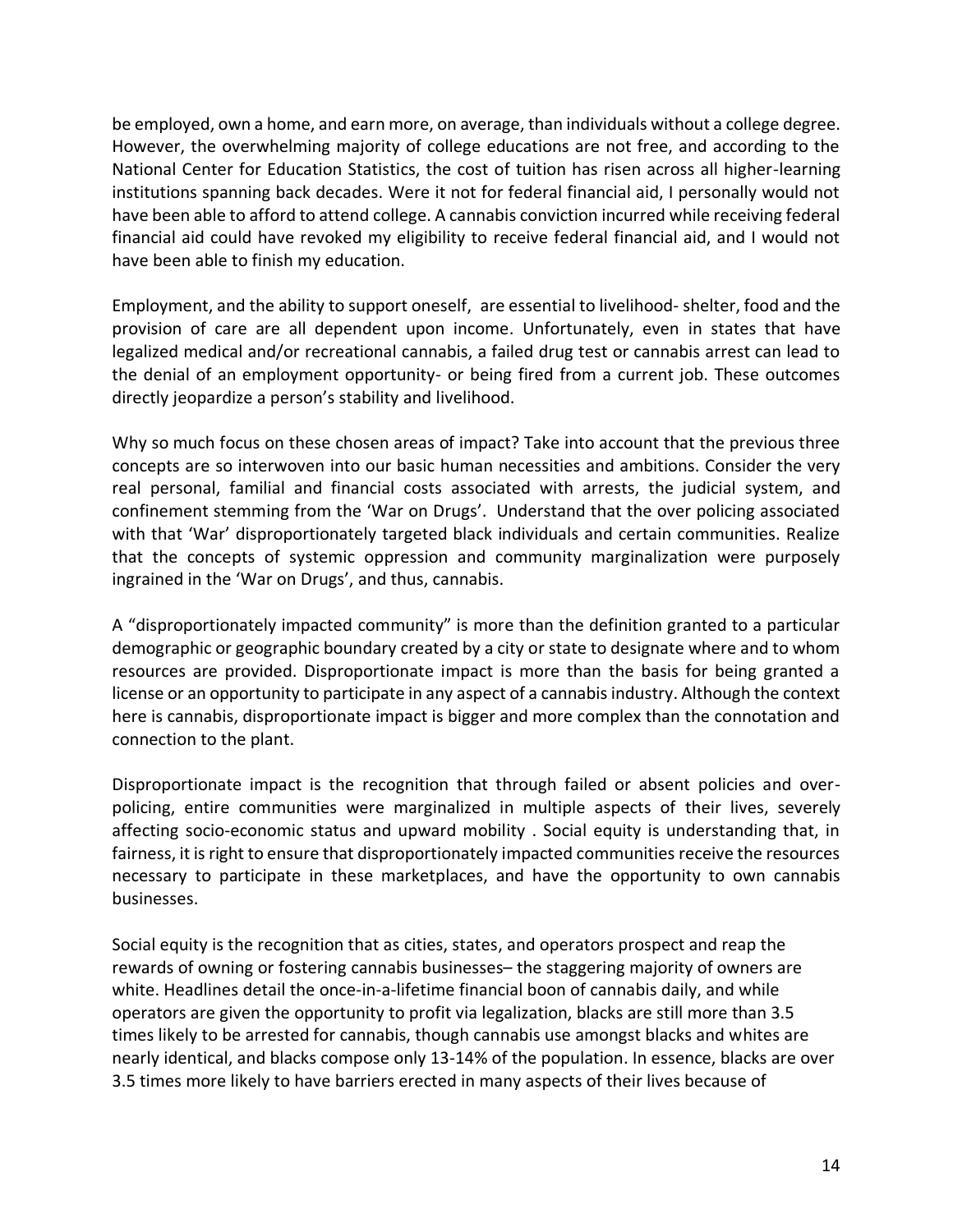be employed, own a home, and earn more, on average, than individuals without a college degree. However, the overwhelming majority of college educations are not free, and according to the National Center for Education Statistics, the cost of tuition has risen across all higher-learning institutions spanning back decades. Were it not for federal financial aid, I personally would not have been able to afford to attend college. A cannabis conviction incurred while receiving federal financial aid could have revoked my eligibility to receive federal financial aid, and I would not have been able to finish my education.

Employment, and the ability to support oneself, are essential to livelihood- shelter, food and the provision of care are all dependent upon income. Unfortunately, even in states that have legalized medical and/or recreational cannabis, a failed drug test or cannabis arrest can lead to the denial of an employment opportunity- or being fired from a current job. These outcomes directly jeopardize a person's stability and livelihood.

Why so much focus on these chosen areas of impact? Take into account that the previous three concepts are so interwoven into our basic human necessities and ambitions. Consider the very real personal, familial and financial costs associated with arrests, the judicial system, and confinement stemming from the 'War on Drugs'. Understand that the over policing associated with that 'War' disproportionately targeted black individuals and certain communities. Realize that the concepts of systemic oppression and community marginalization were purposely ingrained in the 'War on Drugs', and thus, cannabis.

A "disproportionately impacted community" is more than the definition granted to a particular demographic or geographic boundary created by a city or state to designate where and to whom resources are provided. Disproportionate impact is more than the basis for being granted a license or an opportunity to participate in any aspect of a cannabis industry. Although the context here is cannabis, disproportionate impact is bigger and more complex than the connotation and connection to the plant.

Disproportionate impact is the recognition that through failed or absent policies and over-policing, entire communities were marginalized in multiple aspects of their lives, severely affecting socio-economic status and upward mobility . Social equity is understanding that, in fairness, it is right to ensure that disproportionately impacted communities receive the resources necessary to participate in these marketplaces, and have the opportunity to own cannabis businesses.

Social equity is the recognition that as cities, states, and operators prospect and reap the rewards of owning or fostering cannabis businesses– the staggering majority of owners are white. Headlines detail the once-in-a-lifetime financial boon of cannabis daily, and while operators are given the opportunity to profit via legalization, blacks are still more than 3.5 times likely to be arrested for cannabis, though cannabis use amongst blacks and whites are nearly identical, and blacks compose only 13-14% of the population. In essence, blacks are over 3.5 times more likely to have barriers erected in many aspects of their lives because of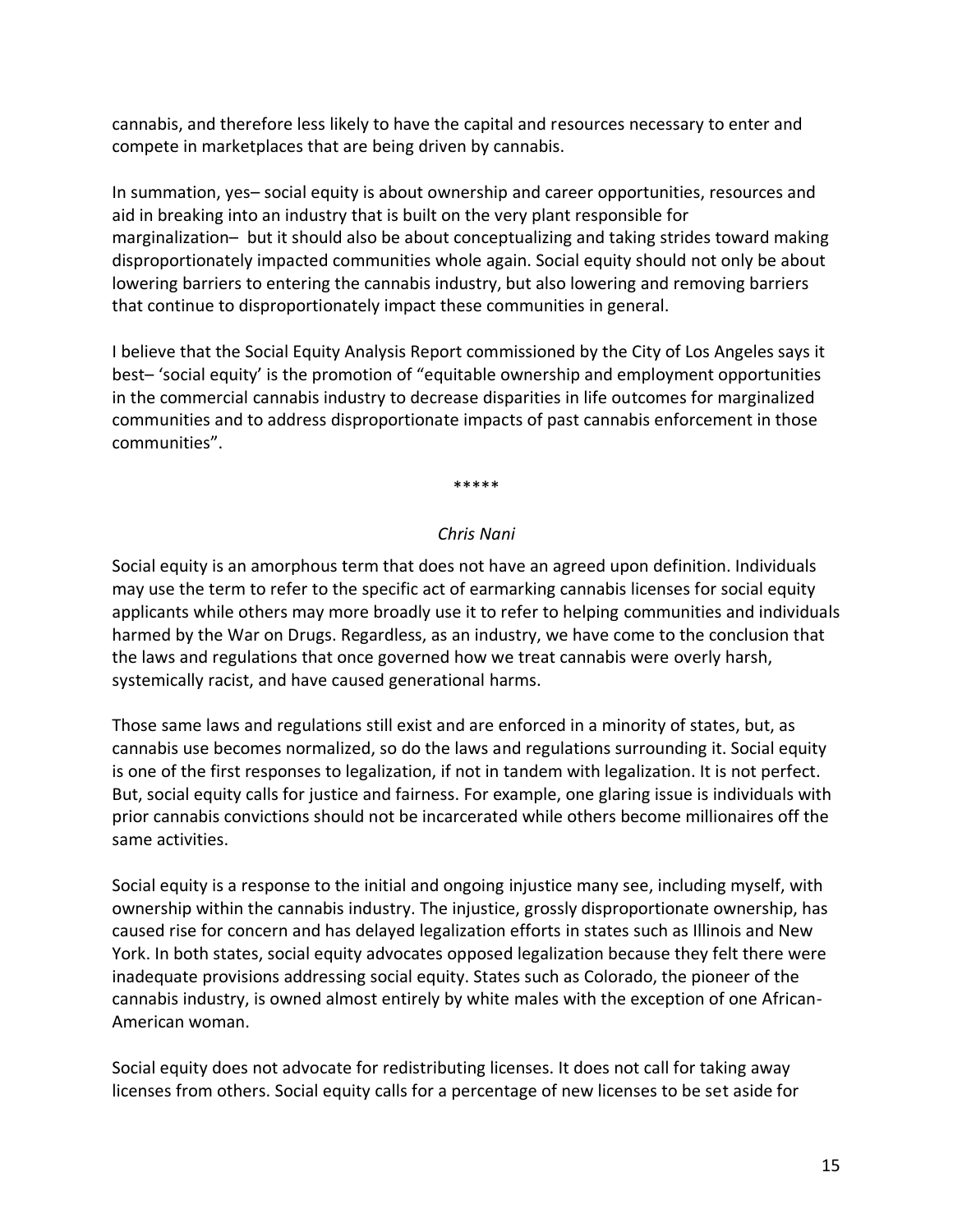cannabis, and therefore less likely to have the capital and resources necessary to enter and compete in marketplaces that are being driven by cannabis.

In summation, yes– social equity is about ownership and career opportunities, resources and aid in breaking into an industry that is built on the very plant responsible for marginalization– but it should also be about conceptualizing and taking strides toward making disproportionately impacted communities whole again. Social equity should not only be about lowering barriers to entering the cannabis industry, but also lowering and removing barriers that continue to disproportionately impact these communities in general.

I believe that the Social Equity Analysis Report commissioned by the City of Los Angeles says it best– 'social equity' is the promotion of "equitable ownership and employment opportunities in the commercial cannabis industry to decrease disparities in life outcomes for marginalized communities and to address disproportionate impacts of past cannabis enforcement in those communities".

\*\*\*\*\*

*Chris Nani*

Social equity is an amorphous term that does not have an agreed upon definition. Individuals may use the term to refer to the specific act of earmarking cannabis licenses for social equity applicants while others may more broadly use it to refer to helping communities and individuals harmed by the War on Drugs. Regardless, as an industry, we have come to the conclusion that the laws and regulations that once governed how we treat cannabis were overly harsh, systemically racist, and have caused generational harms.

Those same laws and regulations still exist and are enforced in a minority of states, but, as cannabis use becomes normalized, so do the laws and regulations surrounding it. Social equity is one of the first responses to legalization, if not in tandem with legalization. It is not perfect. But, social equity calls for justice and fairness. For example, one glaring issue is individuals with prior cannabis convictions should not be incarcerated while others become millionaires off the same activities.

Social equity is a response to the initial and ongoing injustice many see, including myself, with ownership within the cannabis industry. The injustice, grossly disproportionate ownership, has caused rise for concern and has delayed legalization efforts in states such as Illinois and New York. In both states, social equity advocates opposed legalization because they felt there were inadequate provisions addressing social equity. States such as Colorado, the pioneer of the cannabis industry, is owned almost entirely by white males with the exception of one African-American woman.

Social equity does not advocate for redistributing licenses. It does not call for taking away licenses from others. Social equity calls for a percentage of new licenses to be set aside for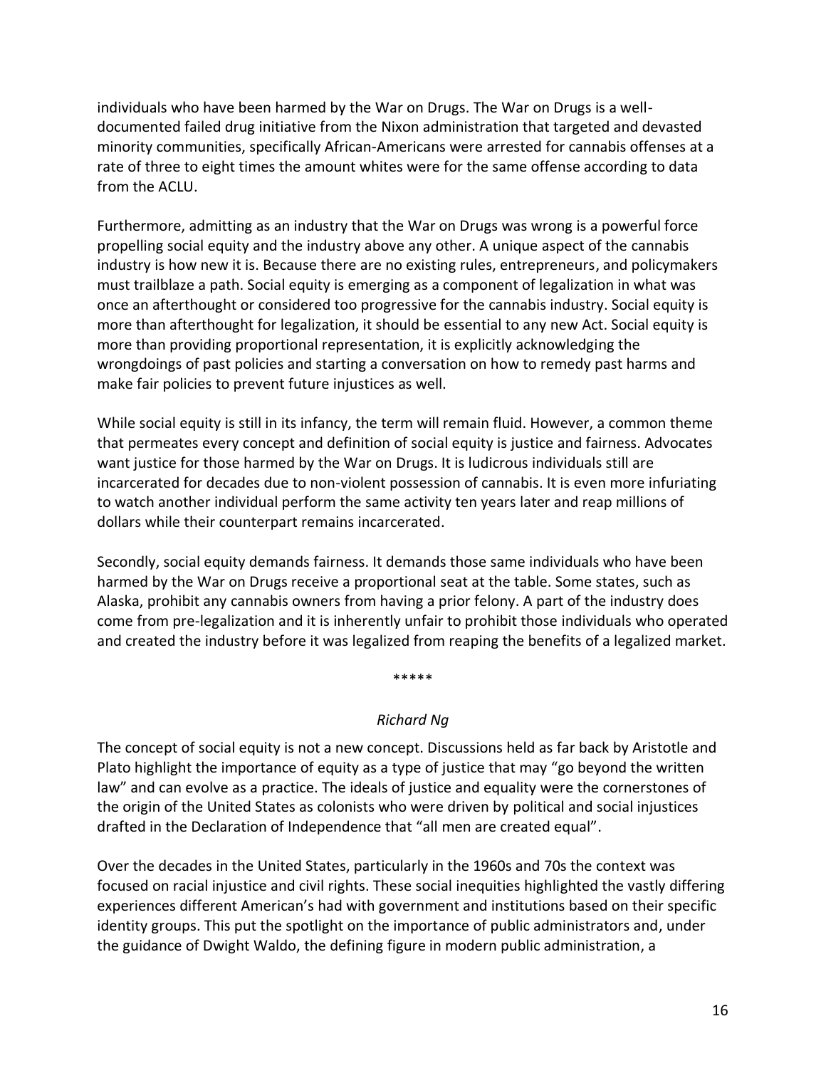individuals who have been harmed by the War on Drugs. The War on Drugs is a well-documented failed drug initiative from the Nixon administration that targeted and devasted minority communities, specifically African-Americans were arrested for cannabis offenses at a rate of three to eight times the amount whites were for the same offense according to data from the ACLU.

Furthermore, admitting as an industry that the War on Drugs was wrong is a powerful force propelling social equity and the industry above any other. A unique aspect of the cannabis industry is how new it is. Because there are no existing rules, entrepreneurs, and policymakers must trailblaze a path. Social equity is emerging as a component of legalization in what was once an afterthought or considered too progressive for the cannabis industry. Social equity is more than afterthought for legalization, it should be essential to any new Act. Social equity is more than providing proportional representation, it is explicitly acknowledging the wrongdoings of past policies and starting a conversation on how to remedy past harms and make fair policies to prevent future injustices as well.

While social equity is still in its infancy, the term will remain fluid. However, a common theme that permeates every concept and definition of social equity is justice and fairness. Advocates want justice for those harmed by the War on Drugs. It is ludicrous individuals still are incarcerated for decades due to non-violent possession of cannabis. It is even more infuriating to watch another individual perform the same activity ten years later and reap millions of dollars while their counterpart remains incarcerated.

Secondly, social equity demands fairness. It demands those same individuals who have been harmed by the War on Drugs receive a proportional seat at the table. Some states, such as Alaska, prohibit any cannabis owners from having a prior felony. A part of the industry does come from pre-legalization and it is inherently unfair to prohibit those individuals who operated and created the industry before it was legalized from reaping the benefits of a legalized market.

*****

*Richard Ng*

The concept of social equity is not a new concept. Discussions held as far back by Aristotle and Plato highlight the importance of equity as a type of justice that may "go beyond the written law" and can evolve as a practice. The ideals of justice and equality were the cornerstones of the origin of the United States as colonists who were driven by political and social injustices drafted in the Declaration of Independence that "all men are created equal".

Over the decades in the United States, particularly in the 1960s and 70s the context was focused on racial injustice and civil rights. These social inequities highlighted the vastly differing experiences different American's had with government and institutions based on their specific identity groups. This put the spotlight on the importance of public administrators and, under the guidance of Dwight Waldo, the defining figure in modern public administration, a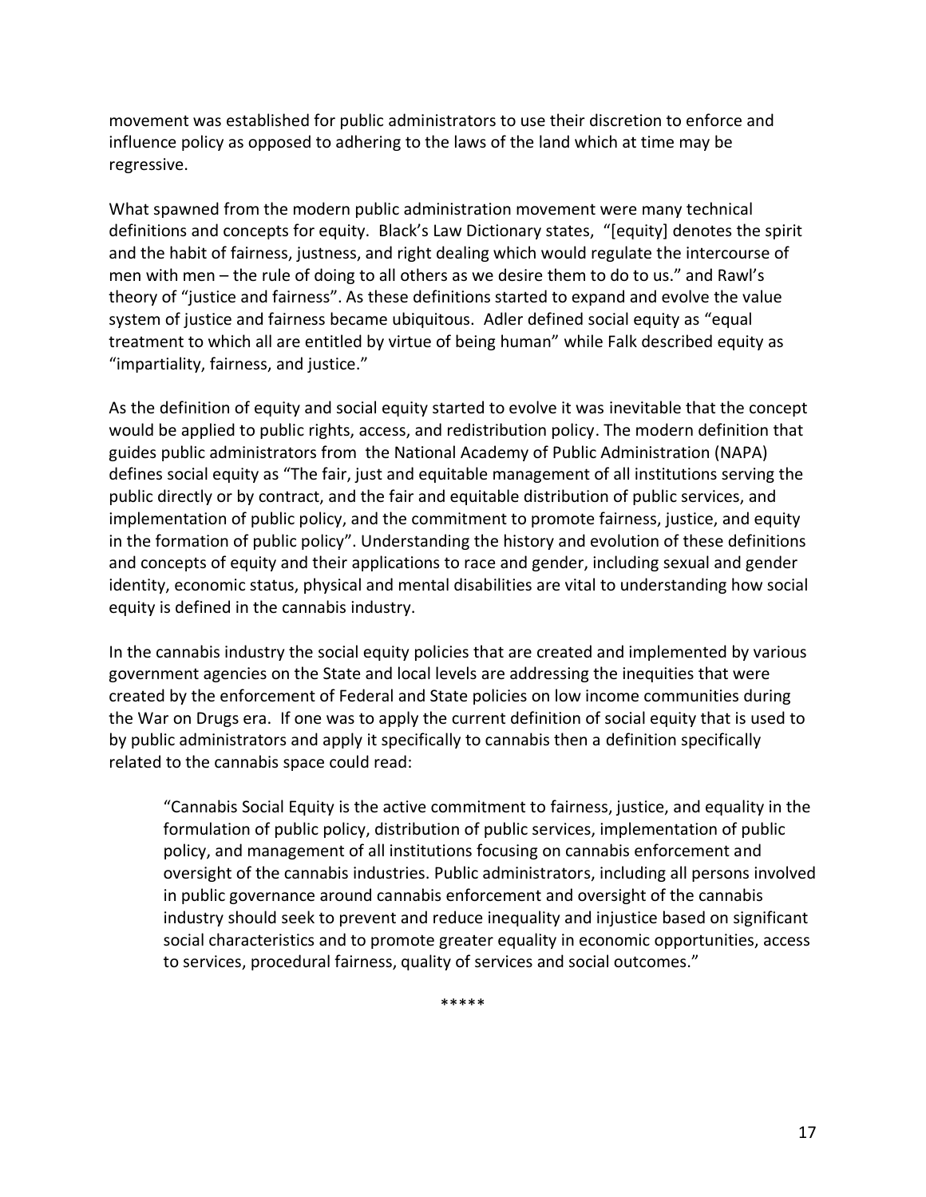movement was established for public administrators to use their discretion to enforce and influence policy as opposed to adhering to the laws of the land which at time may be regressive.

What spawned from the modern public administration movement were many technical definitions and concepts for equity. Black's Law Dictionary states, "[equity] denotes the spirit and the habit of fairness, justness, and right dealing which would regulate the intercourse of men with men – the rule of doing to all others as we desire them to do to us." and Rawl's theory of "justice and fairness". As these definitions started to expand and evolve the value system of justice and fairness became ubiquitous. Adler defined social equity as "equal treatment to which all are entitled by virtue of being human" while Falk described equity as "impartiality, fairness, and justice."

As the definition of equity and social equity started to evolve it was inevitable that the concept would be applied to public rights, access, and redistribution policy. The modern definition that guides public administrators from the National Academy of Public Administration (NAPA) defines social equity as "The fair, just and equitable management of all institutions serving the public directly or by contract, and the fair and equitable distribution of public services, and implementation of public policy, and the commitment to promote fairness, justice, and equity in the formation of public policy". Understanding the history and evolution of these definitions and concepts of equity and their applications to race and gender, including sexual and gender identity, economic status, physical and mental disabilities are vital to understanding how social equity is defined in the cannabis industry.

In the cannabis industry the social equity policies that are created and implemented by various government agencies on the State and local levels are addressing the inequities that were created by the enforcement of Federal and State policies on low income communities during the War on Drugs era. If one was to apply the current definition of social equity that is used to by public administrators and apply it specifically to cannabis then a definition specifically related to the cannabis space could read:

> "Cannabis Social Equity is the active commitment to fairness, justice, and equality in the formulation of public policy, distribution of public services, implementation of public policy, and management of all institutions focusing on cannabis enforcement and oversight of the cannabis industries. Public administrators, including all persons involved in public governance around cannabis enforcement and oversight of the cannabis industry should seek to prevent and reduce inequality and injustice based on significant social characteristics and to promote greater equality in economic opportunities, access to services, procedural fairness, quality of services and social outcomes."

*****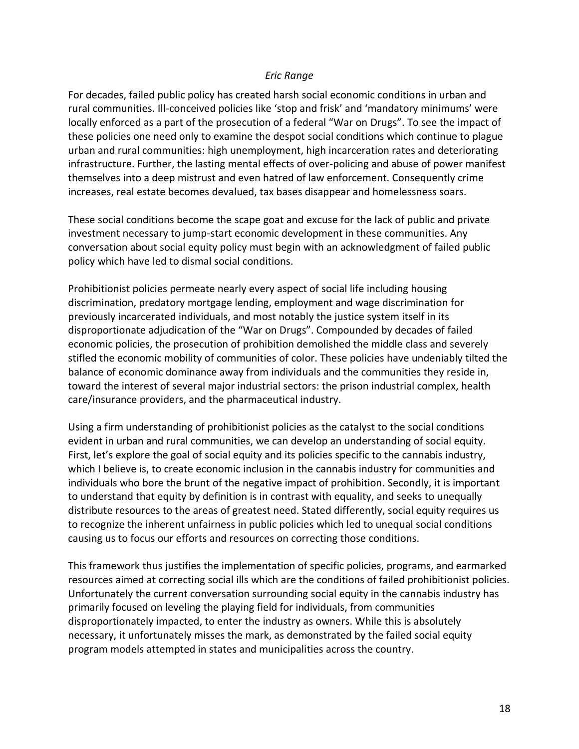*Eric Range*

For decades, failed public policy has created harsh social economic conditions in urban and rural communities. Ill-conceived policies like 'stop and frisk' and 'mandatory minimums' were locally enforced as a part of the prosecution of a federal "War on Drugs". To see the impact of these policies one need only to examine the despot social conditions which continue to plague urban and rural communities: high unemployment, high incarceration rates and deteriorating infrastructure. Further, the lasting mental effects of over-policing and abuse of power manifest themselves into a deep mistrust and even hatred of law enforcement. Consequently crime increases, real estate becomes devalued, tax bases disappear and homelessness soars.

These social conditions become the scape goat and excuse for the lack of public and private investment necessary to jump-start economic development in these communities. Any conversation about social equity policy must begin with an acknowledgment of failed public policy which have led to dismal social conditions.

Prohibitionist policies permeate nearly every aspect of social life including housing discrimination, predatory mortgage lending, employment and wage discrimination for previously incarcerated individuals, and most notably the justice system itself in its disproportionate adjudication of the "War on Drugs". Compounded by decades of failed economic policies, the prosecution of prohibition demolished the middle class and severely stifled the economic mobility of communities of color. These policies have undeniably tilted the balance of economic dominance away from individuals and the communities they reside in, toward the interest of several major industrial sectors: the prison industrial complex, health care/insurance providers, and the pharmaceutical industry.

Using a firm understanding of prohibitionist policies as the catalyst to the social conditions evident in urban and rural communities, we can develop an understanding of social equity. First, let's explore the goal of social equity and its policies specific to the cannabis industry, which I believe is, to create economic inclusion in the cannabis industry for communities and individuals who bore the brunt of the negative impact of prohibition. Secondly, it is important to understand that equity by definition is in contrast with equality, and seeks to unequally distribute resources to the areas of greatest need. Stated differently, social equity requires us to recognize the inherent unfairness in public policies which led to unequal social conditions causing us to focus our efforts and resources on correcting those conditions.

This framework thus justifies the implementation of specific policies, programs, and earmarked resources aimed at correcting social ills which are the conditions of failed prohibitionist policies. Unfortunately the current conversation surrounding social equity in the cannabis industry has primarily focused on leveling the playing field for individuals, from communities disproportionately impacted, to enter the industry as owners. While this is absolutely necessary, it unfortunately misses the mark, as demonstrated by the failed social equity program models attempted in states and municipalities across the country.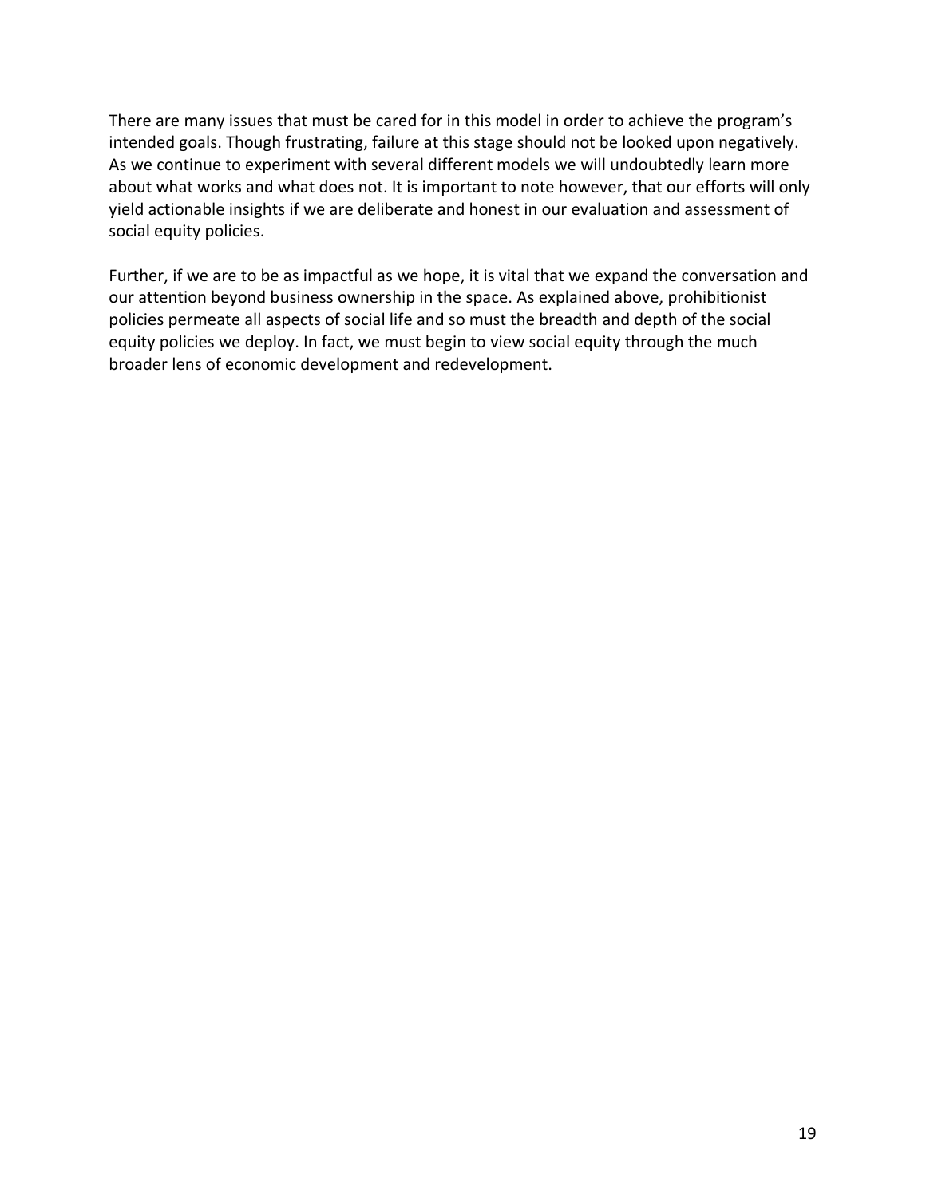There are many issues that must be cared for in this model in order to achieve the program's intended goals. Though frustrating, failure at this stage should not be looked upon negatively. As we continue to experiment with several different models we will undoubtedly learn more about what works and what does not. It is important to note however, that our efforts will only yield actionable insights if we are deliberate and honest in our evaluation and assessment of social equity policies.

Further, if we are to be as impactful as we hope, it is vital that we expand the conversation and our attention beyond business ownership in the space. As explained above, prohibitionist policies permeate all aspects of social life and so must the breadth and depth of the social equity policies we deploy. In fact, we must begin to view social equity through the much broader lens of economic development and redevelopment.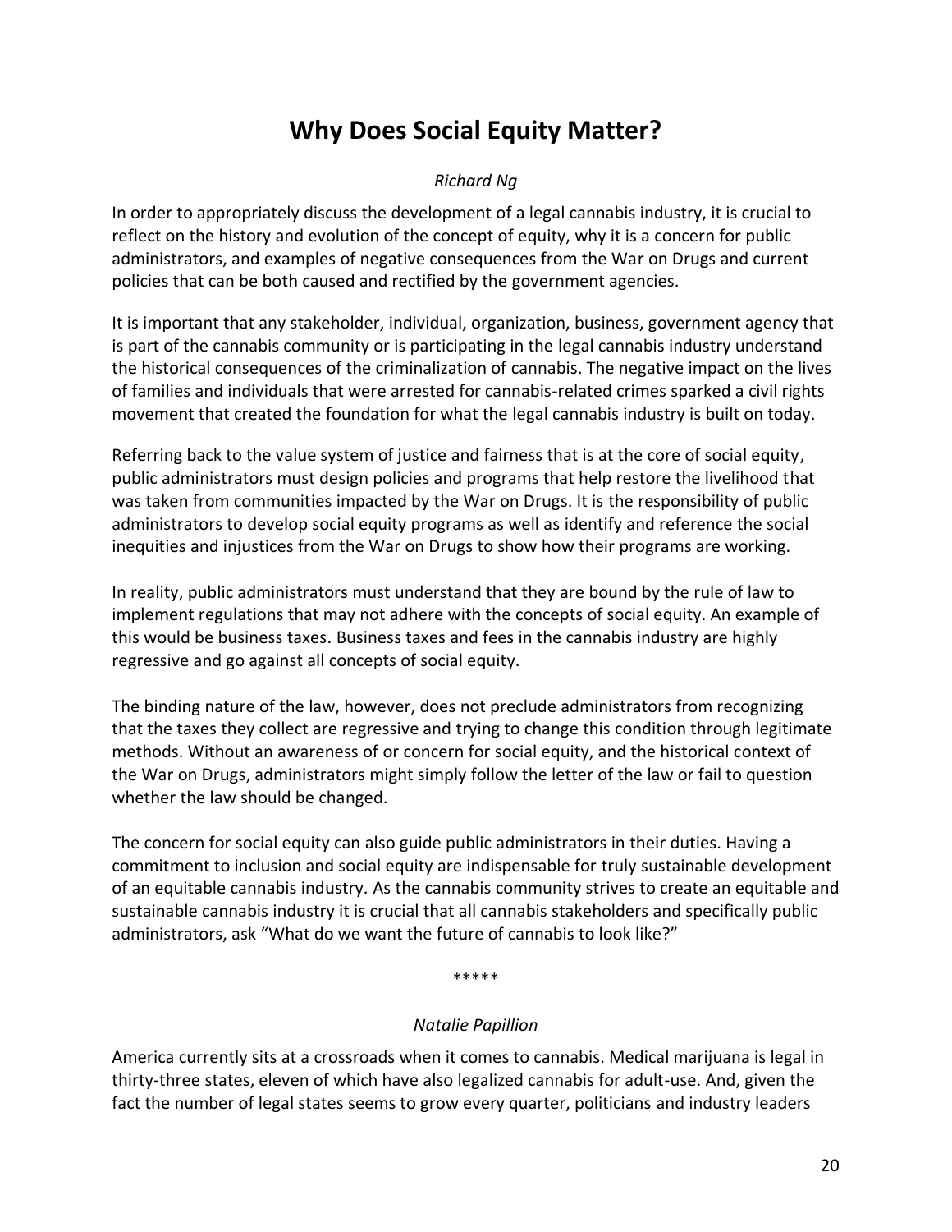# Why Does Social Equity Matter?

*Richard Ng*

In order to appropriately discuss the development of a legal cannabis industry, it is crucial to reflect on the history and evolution of the concept of equity, why it is a concern for public administrators, and examples of negative consequences from the War on Drugs and current policies that can be both caused and rectified by the government agencies.

It is important that any stakeholder, individual, organization, business, government agency that is part of the cannabis community or is participating in the legal cannabis industry understand the historical consequences of the criminalization of cannabis. The negative impact on the lives of families and individuals that were arrested for cannabis-related crimes sparked a civil rights movement that created the foundation for what the legal cannabis industry is built on today.

Referring back to the value system of justice and fairness that is at the core of social equity, public administrators must design policies and programs that help restore the livelihood that was taken from communities impacted by the War on Drugs. It is the responsibility of public administrators to develop social equity programs as well as identify and reference the social inequities and injustices from the War on Drugs to show how their programs are working.

In reality, public administrators must understand that they are bound by the rule of law to implement regulations that may not adhere with the concepts of social equity. An example of this would be business taxes. Business taxes and fees in the cannabis industry are highly regressive and go against all concepts of social equity.

The binding nature of the law, however, does not preclude administrators from recognizing that the taxes they collect are regressive and trying to change this condition through legitimate methods. Without an awareness of or concern for social equity, and the historical context of the War on Drugs, administrators might simply follow the letter of the law or fail to question whether the law should be changed.

The concern for social equity can also guide public administrators in their duties. Having a commitment to inclusion and social equity are indispensable for truly sustainable development of an equitable cannabis industry. As the cannabis community strives to create an equitable and sustainable cannabis industry it is crucial that all cannabis stakeholders and specifically public administrators, ask "What do we want the future of cannabis to look like?"

*****

*Natalie Papillion*

America currently sits at a crossroads when it comes to cannabis. Medical marijuana is legal in thirty-three states, eleven of which have also legalized cannabis for adult-use. And, given the fact the number of legal states seems to grow every quarter, politicians and industry leaders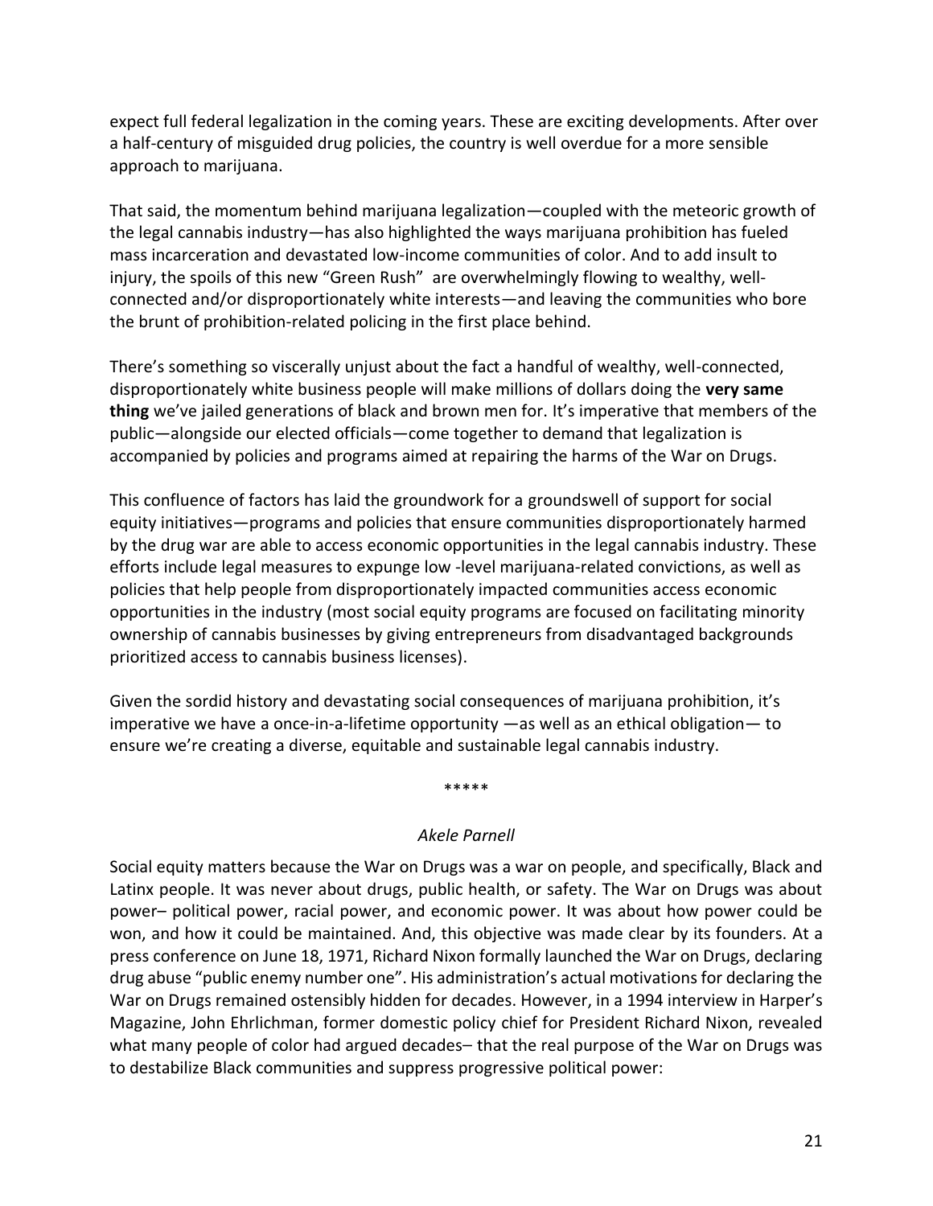expect full federal legalization in the coming years. These are exciting developments. After over a half-century of misguided drug policies, the country is well overdue for a more sensible approach to marijuana.

That said, the momentum behind marijuana legalization—coupled with the meteoric growth of the legal cannabis industry—has also highlighted the ways marijuana prohibition has fueled mass incarceration and devastated low-income communities of color. And to add insult to injury, the spoils of this new "Green Rush" are overwhelmingly flowing to wealthy, well-connected and/or disproportionately white interests—and leaving the communities who bore the brunt of prohibition-related policing in the first place behind.

There's something so viscerally unjust about the fact a handful of wealthy, well-connected, disproportionately white business people will make millions of dollars doing the **very same thing** we've jailed generations of black and brown men for. It's imperative that members of the public—alongside our elected officials—come together to demand that legalization is accompanied by policies and programs aimed at repairing the harms of the War on Drugs.

This confluence of factors has laid the groundwork for a groundswell of support for social equity initiatives—programs and policies that ensure communities disproportionately harmed by the drug war are able to access economic opportunities in the legal cannabis industry. These efforts include legal measures to expunge low -level marijuana-related convictions, as well as policies that help people from disproportionately impacted communities access economic opportunities in the industry (most social equity programs are focused on facilitating minority ownership of cannabis businesses by giving entrepreneurs from disadvantaged backgrounds prioritized access to cannabis business licenses).

Given the sordid history and devastating social consequences of marijuana prohibition, it's imperative we have a once-in-a-lifetime opportunity —as well as an ethical obligation— to ensure we're creating a diverse, equitable and sustainable legal cannabis industry.

\*\*\*\*\*

*Akele Parnell*

Social equity matters because the War on Drugs was a war on people, and specifically, Black and Latinx people. It was never about drugs, public health, or safety. The War on Drugs was about power– political power, racial power, and economic power. It was about how power could be won, and how it could be maintained. And, this objective was made clear by its founders. At a press conference on June 18, 1971, Richard Nixon formally launched the War on Drugs, declaring drug abuse "public enemy number one". His administration's actual motivations for declaring the War on Drugs remained ostensibly hidden for decades. However, in a 1994 interview in Harper's Magazine, John Ehrlichman, former domestic policy chief for President Richard Nixon, revealed what many people of color had argued decades– that the real purpose of the War on Drugs was to destabilize Black communities and suppress progressive political power: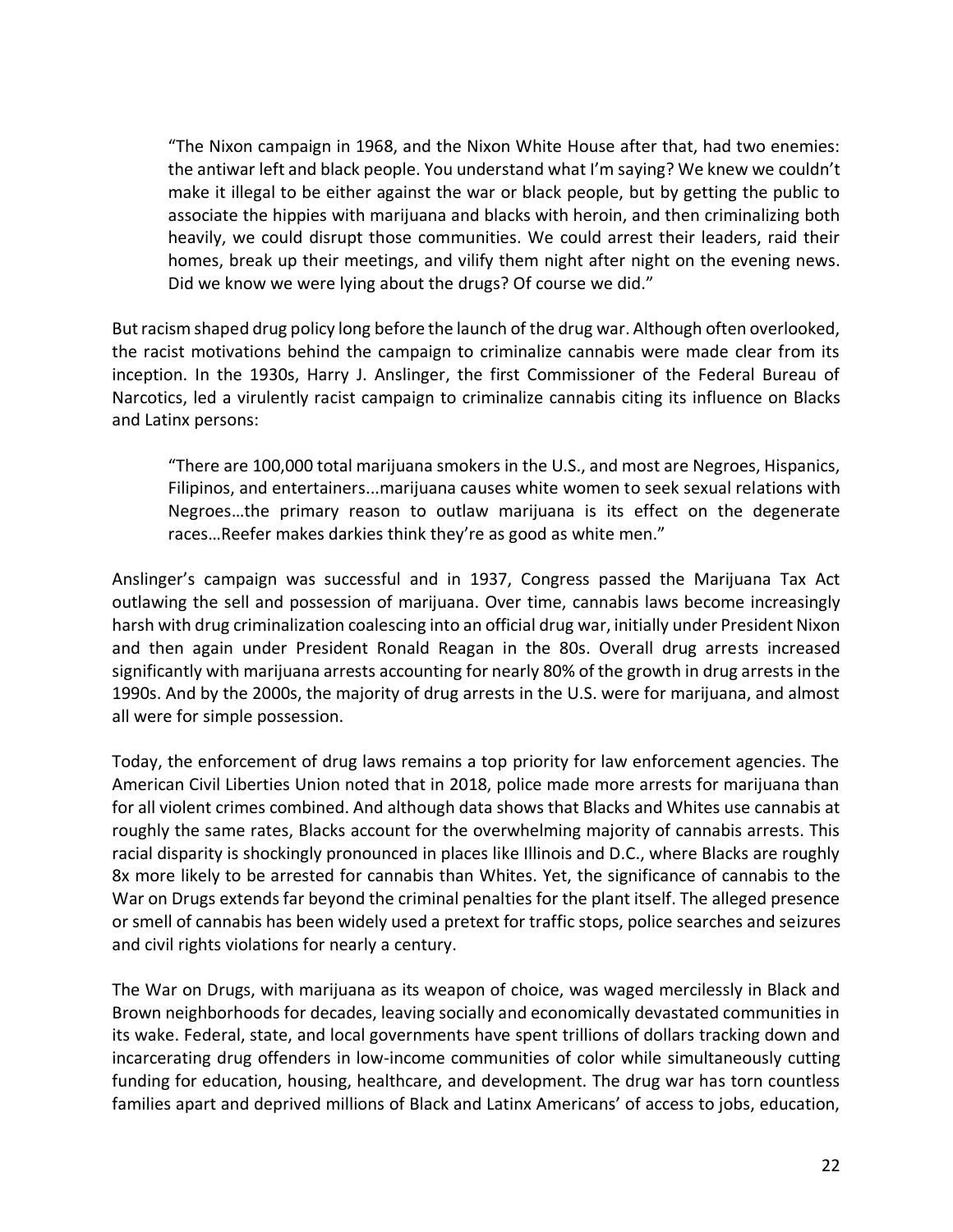> "The Nixon campaign in 1968, and the Nixon White House after that, had two enemies: the antiwar left and black people. You understand what I'm saying? We knew we couldn't make it illegal to be either against the war or black people, but by getting the public to associate the hippies with marijuana and blacks with heroin, and then criminalizing both heavily, we could disrupt those communities. We could arrest their leaders, raid their homes, break up their meetings, and vilify them night after night on the evening news. Did we know we were lying about the drugs? Of course we did."

But racism shaped drug policy long before the launch of the drug war. Although often overlooked, the racist motivations behind the campaign to criminalize cannabis were made clear from its inception. In the 1930s, Harry J. Anslinger, the first Commissioner of the Federal Bureau of Narcotics, led a virulently racist campaign to criminalize cannabis citing its influence on Blacks and Latinx persons:

> "There are 100,000 total marijuana smokers in the U.S., and most are Negroes, Hispanics, Filipinos, and entertainers...marijuana causes white women to seek sexual relations with Negroes…the primary reason to outlaw marijuana is its effect on the degenerate races…Reefer makes darkies think they're as good as white men."

Anslinger's campaign was successful and in 1937, Congress passed the Marijuana Tax Act outlawing the sell and possession of marijuana. Over time, cannabis laws become increasingly harsh with drug criminalization coalescing into an official drug war, initially under President Nixon and then again under President Ronald Reagan in the 80s. Overall drug arrests increased significantly with marijuana arrests accounting for nearly 80% of the growth in drug arrests in the 1990s. And by the 2000s, the majority of drug arrests in the U.S. were for marijuana, and almost all were for simple possession.

Today, the enforcement of drug laws remains a top priority for law enforcement agencies. The American Civil Liberties Union noted that in 2018, police made more arrests for marijuana than for all violent crimes combined. And although data shows that Blacks and Whites use cannabis at roughly the same rates, Blacks account for the overwhelming majority of cannabis arrests. This racial disparity is shockingly pronounced in places like Illinois and D.C., where Blacks are roughly 8x more likely to be arrested for cannabis than Whites. Yet, the significance of cannabis to the War on Drugs extends far beyond the criminal penalties for the plant itself. The alleged presence or smell of cannabis has been widely used a pretext for traffic stops, police searches and seizures and civil rights violations for nearly a century.

The War on Drugs, with marijuana as its weapon of choice, was waged mercilessly in Black and Brown neighborhoods for decades, leaving socially and economically devastated communities in its wake. Federal, state, and local governments have spent trillions of dollars tracking down and incarcerating drug offenders in low-income communities of color while simultaneously cutting funding for education, housing, healthcare, and development. The drug war has torn countless families apart and deprived millions of Black and Latinx Americans' of access to jobs, education,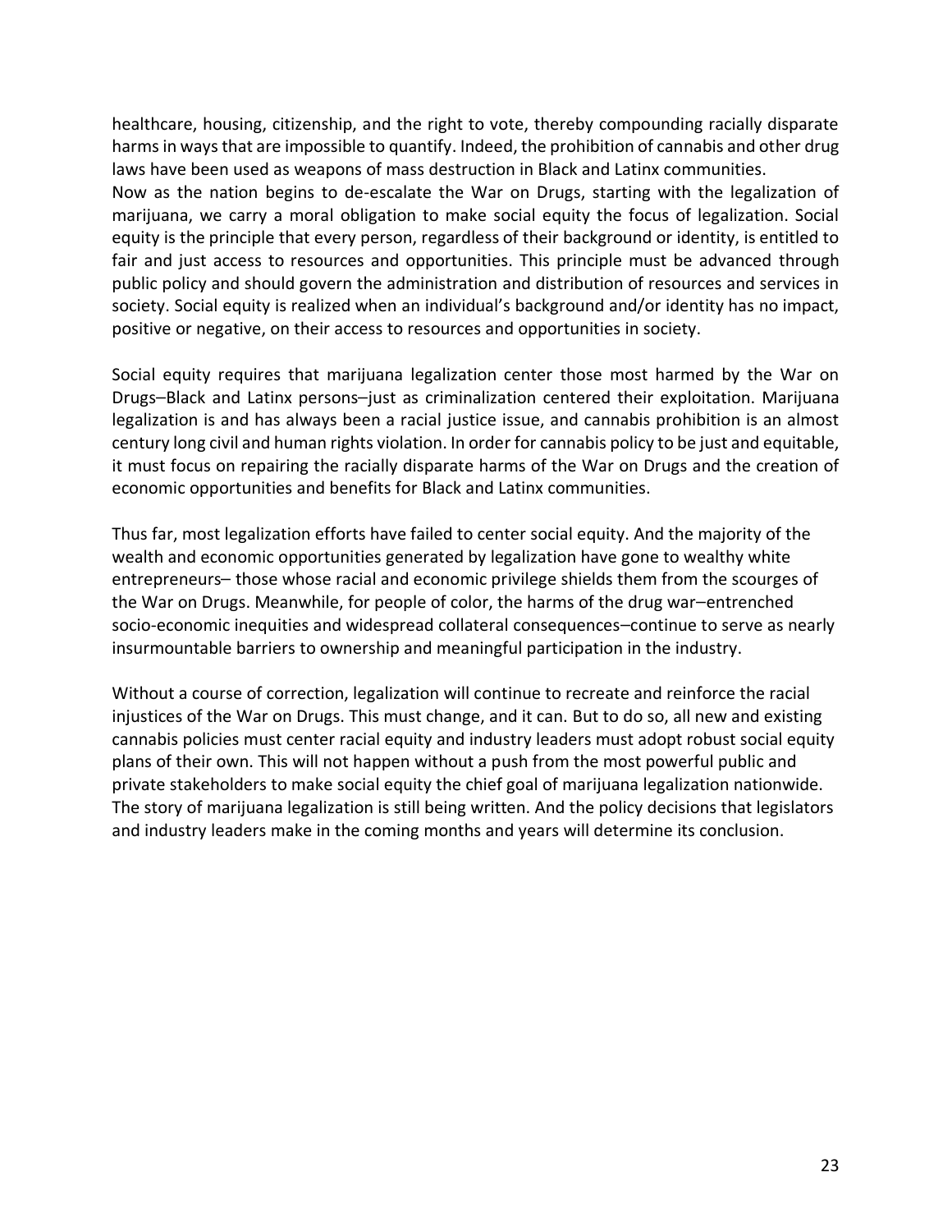healthcare, housing, citizenship, and the right to vote, thereby compounding racially disparate harms in ways that are impossible to quantify. Indeed, the prohibition of cannabis and other drug laws have been used as weapons of mass destruction in Black and Latinx communities.

Now as the nation begins to de-escalate the War on Drugs, starting with the legalization of marijuana, we carry a moral obligation to make social equity the focus of legalization. Social equity is the principle that every person, regardless of their background or identity, is entitled to fair and just access to resources and opportunities. This principle must be advanced through public policy and should govern the administration and distribution of resources and services in society. Social equity is realized when an individual's background and/or identity has no impact, positive or negative, on their access to resources and opportunities in society.

Social equity requires that marijuana legalization center those most harmed by the War on Drugs–Black and Latinx persons–just as criminalization centered their exploitation. Marijuana legalization is and has always been a racial justice issue, and cannabis prohibition is an almost century long civil and human rights violation. In order for cannabis policy to be just and equitable, it must focus on repairing the racially disparate harms of the War on Drugs and the creation of economic opportunities and benefits for Black and Latinx communities.

Thus far, most legalization efforts have failed to center social equity. And the majority of the wealth and economic opportunities generated by legalization have gone to wealthy white entrepreneurs– those whose racial and economic privilege shields them from the scourges of the War on Drugs. Meanwhile, for people of color, the harms of the drug war–entrenched socio-economic inequities and widespread collateral consequences–continue to serve as nearly insurmountable barriers to ownership and meaningful participation in the industry.

Without a course of correction, legalization will continue to recreate and reinforce the racial injustices of the War on Drugs. This must change, and it can. But to do so, all new and existing cannabis policies must center racial equity and industry leaders must adopt robust social equity plans of their own. This will not happen without a push from the most powerful public and private stakeholders to make social equity the chief goal of marijuana legalization nationwide. The story of marijuana legalization is still being written. And the policy decisions that legislators and industry leaders make in the coming months and years will determine its conclusion.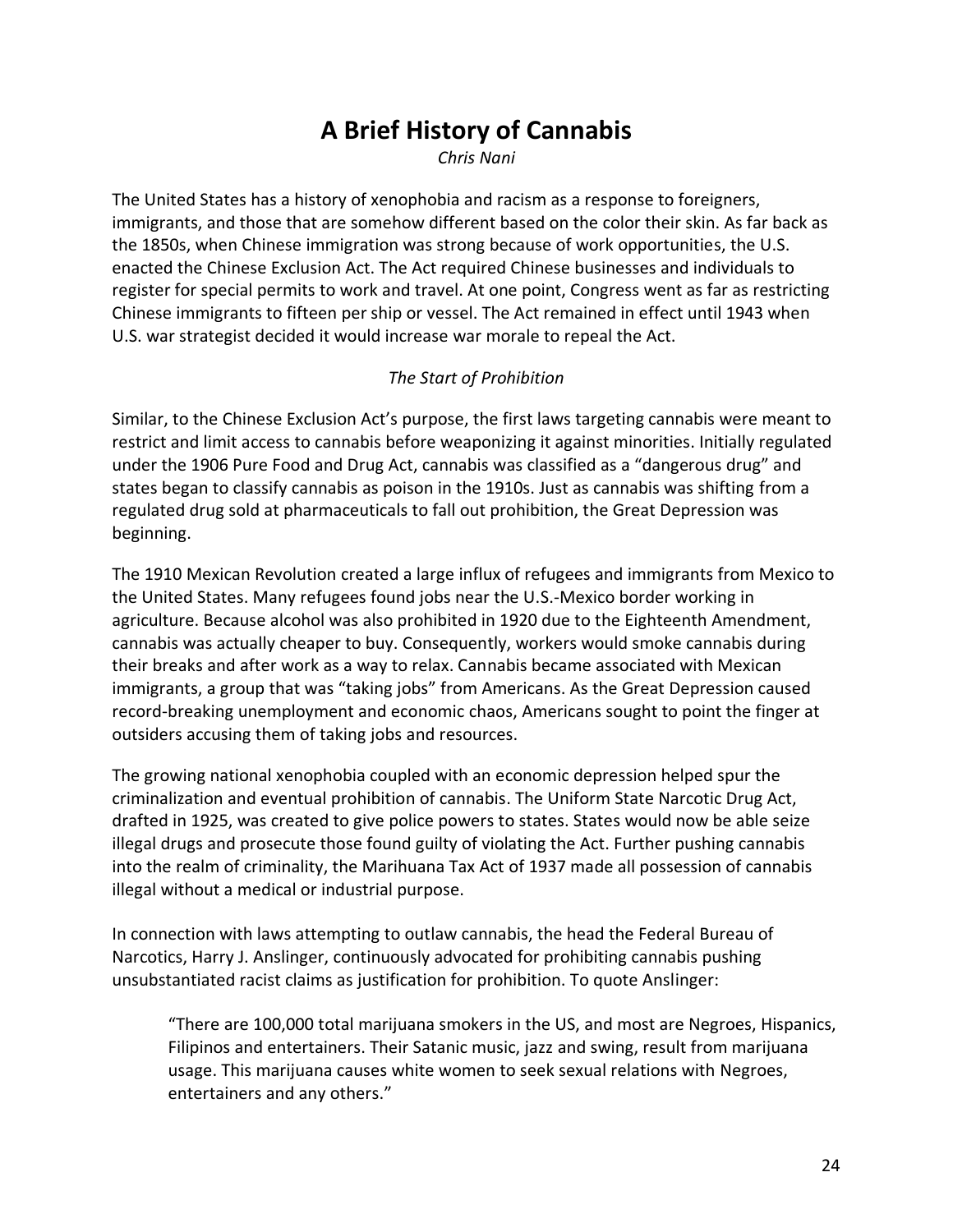# A Brief History of Cannabis

*Chris Nani*

The United States has a history of xenophobia and racism as a response to foreigners, immigrants, and those that are somehow different based on the color their skin. As far back as the 1850s, when Chinese immigration was strong because of work opportunities, the U.S. enacted the Chinese Exclusion Act. The Act required Chinese businesses and individuals to register for special permits to work and travel. At one point, Congress went as far as restricting Chinese immigrants to fifteen per ship or vessel. The Act remained in effect until 1943 when U.S. war strategist decided it would increase war morale to repeal the Act.

*The Start of Prohibition*

Similar, to the Chinese Exclusion Act's purpose, the first laws targeting cannabis were meant to restrict and limit access to cannabis before weaponizing it against minorities. Initially regulated under the 1906 Pure Food and Drug Act, cannabis was classified as a "dangerous drug" and states began to classify cannabis as poison in the 1910s. Just as cannabis was shifting from a regulated drug sold at pharmaceuticals to fall out prohibition, the Great Depression was beginning.

The 1910 Mexican Revolution created a large influx of refugees and immigrants from Mexico to the United States. Many refugees found jobs near the U.S.-Mexico border working in agriculture. Because alcohol was also prohibited in 1920 due to the Eighteenth Amendment, cannabis was actually cheaper to buy. Consequently, workers would smoke cannabis during their breaks and after work as a way to relax. Cannabis became associated with Mexican immigrants, a group that was "taking jobs" from Americans. As the Great Depression caused record-breaking unemployment and economic chaos, Americans sought to point the finger at outsiders accusing them of taking jobs and resources.

The growing national xenophobia coupled with an economic depression helped spur the criminalization and eventual prohibition of cannabis. The Uniform State Narcotic Drug Act, drafted in 1925, was created to give police powers to states. States would now be able seize illegal drugs and prosecute those found guilty of violating the Act. Further pushing cannabis into the realm of criminality, the Marihuana Tax Act of 1937 made all possession of cannabis illegal without a medical or industrial purpose.

In connection with laws attempting to outlaw cannabis, the head the Federal Bureau of Narcotics, Harry J. Anslinger, continuously advocated for prohibiting cannabis pushing unsubstantiated racist claims as justification for prohibition. To quote Anslinger:

> "There are 100,000 total marijuana smokers in the US, and most are Negroes, Hispanics, Filipinos and entertainers. Their Satanic music, jazz and swing, result from marijuana usage. This marijuana causes white women to seek sexual relations with Negroes, entertainers and any others."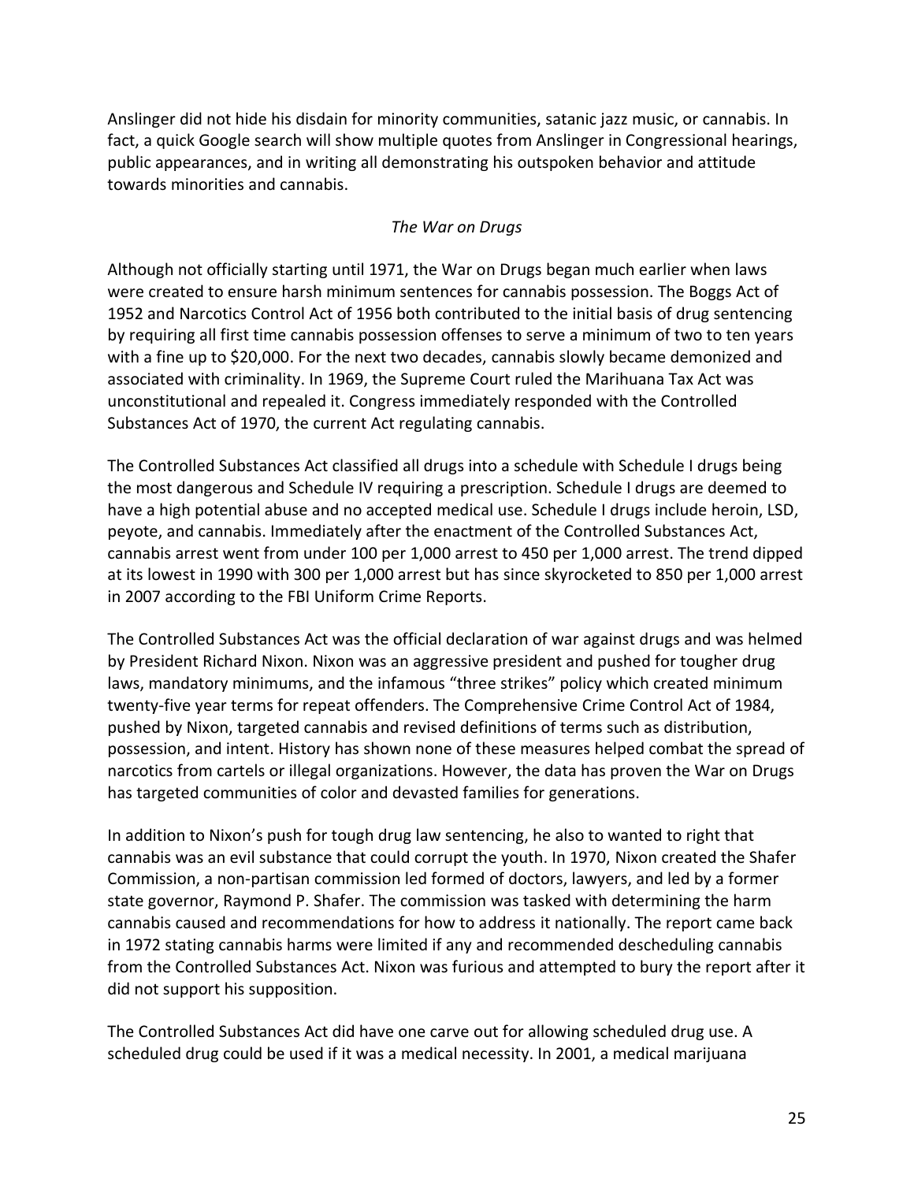Anslinger did not hide his disdain for minority communities, satanic jazz music, or cannabis. In fact, a quick Google search will show multiple quotes from Anslinger in Congressional hearings, public appearances, and in writing all demonstrating his outspoken behavior and attitude towards minorities and cannabis.

*The War on Drugs*

Although not officially starting until 1971, the War on Drugs began much earlier when laws were created to ensure harsh minimum sentences for cannabis possession. The Boggs Act of 1952 and Narcotics Control Act of 1956 both contributed to the initial basis of drug sentencing by requiring all first time cannabis possession offenses to serve a minimum of two to ten years with a fine up to $20,000. For the next two decades, cannabis slowly became demonized and associated with criminality. In 1969, the Supreme Court ruled the Marihuana Tax Act was unconstitutional and repealed it. Congress immediately responded with the Controlled Substances Act of 1970, the current Act regulating cannabis.

The Controlled Substances Act classified all drugs into a schedule with Schedule I drugs being the most dangerous and Schedule IV requiring a prescription. Schedule I drugs are deemed to have a high potential abuse and no accepted medical use. Schedule I drugs include heroin, LSD, peyote, and cannabis. Immediately after the enactment of the Controlled Substances Act, cannabis arrest went from under 100 per 1,000 arrest to 450 per 1,000 arrest. The trend dipped at its lowest in 1990 with 300 per 1,000 arrest but has since skyrocketed to 850 per 1,000 arrest in 2007 according to the FBI Uniform Crime Reports.

The Controlled Substances Act was the official declaration of war against drugs and was helmed by President Richard Nixon. Nixon was an aggressive president and pushed for tougher drug laws, mandatory minimums, and the infamous "three strikes" policy which created minimum twenty-five year terms for repeat offenders. The Comprehensive Crime Control Act of 1984, pushed by Nixon, targeted cannabis and revised definitions of terms such as distribution, possession, and intent. History has shown none of these measures helped combat the spread of narcotics from cartels or illegal organizations. However, the data has proven the War on Drugs has targeted communities of color and devasted families for generations.

In addition to Nixon's push for tough drug law sentencing, he also to wanted to right that cannabis was an evil substance that could corrupt the youth. In 1970, Nixon created the Shafer Commission, a non-partisan commission led formed of doctors, lawyers, and led by a former state governor, Raymond P. Shafer. The commission was tasked with determining the harm cannabis caused and recommendations for how to address it nationally. The report came back in 1972 stating cannabis harms were limited if any and recommended descheduling cannabis from the Controlled Substances Act. Nixon was furious and attempted to bury the report after it did not support his supposition.

The Controlled Substances Act did have one carve out for allowing scheduled drug use. A scheduled drug could be used if it was a medical necessity. In 2001, a medical marijuana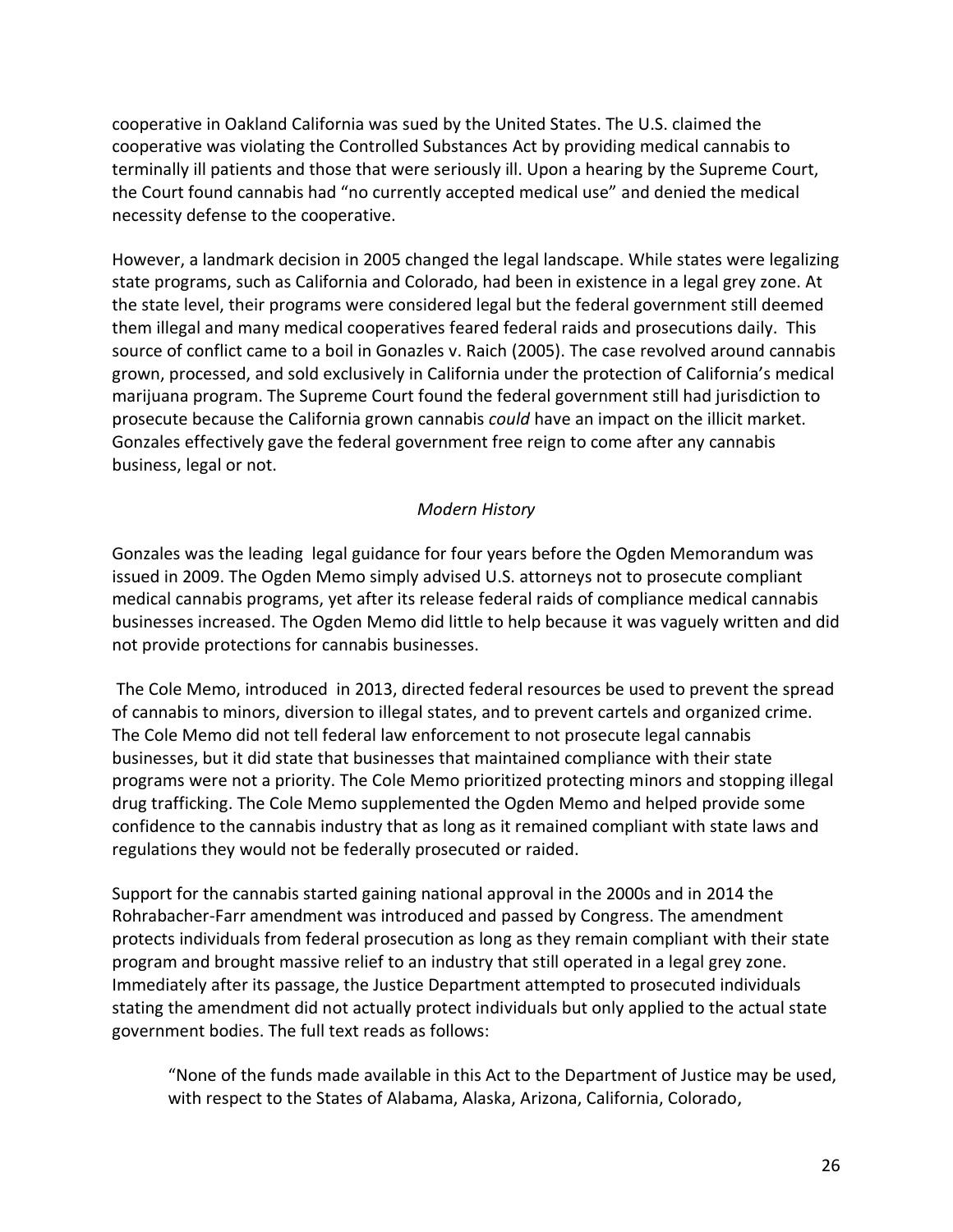cooperative in Oakland California was sued by the United States. The U.S. claimed the cooperative was violating the Controlled Substances Act by providing medical cannabis to terminally ill patients and those that were seriously ill. Upon a hearing by the Supreme Court, the Court found cannabis had "no currently accepted medical use" and denied the medical necessity defense to the cooperative.

However, a landmark decision in 2005 changed the legal landscape. While states were legalizing state programs, such as California and Colorado, had been in existence in a legal grey zone. At the state level, their programs were considered legal but the federal government still deemed them illegal and many medical cooperatives feared federal raids and prosecutions daily. This source of conflict came to a boil in Gonazles v. Raich (2005). The case revolved around cannabis grown, processed, and sold exclusively in California under the protection of California's medical marijuana program. The Supreme Court found the federal government still had jurisdiction to prosecute because the California grown cannabis *could* have an impact on the illicit market. Gonzales effectively gave the federal government free reign to come after any cannabis business, legal or not.

*Modern History*

Gonzales was the leading legal guidance for four years before the Ogden Memorandum was issued in 2009. The Ogden Memo simply advised U.S. attorneys not to prosecute compliant medical cannabis programs, yet after its release federal raids of compliance medical cannabis businesses increased. The Ogden Memo did little to help because it was vaguely written and did not provide protections for cannabis businesses.

The Cole Memo, introduced in 2013, directed federal resources be used to prevent the spread of cannabis to minors, diversion to illegal states, and to prevent cartels and organized crime. The Cole Memo did not tell federal law enforcement to not prosecute legal cannabis businesses, but it did state that businesses that maintained compliance with their state programs were not a priority. The Cole Memo prioritized protecting minors and stopping illegal drug trafficking. The Cole Memo supplemented the Ogden Memo and helped provide some confidence to the cannabis industry that as long as it remained compliant with state laws and regulations they would not be federally prosecuted or raided.

Support for the cannabis started gaining national approval in the 2000s and in 2014 the Rohrabacher-Farr amendment was introduced and passed by Congress. The amendment protects individuals from federal prosecution as long as they remain compliant with their state program and brought massive relief to an industry that still operated in a legal grey zone. Immediately after its passage, the Justice Department attempted to prosecuted individuals stating the amendment did not actually protect individuals but only applied to the actual state government bodies. The full text reads as follows:

> "None of the funds made available in this Act to the Department of Justice may be used, with respect to the States of Alabama, Alaska, Arizona, California, Colorado,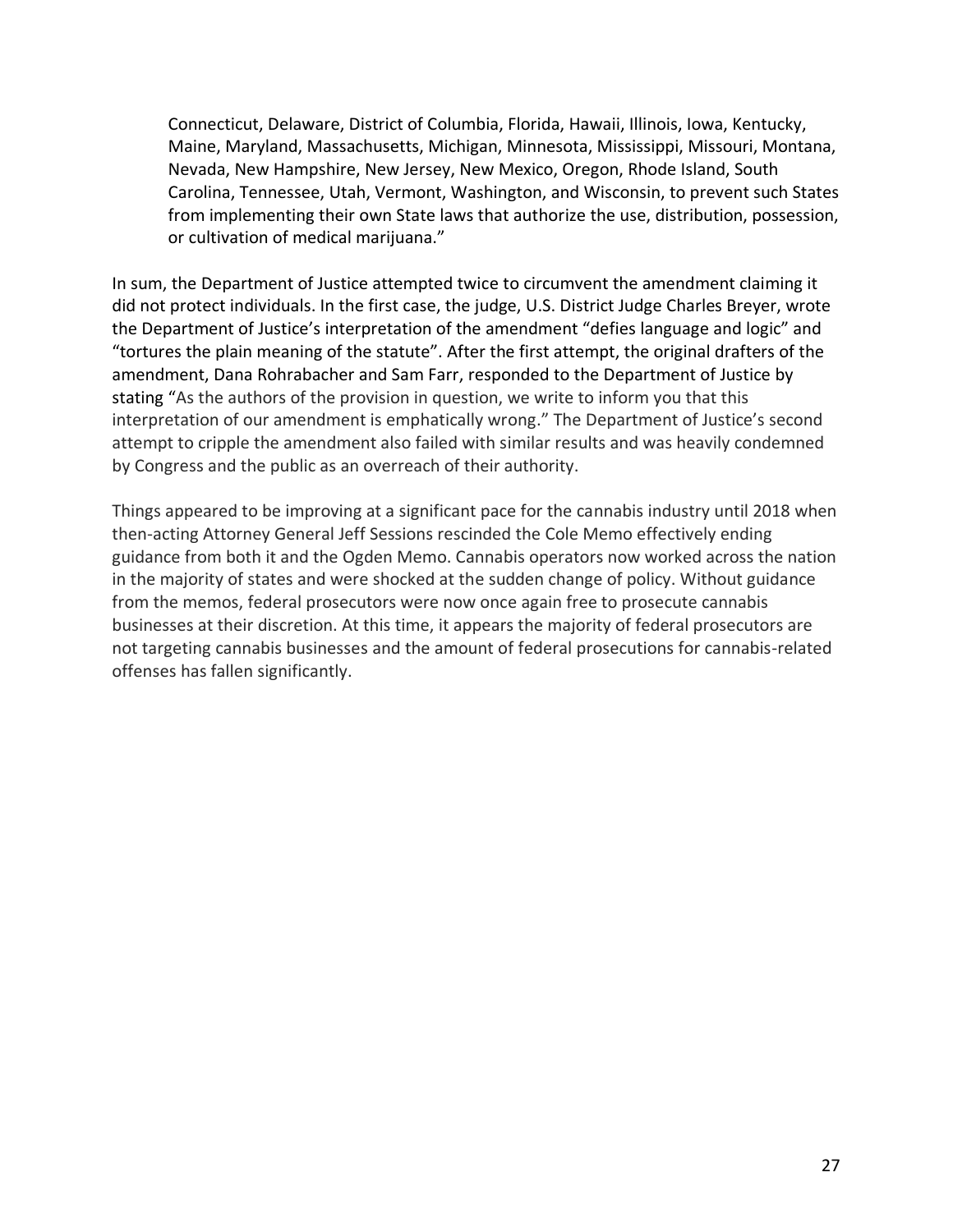> Connecticut, Delaware, District of Columbia, Florida, Hawaii, Illinois, Iowa, Kentucky, Maine, Maryland, Massachusetts, Michigan, Minnesota, Mississippi, Missouri, Montana, Nevada, New Hampshire, New Jersey, New Mexico, Oregon, Rhode Island, South Carolina, Tennessee, Utah, Vermont, Washington, and Wisconsin, to prevent such States from implementing their own State laws that authorize the use, distribution, possession, or cultivation of medical marijuana."

In sum, the Department of Justice attempted twice to circumvent the amendment claiming it did not protect individuals. In the first case, the judge, U.S. District Judge Charles Breyer, wrote the Department of Justice's interpretation of the amendment "defies language and logic" and "tortures the plain meaning of the statute". After the first attempt, the original drafters of the amendment, Dana Rohrabacher and Sam Farr, responded to the Department of Justice by stating "As the authors of the provision in question, we write to inform you that this interpretation of our amendment is emphatically wrong." The Department of Justice's second attempt to cripple the amendment also failed with similar results and was heavily condemned by Congress and the public as an overreach of their authority.

Things appeared to be improving at a significant pace for the cannabis industry until 2018 when then-acting Attorney General Jeff Sessions rescinded the Cole Memo effectively ending guidance from both it and the Ogden Memo. Cannabis operators now worked across the nation in the majority of states and were shocked at the sudden change of policy. Without guidance from the memos, federal prosecutors were now once again free to prosecute cannabis businesses at their discretion. At this time, it appears the majority of federal prosecutors are not targeting cannabis businesses and the amount of federal prosecutions for cannabis-related offenses has fallen significantly.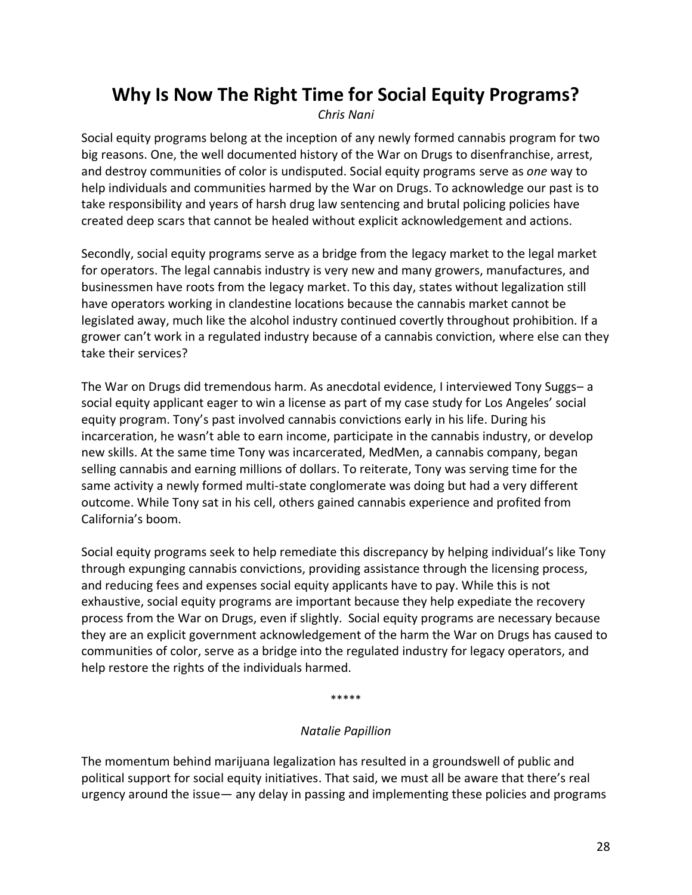# Why Is Now The Right Time for Social Equity Programs?

*Chris Nani*

Social equity programs belong at the inception of any newly formed cannabis program for two big reasons. One, the well documented history of the War on Drugs to disenfranchise, arrest, and destroy communities of color is undisputed. Social equity programs serve as *one* way to help individuals and communities harmed by the War on Drugs. To acknowledge our past is to take responsibility and years of harsh drug law sentencing and brutal policing policies have created deep scars that cannot be healed without explicit acknowledgement and actions.

Secondly, social equity programs serve as a bridge from the legacy market to the legal market for operators. The legal cannabis industry is very new and many growers, manufactures, and businessmen have roots from the legacy market. To this day, states without legalization still have operators working in clandestine locations because the cannabis market cannot be legislated away, much like the alcohol industry continued covertly throughout prohibition. If a grower can't work in a regulated industry because of a cannabis conviction, where else can they take their services?

The War on Drugs did tremendous harm. As anecdotal evidence, I interviewed Tony Suggs– a social equity applicant eager to win a license as part of my case study for Los Angeles' social equity program. Tony's past involved cannabis convictions early in his life. During his incarceration, he wasn't able to earn income, participate in the cannabis industry, or develop new skills. At the same time Tony was incarcerated, MedMen, a cannabis company, began selling cannabis and earning millions of dollars. To reiterate, Tony was serving time for the same activity a newly formed multi-state conglomerate was doing but had a very different outcome. While Tony sat in his cell, others gained cannabis experience and profited from California's boom.

Social equity programs seek to help remediate this discrepancy by helping individual's like Tony through expunging cannabis convictions, providing assistance through the licensing process, and reducing fees and expenses social equity applicants have to pay. While this is not exhaustive, social equity programs are important because they help expediate the recovery process from the War on Drugs, even if slightly. Social equity programs are necessary because they are an explicit government acknowledgement of the harm the War on Drugs has caused to communities of color, serve as a bridge into the regulated industry for legacy operators, and help restore the rights of the individuals harmed.

*****

*Natalie Papillion*

The momentum behind marijuana legalization has resulted in a groundswell of public and political support for social equity initiatives. That said, we must all be aware that there's real urgency around the issue— any delay in passing and implementing these policies and programs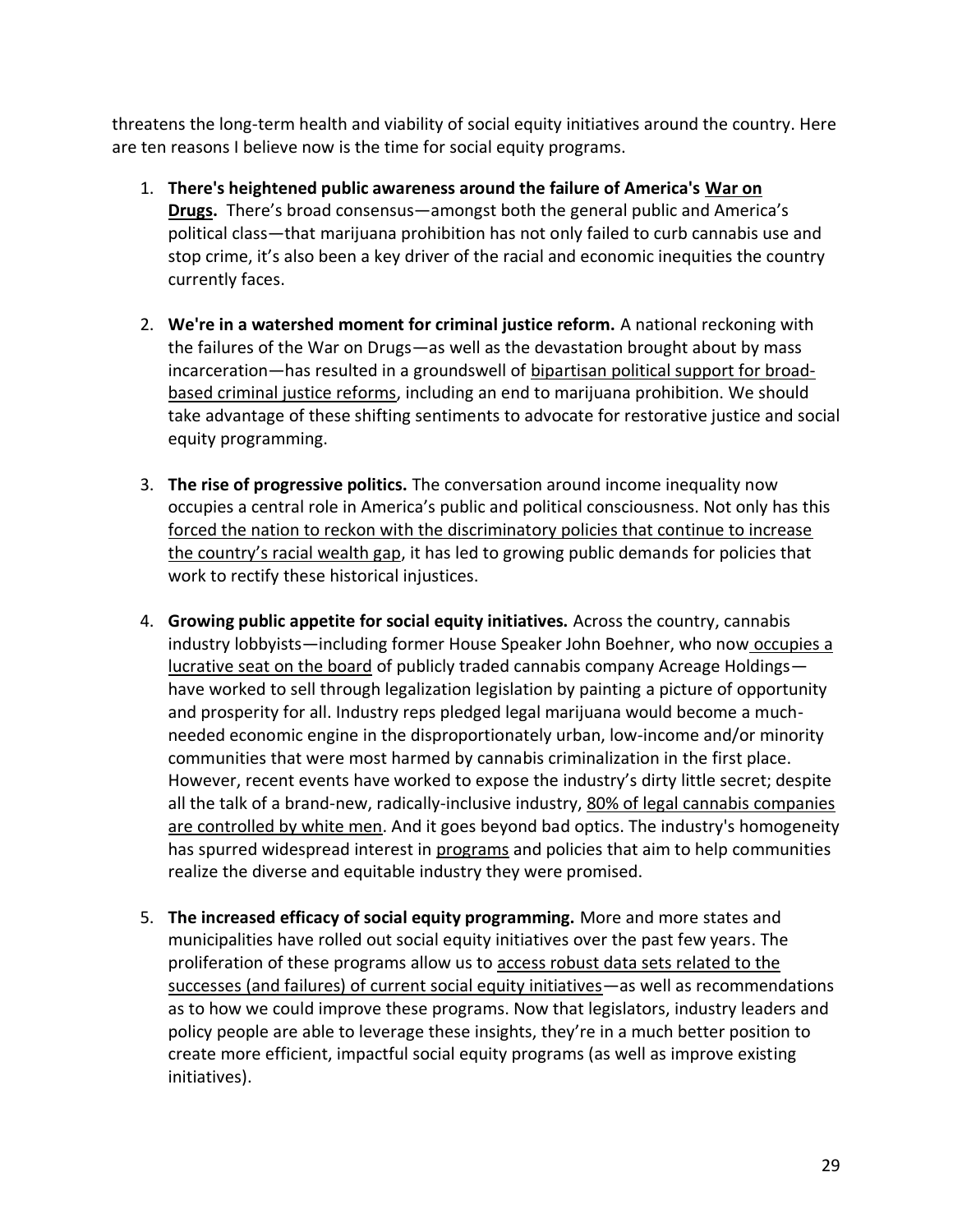threatens the long-term health and viability of social equity initiatives around the country. Here are ten reasons I believe now is the time for social equity programs.

1. **There's heightened public awareness around the failure of America's War on Drugs.** There's broad consensus—amongst both the general public and America's political class—that marijuana prohibition has not only failed to curb cannabis use and stop crime, it's also been a key driver of the racial and economic inequities the country currently faces.

2. **We're in a watershed moment for criminal justice reform.** A national reckoning with the failures of the War on Drugs—as well as the devastation brought about by mass incarceration—has resulted in a groundswell of bipartisan political support for broad-based criminal justice reforms, including an end to marijuana prohibition. We should take advantage of these shifting sentiments to advocate for restorative justice and social equity programming.

3. **The rise of progressive politics.** The conversation around income inequality now occupies a central role in America's public and political consciousness. Not only has this forced the nation to reckon with the discriminatory policies that continue to increase the country's racial wealth gap, it has led to growing public demands for policies that work to rectify these historical injustices.

4. **Growing public appetite for social equity initiatives.** Across the country, cannabis industry lobbyists—including former House Speaker John Boehner, who now occupies a lucrative seat on the board of publicly traded cannabis company Acreage Holdings—have worked to sell through legalization legislation by painting a picture of opportunity and prosperity for all. Industry reps pledged legal marijuana would become a much-needed economic engine in the disproportionately urban, low-income and/or minority communities that were most harmed by cannabis criminalization in the first place. However, recent events have worked to expose the industry's dirty little secret; despite all the talk of a brand-new, radically-inclusive industry, 80% of legal cannabis companies are controlled by white men. And it goes beyond bad optics. The industry's homogeneity has spurred widespread interest in programs and policies that aim to help communities realize the diverse and equitable industry they were promised.

5. **The increased efficacy of social equity programming.** More and more states and municipalities have rolled out social equity initiatives over the past few years. The proliferation of these programs allow us to access robust data sets related to the successes (and failures) of current social equity initiatives—as well as recommendations as to how we could improve these programs. Now that legislators, industry leaders and policy people are able to leverage these insights, they're in a much better position to create more efficient, impactful social equity programs (as well as improve existing initiatives).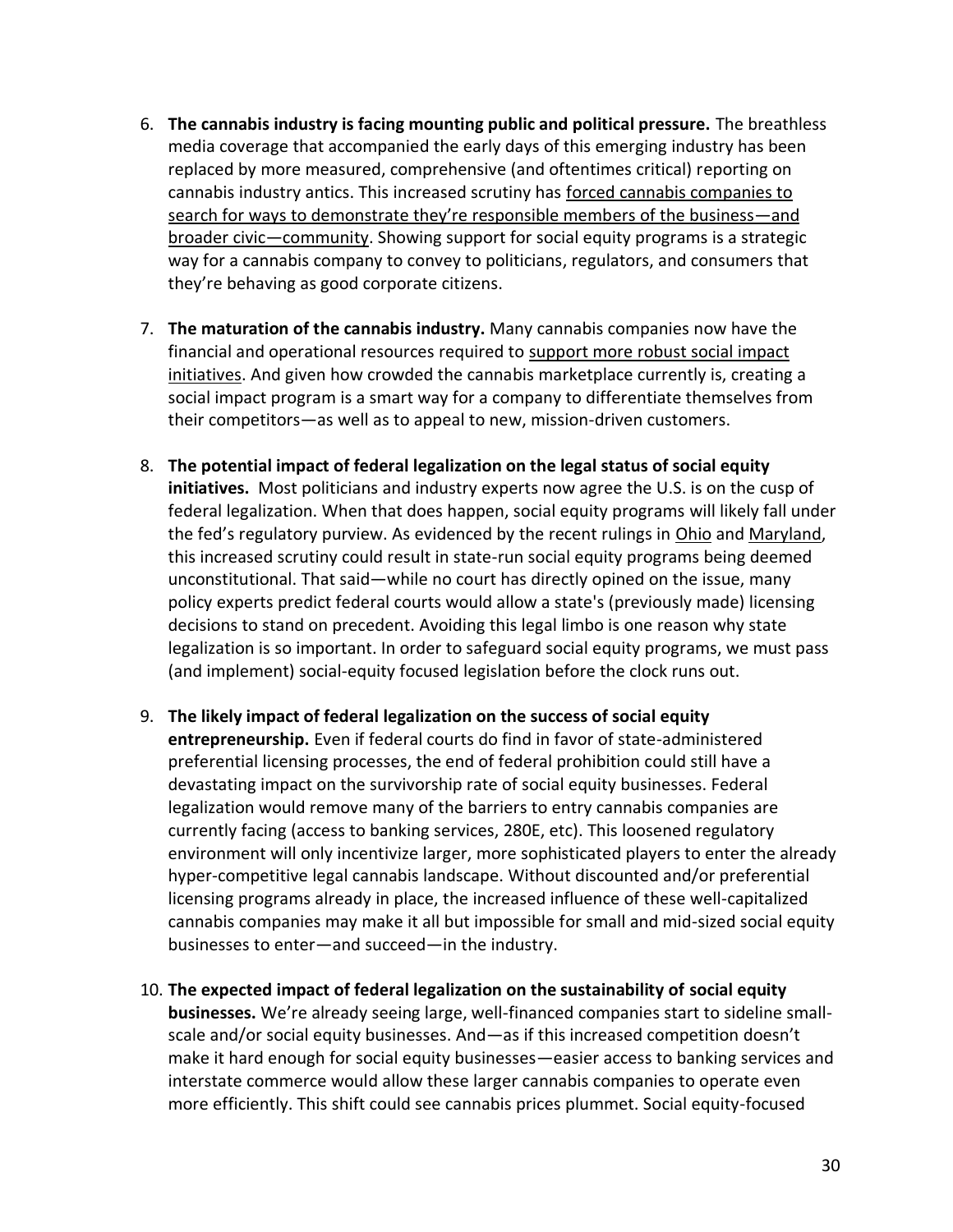6. **The cannabis industry is facing mounting public and political pressure.** The breathless media coverage that accompanied the early days of this emerging industry has been replaced by more measured, comprehensive (and oftentimes critical) reporting on cannabis industry antics. This increased scrutiny has forced cannabis companies to search for ways to demonstrate they're responsible members of the business—and broader civic—community. Showing support for social equity programs is a strategic way for a cannabis company to convey to politicians, regulators, and consumers that they're behaving as good corporate citizens.

7. **The maturation of the cannabis industry.** Many cannabis companies now have the financial and operational resources required to support more robust social impact initiatives. And given how crowded the cannabis marketplace currently is, creating a social impact program is a smart way for a company to differentiate themselves from their competitors—as well as to appeal to new, mission-driven customers.

8. **The potential impact of federal legalization on the legal status of social equity initiatives.** Most politicians and industry experts now agree the U.S. is on the cusp of federal legalization. When that does happen, social equity programs will likely fall under the fed's regulatory purview. As evidenced by the recent rulings in Ohio and Maryland, this increased scrutiny could result in state-run social equity programs being deemed unconstitutional. That said—while no court has directly opined on the issue, many policy experts predict federal courts would allow a state's (previously made) licensing decisions to stand on precedent. Avoiding this legal limbo is one reason why state legalization is so important. In order to safeguard social equity programs, we must pass (and implement) social-equity focused legislation before the clock runs out.

9. **The likely impact of federal legalization on the success of social equity entrepreneurship.** Even if federal courts do find in favor of state-administered preferential licensing processes, the end of federal prohibition could still have a devastating impact on the survivorship rate of social equity businesses. Federal legalization would remove many of the barriers to entry cannabis companies are currently facing (access to banking services, 280E, etc). This loosened regulatory environment will only incentivize larger, more sophisticated players to enter the already hyper-competitive legal cannabis landscape. Without discounted and/or preferential licensing programs already in place, the increased influence of these well-capitalized cannabis companies may make it all but impossible for small and mid-sized social equity businesses to enter—and succeed—in the industry.

10. **The expected impact of federal legalization on the sustainability of social equity businesses.** We're already seeing large, well-financed companies start to sideline small-scale and/or social equity businesses. And—as if this increased competition doesn't make it hard enough for social equity businesses—easier access to banking services and interstate commerce would allow these larger cannabis companies to operate even more efficiently. This shift could see cannabis prices plummet. Social equity-focused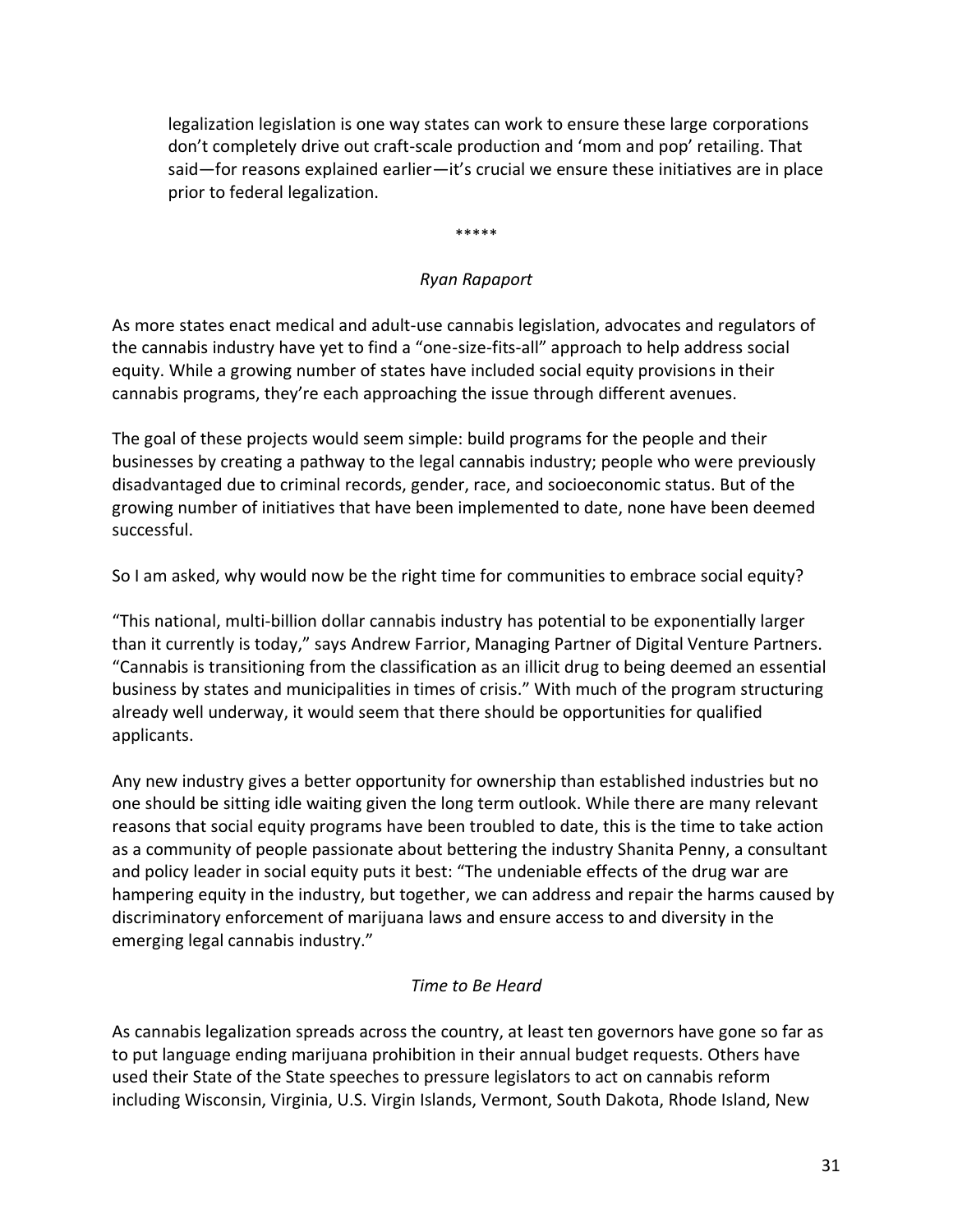legalization legislation is one way states can work to ensure these large corporations don't completely drive out craft-scale production and 'mom and pop' retailing. That said—for reasons explained earlier—it's crucial we ensure these initiatives are in place prior to federal legalization.

*****

*Ryan Rapaport*

As more states enact medical and adult-use cannabis legislation, advocates and regulators of the cannabis industry have yet to find a "one-size-fits-all" approach to help address social equity. While a growing number of states have included social equity provisions in their cannabis programs, they're each approaching the issue through different avenues.

The goal of these projects would seem simple: build programs for the people and their businesses by creating a pathway to the legal cannabis industry; people who were previously disadvantaged due to criminal records, gender, race, and socioeconomic status. But of the growing number of initiatives that have been implemented to date, none have been deemed successful.

So I am asked, why would now be the right time for communities to embrace social equity?

"This national, multi-billion dollar cannabis industry has potential to be exponentially larger than it currently is today," says Andrew Farrior, Managing Partner of Digital Venture Partners. "Cannabis is transitioning from the classification as an illicit drug to being deemed an essential business by states and municipalities in times of crisis." With much of the program structuring already well underway, it would seem that there should be opportunities for qualified applicants.

Any new industry gives a better opportunity for ownership than established industries but no one should be sitting idle waiting given the long term outlook. While there are many relevant reasons that social equity programs have been troubled to date, this is the time to take action as a community of people passionate about bettering the industry Shanita Penny, a consultant and policy leader in social equity puts it best: "The undeniable effects of the drug war are hampering equity in the industry, but together, we can address and repair the harms caused by discriminatory enforcement of marijuana laws and ensure access to and diversity in the emerging legal cannabis industry."

*Time to Be Heard*

As cannabis legalization spreads across the country, at least ten governors have gone so far as to put language ending marijuana prohibition in their annual budget requests. Others have used their State of the State speeches to pressure legislators to act on cannabis reform including Wisconsin, Virginia, U.S. Virgin Islands, Vermont, South Dakota, Rhode Island, New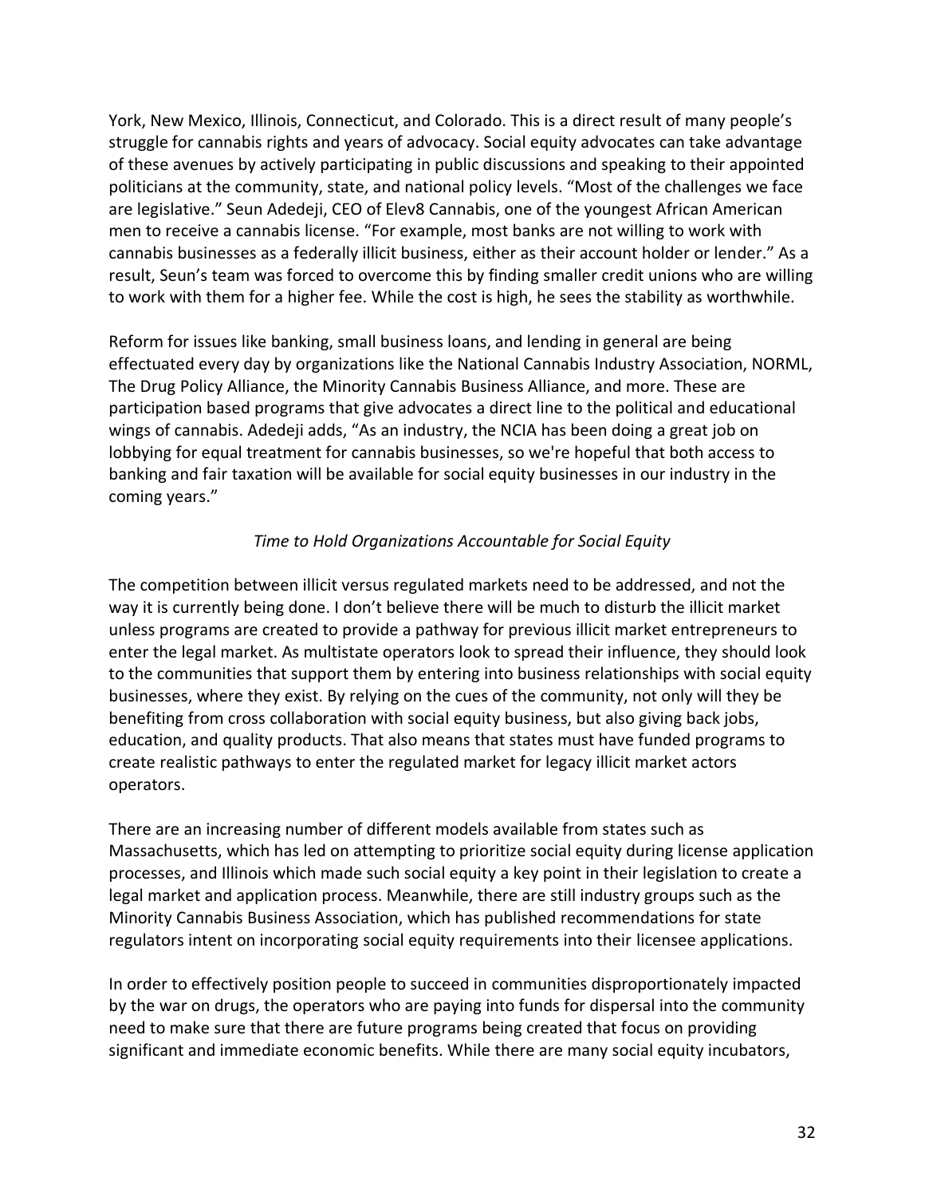York, New Mexico, Illinois, Connecticut, and Colorado. This is a direct result of many people's struggle for cannabis rights and years of advocacy. Social equity advocates can take advantage of these avenues by actively participating in public discussions and speaking to their appointed politicians at the community, state, and national policy levels. "Most of the challenges we face are legislative." Seun Adedeji, CEO of Elev8 Cannabis, one of the youngest African American men to receive a cannabis license. "For example, most banks are not willing to work with cannabis businesses as a federally illicit business, either as their account holder or lender." As a result, Seun's team was forced to overcome this by finding smaller credit unions who are willing to work with them for a higher fee. While the cost is high, he sees the stability as worthwhile.

Reform for issues like banking, small business loans, and lending in general are being effectuated every day by organizations like the National Cannabis Industry Association, NORML, The Drug Policy Alliance, the Minority Cannabis Business Alliance, and more. These are participation based programs that give advocates a direct line to the political and educational wings of cannabis. Adedeji adds, "As an industry, the NCIA has been doing a great job on lobbying for equal treatment for cannabis businesses, so we're hopeful that both access to banking and fair taxation will be available for social equity businesses in our industry in the coming years."

*Time to Hold Organizations Accountable for Social Equity*

The competition between illicit versus regulated markets need to be addressed, and not the way it is currently being done. I don't believe there will be much to disturb the illicit market unless programs are created to provide a pathway for previous illicit market entrepreneurs to enter the legal market. As multistate operators look to spread their influence, they should look to the communities that support them by entering into business relationships with social equity businesses, where they exist. By relying on the cues of the community, not only will they be benefiting from cross collaboration with social equity business, but also giving back jobs, education, and quality products. That also means that states must have funded programs to create realistic pathways to enter the regulated market for legacy illicit market actors operators.

There are an increasing number of different models available from states such as Massachusetts, which has led on attempting to prioritize social equity during license application processes, and Illinois which made such social equity a key point in their legislation to create a legal market and application process. Meanwhile, there are still industry groups such as the Minority Cannabis Business Association, which has published recommendations for state regulators intent on incorporating social equity requirements into their licensee applications.

In order to effectively position people to succeed in communities disproportionately impacted by the war on drugs, the operators who are paying into funds for dispersal into the community need to make sure that there are future programs being created that focus on providing significant and immediate economic benefits. While there are many social equity incubators,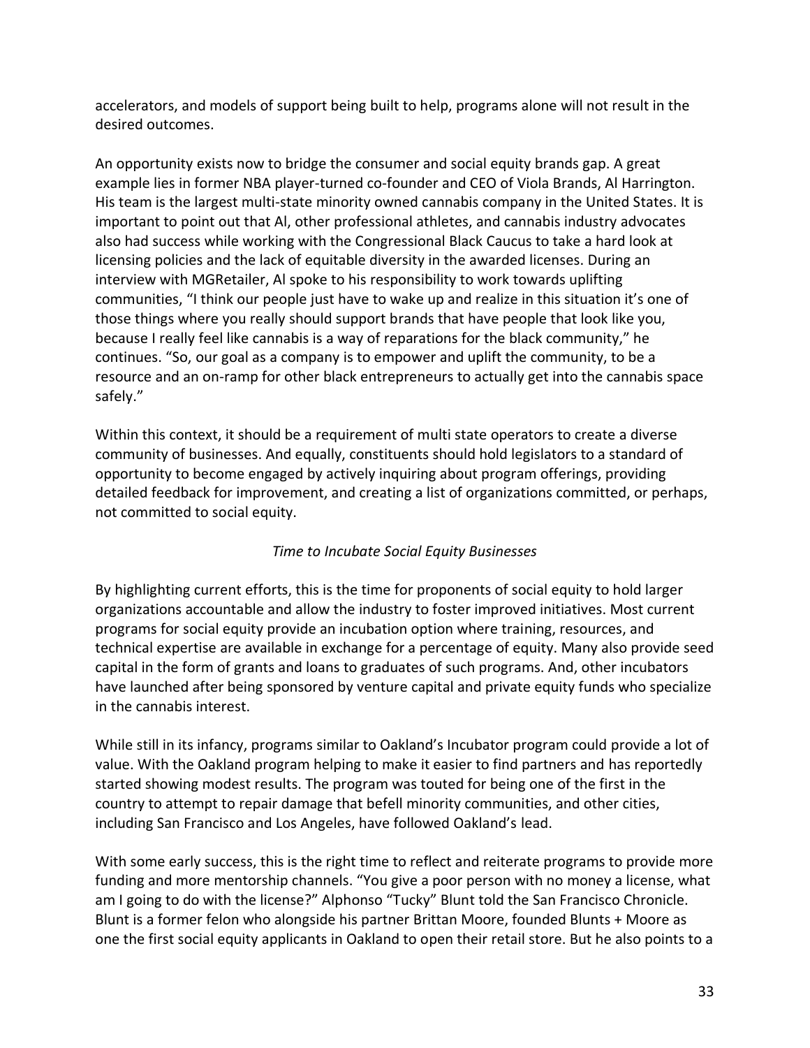accelerators, and models of support being built to help, programs alone will not result in the desired outcomes.

An opportunity exists now to bridge the consumer and social equity brands gap. A great example lies in former NBA player-turned co-founder and CEO of Viola Brands, Al Harrington. His team is the largest multi-state minority owned cannabis company in the United States. It is important to point out that Al, other professional athletes, and cannabis industry advocates also had success while working with the Congressional Black Caucus to take a hard look at licensing policies and the lack of equitable diversity in the awarded licenses. During an interview with MGRetailer, Al spoke to his responsibility to work towards uplifting communities, "I think our people just have to wake up and realize in this situation it's one of those things where you really should support brands that have people that look like you, because I really feel like cannabis is a way of reparations for the black community," he continues. "So, our goal as a company is to empower and uplift the community, to be a resource and an on-ramp for other black entrepreneurs to actually get into the cannabis space safely."

Within this context, it should be a requirement of multi state operators to create a diverse community of businesses. And equally, constituents should hold legislators to a standard of opportunity to become engaged by actively inquiring about program offerings, providing detailed feedback for improvement, and creating a list of organizations committed, or perhaps, not committed to social equity.

*Time to Incubate Social Equity Businesses*

By highlighting current efforts, this is the time for proponents of social equity to hold larger organizations accountable and allow the industry to foster improved initiatives. Most current programs for social equity provide an incubation option where training, resources, and technical expertise are available in exchange for a percentage of equity. Many also provide seed capital in the form of grants and loans to graduates of such programs. And, other incubators have launched after being sponsored by venture capital and private equity funds who specialize in the cannabis interest.

While still in its infancy, programs similar to Oakland's Incubator program could provide a lot of value. With the Oakland program helping to make it easier to find partners and has reportedly started showing modest results. The program was touted for being one of the first in the country to attempt to repair damage that befell minority communities, and other cities, including San Francisco and Los Angeles, have followed Oakland's lead.

With some early success, this is the right time to reflect and reiterate programs to provide more funding and more mentorship channels. "You give a poor person with no money a license, what am I going to do with the license?" Alphonso "Tucky" Blunt told the San Francisco Chronicle. Blunt is a former felon who alongside his partner Brittan Moore, founded Blunts + Moore as one the first social equity applicants in Oakland to open their retail store. But he also points to a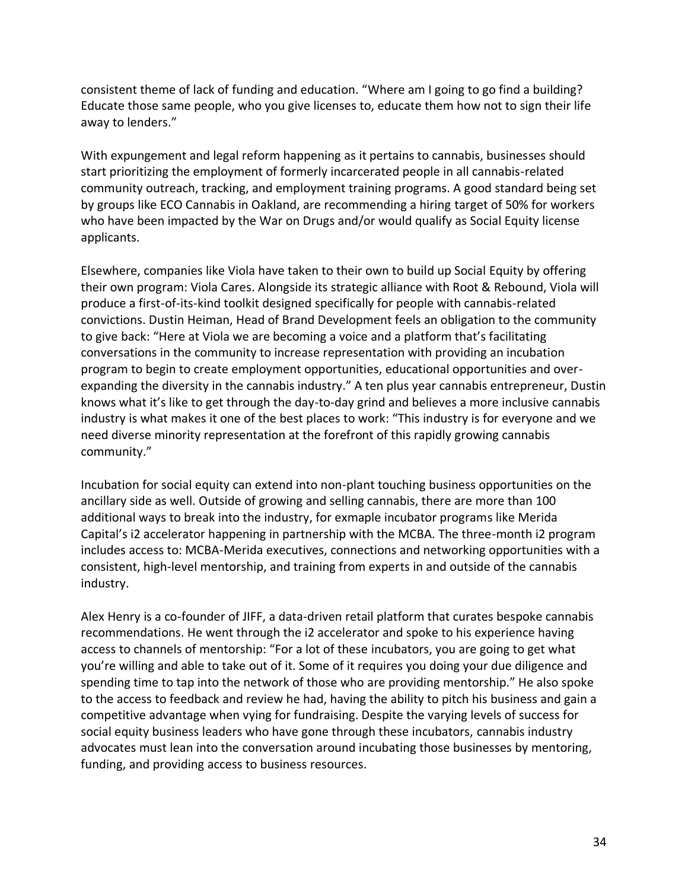consistent theme of lack of funding and education. "Where am I going to go find a building? Educate those same people, who you give licenses to, educate them how not to sign their life away to lenders."

With expungement and legal reform happening as it pertains to cannabis, businesses should start prioritizing the employment of formerly incarcerated people in all cannabis-related community outreach, tracking, and employment training programs. A good standard being set by groups like ECO Cannabis in Oakland, are recommending a hiring target of 50% for workers who have been impacted by the War on Drugs and/or would qualify as Social Equity license applicants.

Elsewhere, companies like Viola have taken to their own to build up Social Equity by offering their own program: Viola Cares. Alongside its strategic alliance with Root & Rebound, Viola will produce a first-of-its-kind toolkit designed specifically for people with cannabis-related convictions. Dustin Heiman, Head of Brand Development feels an obligation to the community to give back: "Here at Viola we are becoming a voice and a platform that's facilitating conversations in the community to increase representation with providing an incubation program to begin to create employment opportunities, educational opportunities and over-expanding the diversity in the cannabis industry." A ten plus year cannabis entrepreneur, Dustin knows what it's like to get through the day-to-day grind and believes a more inclusive cannabis industry is what makes it one of the best places to work: "This industry is for everyone and we need diverse minority representation at the forefront of this rapidly growing cannabis community."

Incubation for social equity can extend into non-plant touching business opportunities on the ancillary side as well. Outside of growing and selling cannabis, there are more than 100 additional ways to break into the industry, for exmaple incubator programs like Merida Capital's i2 accelerator happening in partnership with the MCBA. The three-month i2 program includes access to: MCBA-Merida executives, connections and networking opportunities with a consistent, high-level mentorship, and training from experts in and outside of the cannabis industry.

Alex Henry is a co-founder of JIFF, a data-driven retail platform that curates bespoke cannabis recommendations. He went through the i2 accelerator and spoke to his experience having access to channels of mentorship: "For a lot of these incubators, you are going to get what you're willing and able to take out of it. Some of it requires you doing your due diligence and spending time to tap into the network of those who are providing mentorship." He also spoke to the access to feedback and review he had, having the ability to pitch his business and gain a competitive advantage when vying for fundraising. Despite the varying levels of success for social equity business leaders who have gone through these incubators, cannabis industry advocates must lean into the conversation around incubating those businesses by mentoring, funding, and providing access to business resources.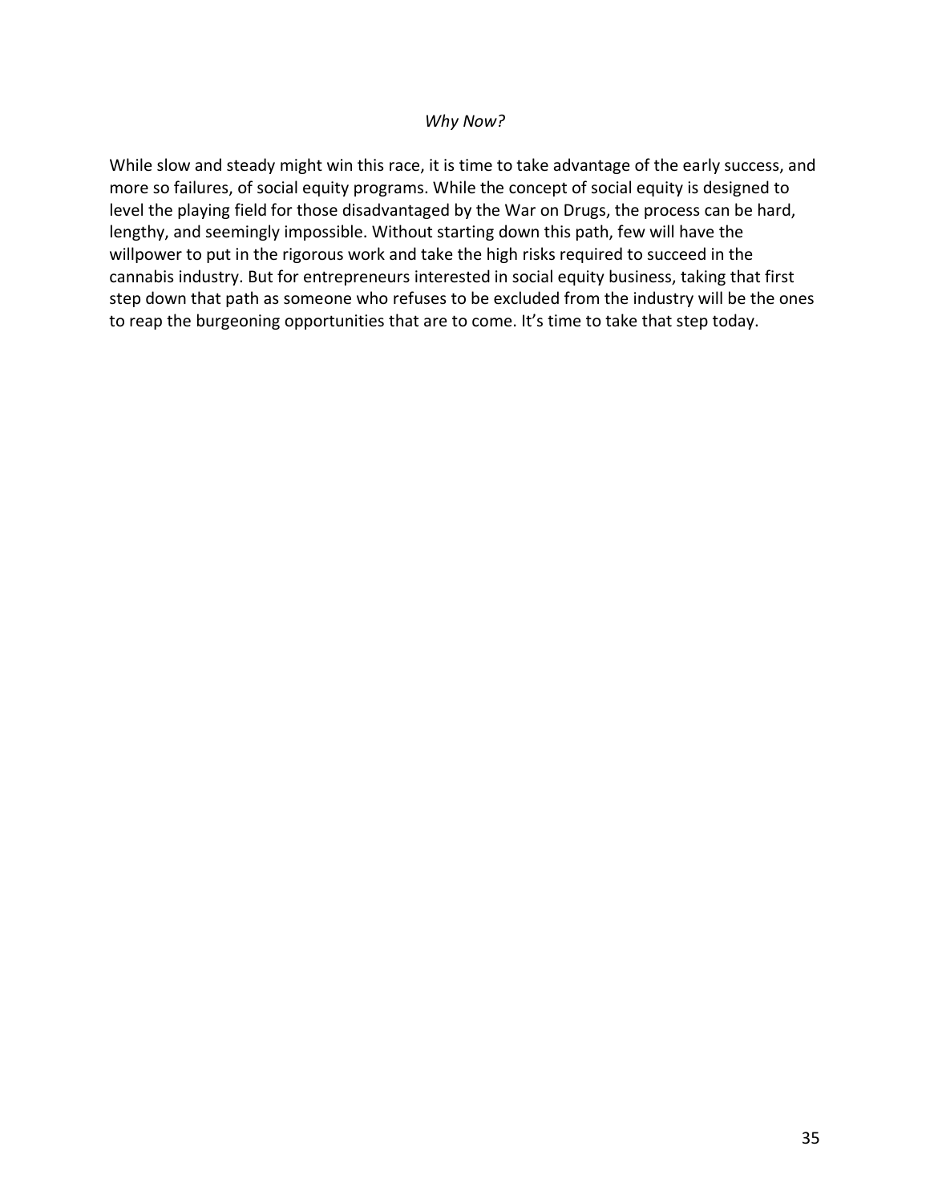### *Why Now?*

While slow and steady might win this race, it is time to take advantage of the early success, and more so failures, of social equity programs. While the concept of social equity is designed to level the playing field for those disadvantaged by the War on Drugs, the process can be hard, lengthy, and seemingly impossible. Without starting down this path, few will have the willpower to put in the rigorous work and take the high risks required to succeed in the cannabis industry. But for entrepreneurs interested in social equity business, taking that first step down that path as someone who refuses to be excluded from the industry will be the ones to reap the burgeoning opportunities that are to come. It's time to take that step today.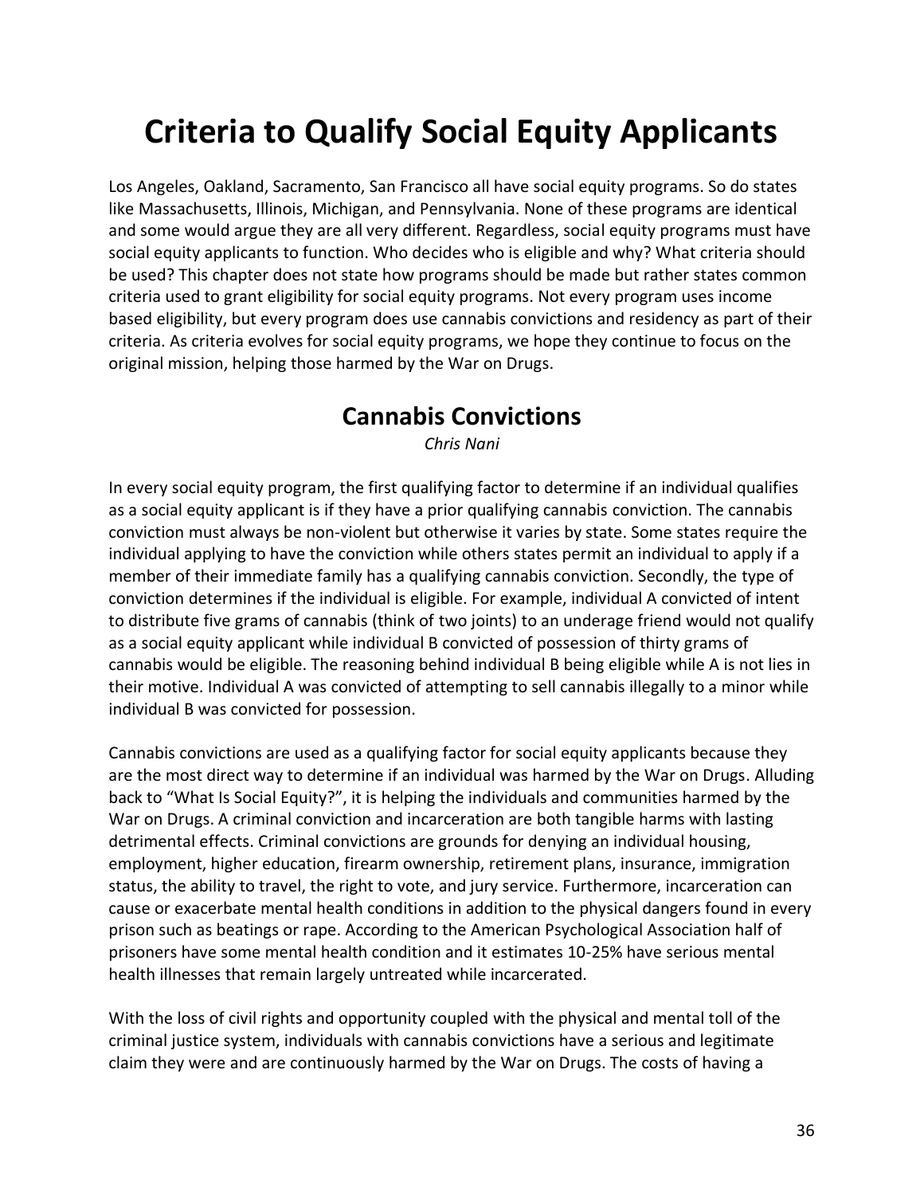# Criteria to Qualify Social Equity Applicants

Los Angeles, Oakland, Sacramento, San Francisco all have social equity programs. So do states like Massachusetts, Illinois, Michigan, and Pennsylvania. None of these programs are identical and some would argue they are all very different. Regardless, social equity programs must have social equity applicants to function. Who decides who is eligible and why? What criteria should be used? This chapter does not state how programs should be made but rather states common criteria used to grant eligibility for social equity programs. Not every program uses income based eligibility, but every program does use cannabis convictions and residency as part of their criteria. As criteria evolves for social equity programs, we hope they continue to focus on the original mission, helping those harmed by the War on Drugs.

## Cannabis Convictions

*Chris Nani*

In every social equity program, the first qualifying factor to determine if an individual qualifies as a social equity applicant is if they have a prior qualifying cannabis conviction. The cannabis conviction must always be non-violent but otherwise it varies by state. Some states require the individual applying to have the conviction while others states permit an individual to apply if a member of their immediate family has a qualifying cannabis conviction. Secondly, the type of conviction determines if the individual is eligible. For example, individual A convicted of intent to distribute five grams of cannabis (think of two joints) to an underage friend would not qualify as a social equity applicant while individual B convicted of possession of thirty grams of cannabis would be eligible. The reasoning behind individual B being eligible while A is not lies in their motive. Individual A was convicted of attempting to sell cannabis illegally to a minor while individual B was convicted for possession.

Cannabis convictions are used as a qualifying factor for social equity applicants because they are the most direct way to determine if an individual was harmed by the War on Drugs. Alluding back to "What Is Social Equity?", it is helping the individuals and communities harmed by the War on Drugs. A criminal conviction and incarceration are both tangible harms with lasting detrimental effects. Criminal convictions are grounds for denying an individual housing, employment, higher education, firearm ownership, retirement plans, insurance, immigration status, the ability to travel, the right to vote, and jury service. Furthermore, incarceration can cause or exacerbate mental health conditions in addition to the physical dangers found in every prison such as beatings or rape. According to the American Psychological Association half of prisoners have some mental health condition and it estimates 10-25% have serious mental health illnesses that remain largely untreated while incarcerated.

With the loss of civil rights and opportunity coupled with the physical and mental toll of the criminal justice system, individuals with cannabis convictions have a serious and legitimate claim they were and are continuously harmed by the War on Drugs. The costs of having a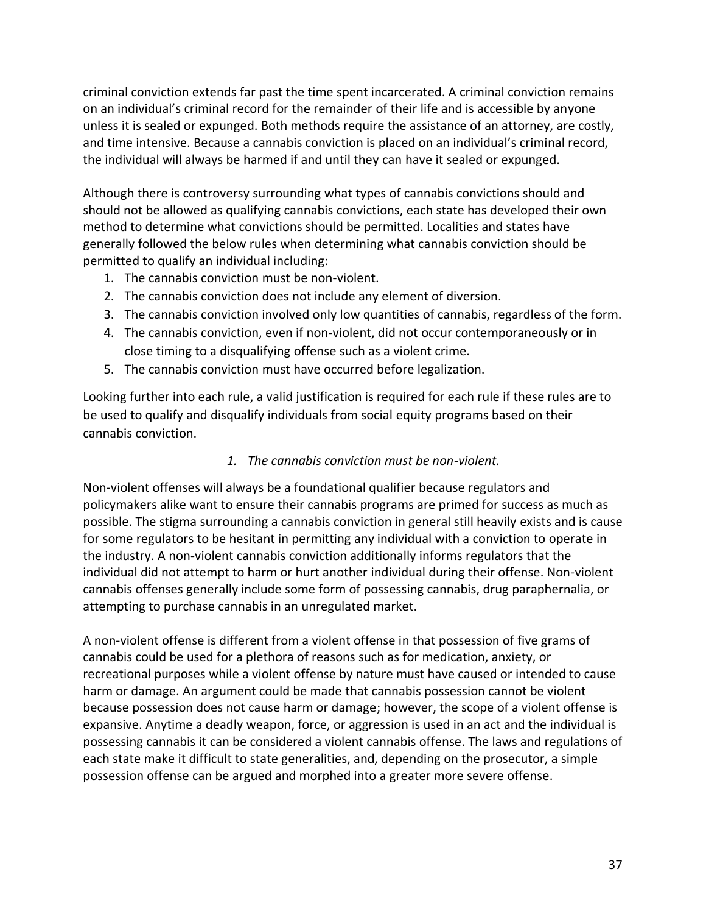criminal conviction extends far past the time spent incarcerated. A criminal conviction remains on an individual's criminal record for the remainder of their life and is accessible by anyone unless it is sealed or expunged. Both methods require the assistance of an attorney, are costly, and time intensive. Because a cannabis conviction is placed on an individual's criminal record, the individual will always be harmed if and until they can have it sealed or expunged.

Although there is controversy surrounding what types of cannabis convictions should and should not be allowed as qualifying cannabis convictions, each state has developed their own method to determine what convictions should be permitted. Localities and states have generally followed the below rules when determining what cannabis conviction should be permitted to qualify an individual including:

1. The cannabis conviction must be non-violent.
2. The cannabis conviction does not include any element of diversion.
3. The cannabis conviction involved only low quantities of cannabis, regardless of the form.
4. The cannabis conviction, even if non-violent, did not occur contemporaneously or in close timing to a disqualifying offense such as a violent crime.
5. The cannabis conviction must have occurred before legalization.

Looking further into each rule, a valid justification is required for each rule if these rules are to be used to qualify and disqualify individuals from social equity programs based on their cannabis conviction.

*1. The cannabis conviction must be non-violent.*

Non-violent offenses will always be a foundational qualifier because regulators and policymakers alike want to ensure their cannabis programs are primed for success as much as possible. The stigma surrounding a cannabis conviction in general still heavily exists and is cause for some regulators to be hesitant in permitting any individual with a conviction to operate in the industry. A non-violent cannabis conviction additionally informs regulators that the individual did not attempt to harm or hurt another individual during their offense. Non-violent cannabis offenses generally include some form of possessing cannabis, drug paraphernalia, or attempting to purchase cannabis in an unregulated market.

A non-violent offense is different from a violent offense in that possession of five grams of cannabis could be used for a plethora of reasons such as for medication, anxiety, or recreational purposes while a violent offense by nature must have caused or intended to cause harm or damage. An argument could be made that cannabis possession cannot be violent because possession does not cause harm or damage; however, the scope of a violent offense is expansive. Anytime a deadly weapon, force, or aggression is used in an act and the individual is possessing cannabis it can be considered a violent cannabis offense. The laws and regulations of each state make it difficult to state generalities, and, depending on the prosecutor, a simple possession offense can be argued and morphed into a greater more severe offense.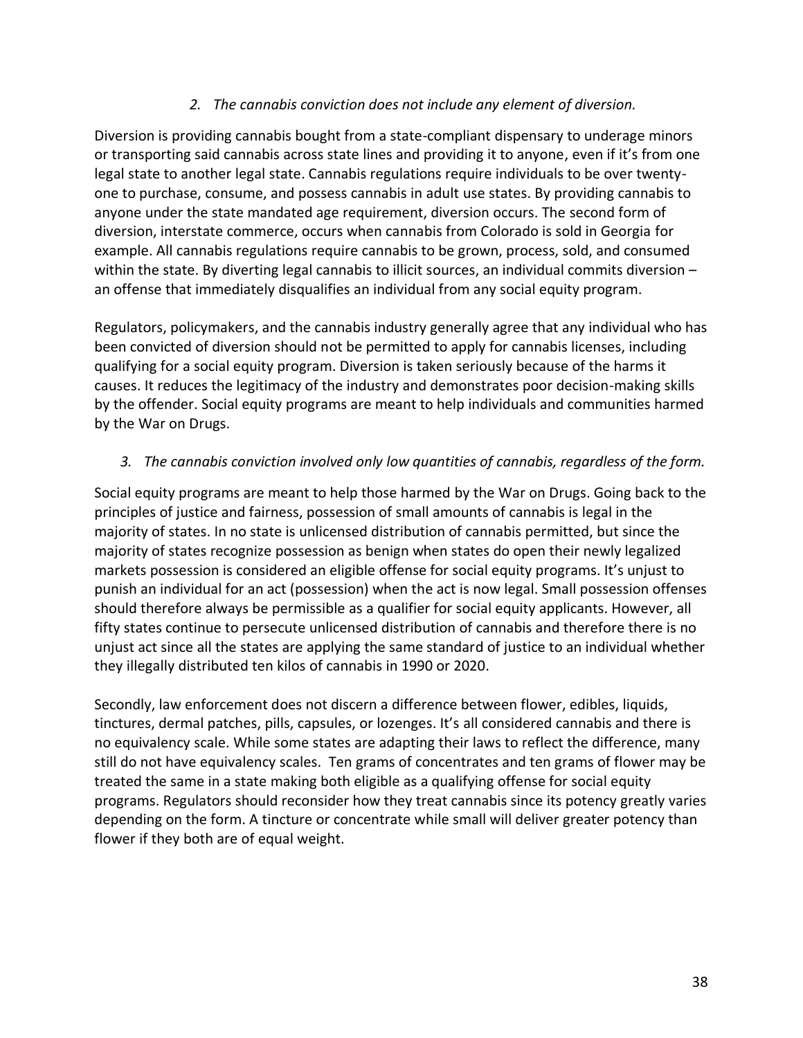*2. The cannabis conviction does not include any element of diversion.*

Diversion is providing cannabis bought from a state-compliant dispensary to underage minors or transporting said cannabis across state lines and providing it to anyone, even if it's from one legal state to another legal state. Cannabis regulations require individuals to be over twenty-one to purchase, consume, and possess cannabis in adult use states. By providing cannabis to anyone under the state mandated age requirement, diversion occurs. The second form of diversion, interstate commerce, occurs when cannabis from Colorado is sold in Georgia for example. All cannabis regulations require cannabis to be grown, process, sold, and consumed within the state. By diverting legal cannabis to illicit sources, an individual commits diversion – an offense that immediately disqualifies an individual from any social equity program.

Regulators, policymakers, and the cannabis industry generally agree that any individual who has been convicted of diversion should not be permitted to apply for cannabis licenses, including qualifying for a social equity program. Diversion is taken seriously because of the harms it causes. It reduces the legitimacy of the industry and demonstrates poor decision-making skills by the offender. Social equity programs are meant to help individuals and communities harmed by the War on Drugs.

*3. The cannabis conviction involved only low quantities of cannabis, regardless of the form.*

Social equity programs are meant to help those harmed by the War on Drugs. Going back to the principles of justice and fairness, possession of small amounts of cannabis is legal in the majority of states. In no state is unlicensed distribution of cannabis permitted, but since the majority of states recognize possession as benign when states do open their newly legalized markets possession is considered an eligible offense for social equity programs. It's unjust to punish an individual for an act (possession) when the act is now legal. Small possession offenses should therefore always be permissible as a qualifier for social equity applicants. However, all fifty states continue to persecute unlicensed distribution of cannabis and therefore there is no unjust act since all the states are applying the same standard of justice to an individual whether they illegally distributed ten kilos of cannabis in 1990 or 2020.

Secondly, law enforcement does not discern a difference between flower, edibles, liquids, tinctures, dermal patches, pills, capsules, or lozenges. It's all considered cannabis and there is no equivalency scale. While some states are adapting their laws to reflect the difference, many still do not have equivalency scales. Ten grams of concentrates and ten grams of flower may be treated the same in a state making both eligible as a qualifying offense for social equity programs. Regulators should reconsider how they treat cannabis since its potency greatly varies depending on the form. A tincture or concentrate while small will deliver greater potency than flower if they both are of equal weight.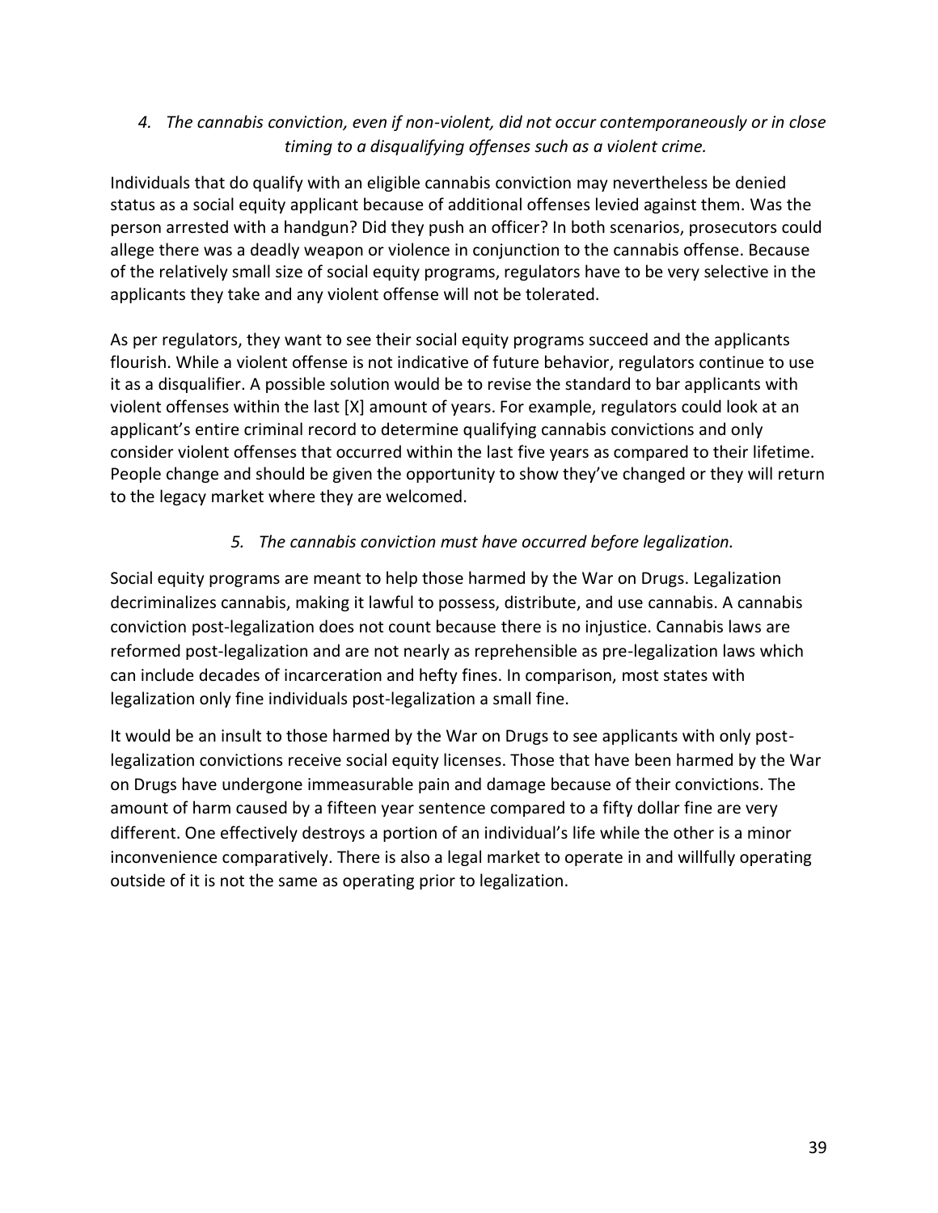*4. The cannabis conviction, even if non-violent, did not occur contemporaneously or in close timing to a disqualifying offenses such as a violent crime.*

Individuals that do qualify with an eligible cannabis conviction may nevertheless be denied status as a social equity applicant because of additional offenses levied against them. Was the person arrested with a handgun? Did they push an officer? In both scenarios, prosecutors could allege there was a deadly weapon or violence in conjunction to the cannabis offense. Because of the relatively small size of social equity programs, regulators have to be very selective in the applicants they take and any violent offense will not be tolerated.

As per regulators, they want to see their social equity programs succeed and the applicants flourish. While a violent offense is not indicative of future behavior, regulators continue to use it as a disqualifier. A possible solution would be to revise the standard to bar applicants with violent offenses within the last [X] amount of years. For example, regulators could look at an applicant's entire criminal record to determine qualifying cannabis convictions and only consider violent offenses that occurred within the last five years as compared to their lifetime. People change and should be given the opportunity to show they've changed or they will return to the legacy market where they are welcomed.

*5. The cannabis conviction must have occurred before legalization.*

Social equity programs are meant to help those harmed by the War on Drugs. Legalization decriminalizes cannabis, making it lawful to possess, distribute, and use cannabis. A cannabis conviction post-legalization does not count because there is no injustice. Cannabis laws are reformed post-legalization and are not nearly as reprehensible as pre-legalization laws which can include decades of incarceration and hefty fines. In comparison, most states with legalization only fine individuals post-legalization a small fine.

It would be an insult to those harmed by the War on Drugs to see applicants with only post-legalization convictions receive social equity licenses. Those that have been harmed by the War on Drugs have undergone immeasurable pain and damage because of their convictions. The amount of harm caused by a fifteen year sentence compared to a fifty dollar fine are very different. One effectively destroys a portion of an individual's life while the other is a minor inconvenience comparatively. There is also a legal market to operate in and willfully operating outside of it is not the same as operating prior to legalization.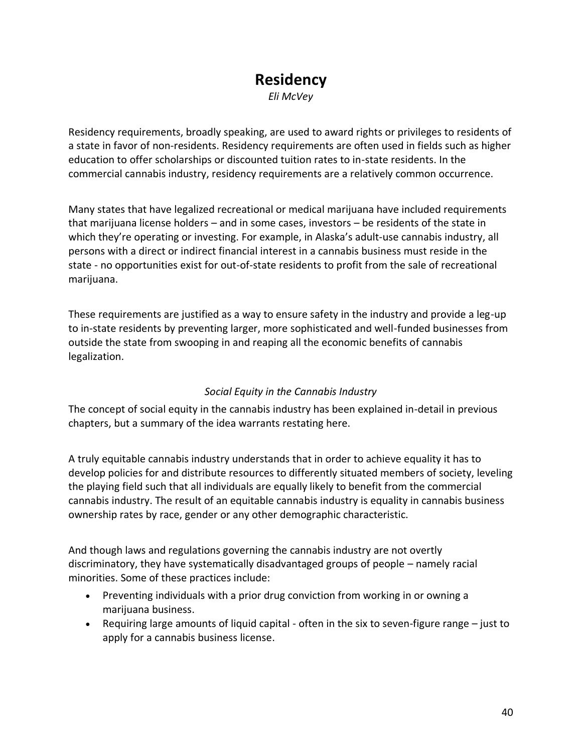# Residency

*Eli McVey*

Residency requirements, broadly speaking, are used to award rights or privileges to residents of a state in favor of non-residents. Residency requirements are often used in fields such as higher education to offer scholarships or discounted tuition rates to in-state residents. In the commercial cannabis industry, residency requirements are a relatively common occurrence.

Many states that have legalized recreational or medical marijuana have included requirements that marijuana license holders – and in some cases, investors – be residents of the state in which they're operating or investing. For example, in Alaska's adult-use cannabis industry, all persons with a direct or indirect financial interest in a cannabis business must reside in the state - no opportunities exist for out-of-state residents to profit from the sale of recreational marijuana.

These requirements are justified as a way to ensure safety in the industry and provide a leg-up to in-state residents by preventing larger, more sophisticated and well-funded businesses from outside the state from swooping in and reaping all the economic benefits of cannabis legalization.

*Social Equity in the Cannabis Industry*

The concept of social equity in the cannabis industry has been explained in-detail in previous chapters, but a summary of the idea warrants restating here.

A truly equitable cannabis industry understands that in order to achieve equality it has to develop policies for and distribute resources to differently situated members of society, leveling the playing field such that all individuals are equally likely to benefit from the commercial cannabis industry. The result of an equitable cannabis industry is equality in cannabis business ownership rates by race, gender or any other demographic characteristic.

And though laws and regulations governing the cannabis industry are not overtly discriminatory, they have systematically disadvantaged groups of people – namely racial minorities. Some of these practices include:

- Preventing individuals with a prior drug conviction from working in or owning a marijuana business.
- Requiring large amounts of liquid capital - often in the six to seven-figure range – just to apply for a cannabis business license.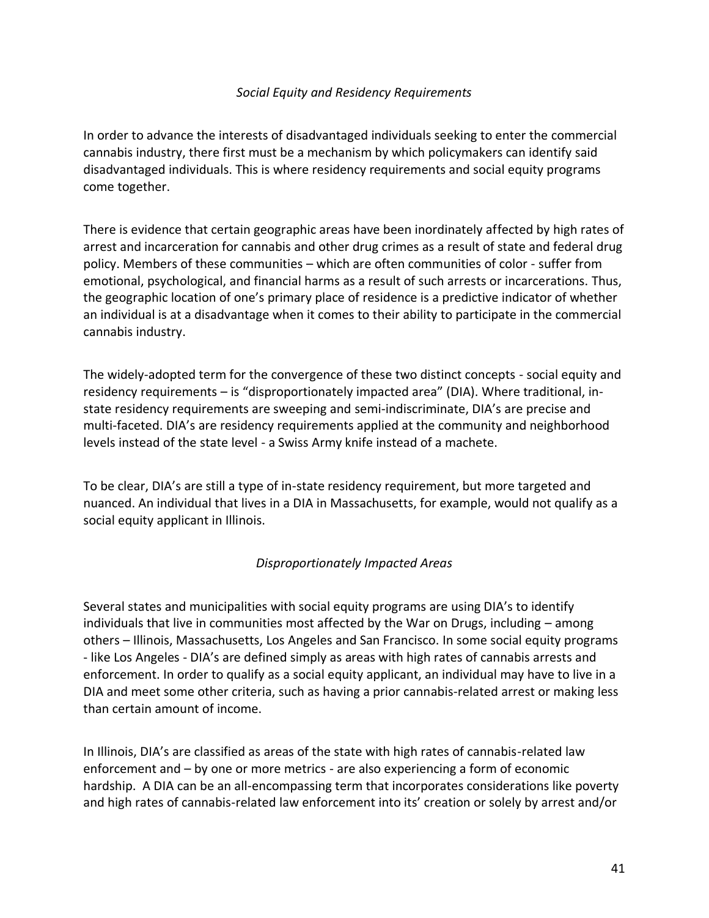### *Social Equity and Residency Requirements*

In order to advance the interests of disadvantaged individuals seeking to enter the commercial cannabis industry, there first must be a mechanism by which policymakers can identify said disadvantaged individuals. This is where residency requirements and social equity programs come together.

There is evidence that certain geographic areas have been inordinately affected by high rates of arrest and incarceration for cannabis and other drug crimes as a result of state and federal drug policy. Members of these communities – which are often communities of color - suffer from emotional, psychological, and financial harms as a result of such arrests or incarcerations. Thus, the geographic location of one's primary place of residence is a predictive indicator of whether an individual is at a disadvantage when it comes to their ability to participate in the commercial cannabis industry.

The widely-adopted term for the convergence of these two distinct concepts - social equity and residency requirements – is "disproportionately impacted area" (DIA). Where traditional, in-state residency requirements are sweeping and semi-indiscriminate, DIA's are precise and multi-faceted. DIA's are residency requirements applied at the community and neighborhood levels instead of the state level - a Swiss Army knife instead of a machete.

To be clear, DIA's are still a type of in-state residency requirement, but more targeted and nuanced. An individual that lives in a DIA in Massachusetts, for example, would not qualify as a social equity applicant in Illinois.

### *Disproportionately Impacted Areas*

Several states and municipalities with social equity programs are using DIA's to identify individuals that live in communities most affected by the War on Drugs, including – among others – Illinois, Massachusetts, Los Angeles and San Francisco. In some social equity programs - like Los Angeles - DIA's are defined simply as areas with high rates of cannabis arrests and enforcement. In order to qualify as a social equity applicant, an individual may have to live in a DIA and meet some other criteria, such as having a prior cannabis-related arrest or making less than certain amount of income.

In Illinois, DIA's are classified as areas of the state with high rates of cannabis-related law enforcement and – by one or more metrics - are also experiencing a form of economic hardship. A DIA can be an all-encompassing term that incorporates considerations like poverty and high rates of cannabis-related law enforcement into its' creation or solely by arrest and/or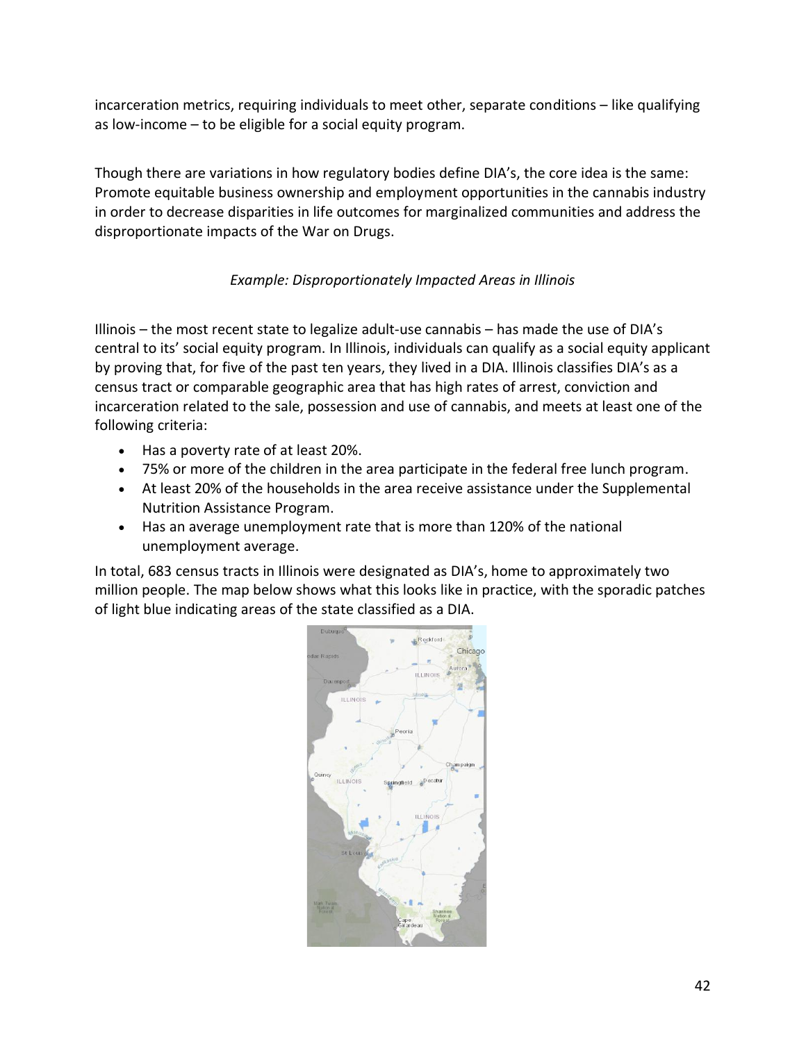incarceration metrics, requiring individuals to meet other, separate conditions – like qualifying as low-income – to be eligible for a social equity program.

Though there are variations in how regulatory bodies define DIA's, the core idea is the same: Promote equitable business ownership and employment opportunities in the cannabis industry in order to decrease disparities in life outcomes for marginalized communities and address the disproportionate impacts of the War on Drugs.

*Example: Disproportionately Impacted Areas in Illinois*

Illinois – the most recent state to legalize adult-use cannabis – has made the use of DIA's central to its' social equity program. In Illinois, individuals can qualify as a social equity applicant by proving that, for five of the past ten years, they lived in a DIA. Illinois classifies DIA's as a census tract or comparable geographic area that has high rates of arrest, conviction and incarceration related to the sale, possession and use of cannabis, and meets at least one of the following criteria:

- Has a poverty rate of at least 20%.
- 75% or more of the children in the area participate in the federal free lunch program.
- At least 20% of the households in the area receive assistance under the Supplemental Nutrition Assistance Program.
- Has an average unemployment rate that is more than 120% of the national unemployment average.

In total, 683 census tracts in Illinois were designated as DIA's, home to approximately two million people. The map below shows what this looks like in practice, with the sporadic patches of light blue indicating areas of the state classified as a DIA.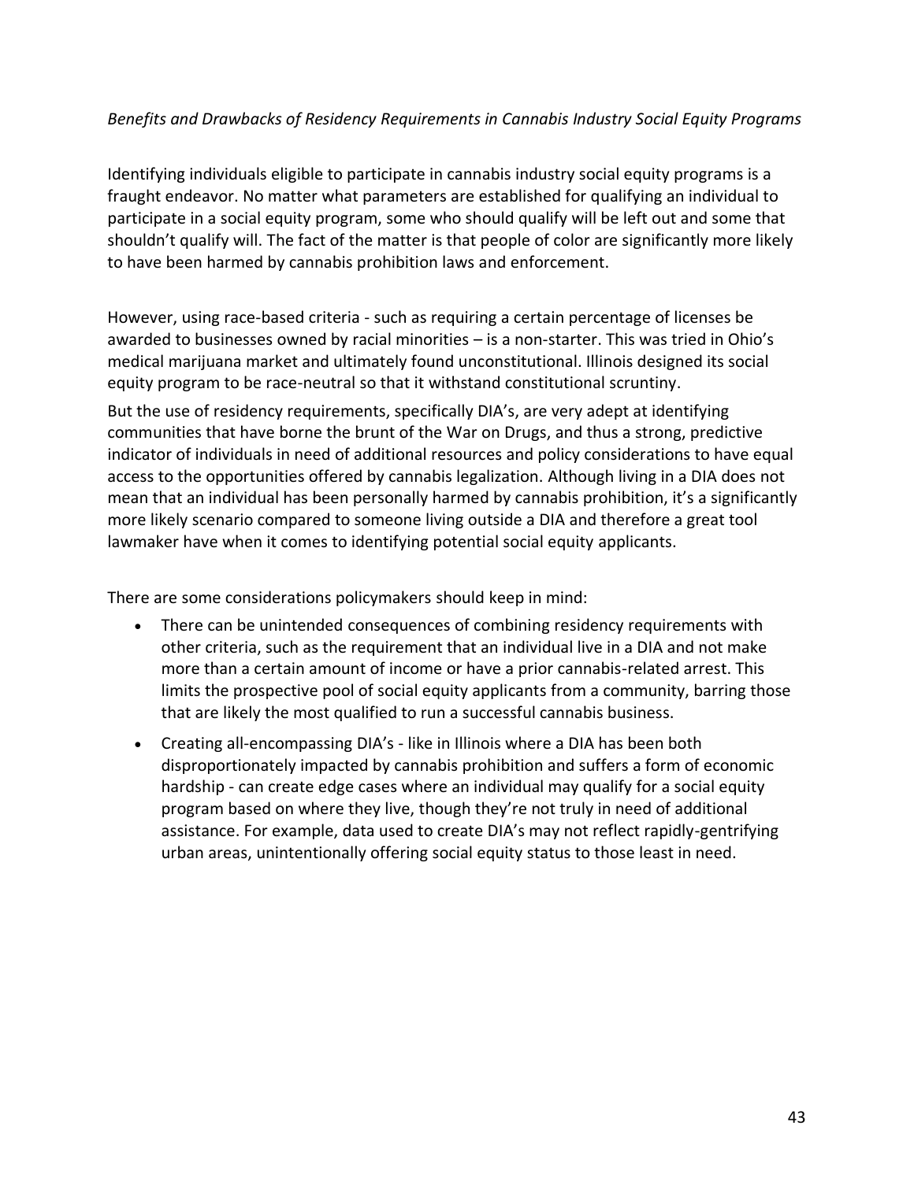*Benefits and Drawbacks of Residency Requirements in Cannabis Industry Social Equity Programs*

Identifying individuals eligible to participate in cannabis industry social equity programs is a fraught endeavor. No matter what parameters are established for qualifying an individual to participate in a social equity program, some who should qualify will be left out and some that shouldn't qualify will. The fact of the matter is that people of color are significantly more likely to have been harmed by cannabis prohibition laws and enforcement.

However, using race-based criteria - such as requiring a certain percentage of licenses be awarded to businesses owned by racial minorities – is a non-starter. This was tried in Ohio's medical marijuana market and ultimately found unconstitutional. Illinois designed its social equity program to be race-neutral so that it withstand constitutional scruntiny.

But the use of residency requirements, specifically DIA's, are very adept at identifying communities that have borne the brunt of the War on Drugs, and thus a strong, predictive indicator of individuals in need of additional resources and policy considerations to have equal access to the opportunities offered by cannabis legalization. Although living in a DIA does not mean that an individual has been personally harmed by cannabis prohibition, it's a significantly more likely scenario compared to someone living outside a DIA and therefore a great tool lawmaker have when it comes to identifying potential social equity applicants.

There are some considerations policymakers should keep in mind:

- There can be unintended consequences of combining residency requirements with other criteria, such as the requirement that an individual live in a DIA and not make more than a certain amount of income or have a prior cannabis-related arrest. This limits the prospective pool of social equity applicants from a community, barring those that are likely the most qualified to run a successful cannabis business.
- Creating all-encompassing DIA's - like in Illinois where a DIA has been both disproportionately impacted by cannabis prohibition and suffers a form of economic hardship - can create edge cases where an individual may qualify for a social equity program based on where they live, though they're not truly in need of additional assistance. For example, data used to create DIA's may not reflect rapidly-gentrifying urban areas, unintentionally offering social equity status to those least in need.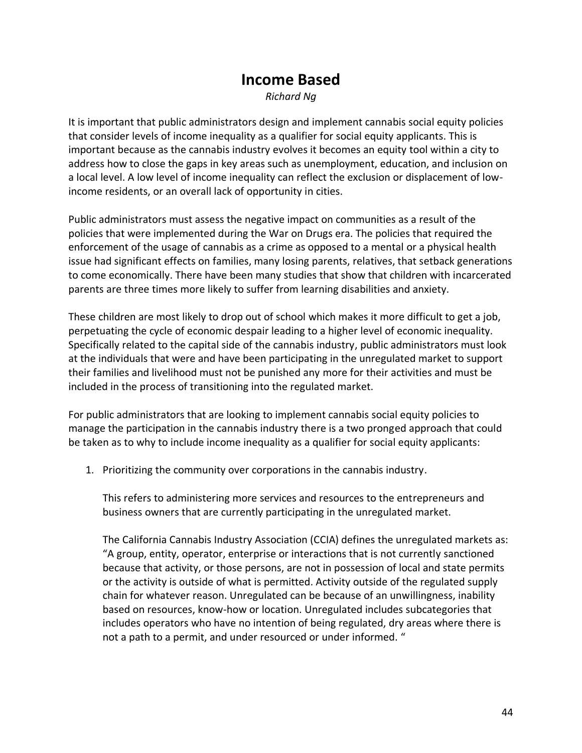# Income Based

*Richard Ng*

It is important that public administrators design and implement cannabis social equity policies that consider levels of income inequality as a qualifier for social equity applicants. This is important because as the cannabis industry evolves it becomes an equity tool within a city to address how to close the gaps in key areas such as unemployment, education, and inclusion on a local level. A low level of income inequality can reflect the exclusion or displacement of low-income residents, or an overall lack of opportunity in cities.

Public administrators must assess the negative impact on communities as a result of the policies that were implemented during the War on Drugs era. The policies that required the enforcement of the usage of cannabis as a crime as opposed to a mental or a physical health issue had significant effects on families, many losing parents, relatives, that setback generations to come economically. There have been many studies that show that children with incarcerated parents are three times more likely to suffer from learning disabilities and anxiety.

These children are most likely to drop out of school which makes it more difficult to get a job, perpetuating the cycle of economic despair leading to a higher level of economic inequality. Specifically related to the capital side of the cannabis industry, public administrators must look at the individuals that were and have been participating in the unregulated market to support their families and livelihood must not be punished any more for their activities and must be included in the process of transitioning into the regulated market.

For public administrators that are looking to implement cannabis social equity policies to manage the participation in the cannabis industry there is a two pronged approach that could be taken as to why to include income inequality as a qualifier for social equity applicants:

1. Prioritizing the community over corporations in the cannabis industry.

   This refers to administering more services and resources to the entrepreneurs and business owners that are currently participating in the unregulated market.

   The California Cannabis Industry Association (CCIA) defines the unregulated markets as: "A group, entity, operator, enterprise or interactions that is not currently sanctioned because that activity, or those persons, are not in possession of local and state permits or the activity is outside of what is permitted. Activity outside of the regulated supply chain for whatever reason. Unregulated can be because of an unwillingness, inability based on resources, know-how or location. Unregulated includes subcategories that includes operators who have no intention of being regulated, dry areas where there is not a path to a permit, and under resourced or under informed. "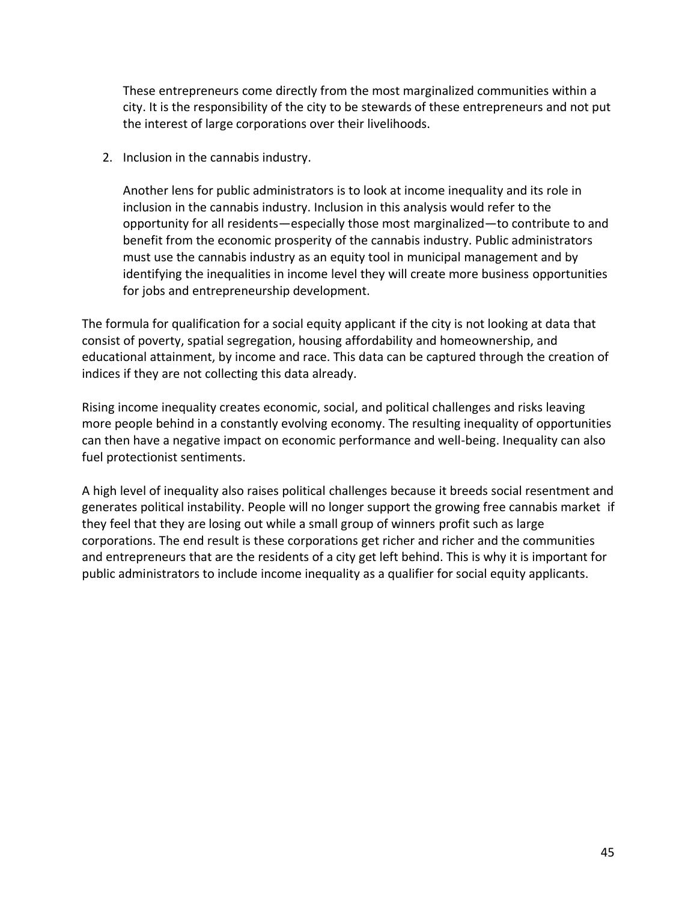These entrepreneurs come directly from the most marginalized communities within a city. It is the responsibility of the city to be stewards of these entrepreneurs and not put the interest of large corporations over their livelihoods.

2. Inclusion in the cannabis industry.

   Another lens for public administrators is to look at income inequality and its role in inclusion in the cannabis industry. Inclusion in this analysis would refer to the opportunity for all residents—especially those most marginalized—to contribute to and benefit from the economic prosperity of the cannabis industry. Public administrators must use the cannabis industry as an equity tool in municipal management and by identifying the inequalities in income level they will create more business opportunities for jobs and entrepreneurship development.

The formula for qualification for a social equity applicant if the city is not looking at data that consist of poverty, spatial segregation, housing affordability and homeownership, and educational attainment, by income and race. This data can be captured through the creation of indices if they are not collecting this data already.

Rising income inequality creates economic, social, and political challenges and risks leaving more people behind in a constantly evolving economy. The resulting inequality of opportunities can then have a negative impact on economic performance and well-being. Inequality can also fuel protectionist sentiments.

A high level of inequality also raises political challenges because it breeds social resentment and generates political instability. People will no longer support the growing free cannabis market if they feel that they are losing out while a small group of winners profit such as large corporations. The end result is these corporations get richer and richer and the communities and entrepreneurs that are the residents of a city get left behind. This is why it is important for public administrators to include income inequality as a qualifier for social equity applicants.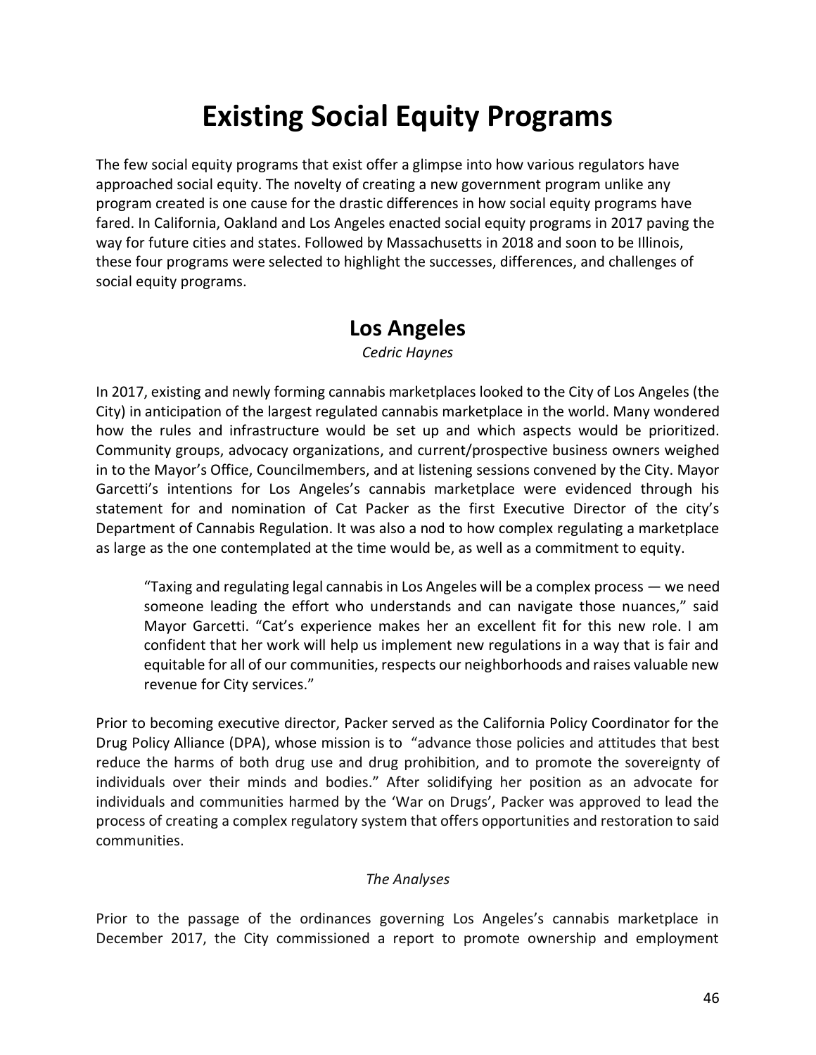# Existing Social Equity Programs

The few social equity programs that exist offer a glimpse into how various regulators have approached social equity. The novelty of creating a new government program unlike any program created is one cause for the drastic differences in how social equity programs have fared. In California, Oakland and Los Angeles enacted social equity programs in 2017 paving the way for future cities and states. Followed by Massachusetts in 2018 and soon to be Illinois, these four programs were selected to highlight the successes, differences, and challenges of social equity programs.

## Los Angeles

*Cedric Haynes*

In 2017, existing and newly forming cannabis marketplaces looked to the City of Los Angeles (the City) in anticipation of the largest regulated cannabis marketplace in the world. Many wondered how the rules and infrastructure would be set up and which aspects would be prioritized. Community groups, advocacy organizations, and current/prospective business owners weighed in to the Mayor's Office, Councilmembers, and at listening sessions convened by the City. Mayor Garcetti's intentions for Los Angeles's cannabis marketplace were evidenced through his statement for and nomination of Cat Packer as the first Executive Director of the city's Department of Cannabis Regulation. It was also a nod to how complex regulating a marketplace as large as the one contemplated at the time would be, as well as a commitment to equity.

> "Taxing and regulating legal cannabis in Los Angeles will be a complex process — we need someone leading the effort who understands and can navigate those nuances," said Mayor Garcetti. "Cat's experience makes her an excellent fit for this new role. I am confident that her work will help us implement new regulations in a way that is fair and equitable for all of our communities, respects our neighborhoods and raises valuable new revenue for City services."

Prior to becoming executive director, Packer served as the California Policy Coordinator for the Drug Policy Alliance (DPA), whose mission is to "advance those policies and attitudes that best reduce the harms of both drug use and drug prohibition, and to promote the sovereignty of individuals over their minds and bodies." After solidifying her position as an advocate for individuals and communities harmed by the 'War on Drugs', Packer was approved to lead the process of creating a complex regulatory system that offers opportunities and restoration to said communities.

*The Analyses*

Prior to the passage of the ordinances governing Los Angeles's cannabis marketplace in December 2017, the City commissioned a report to promote ownership and employment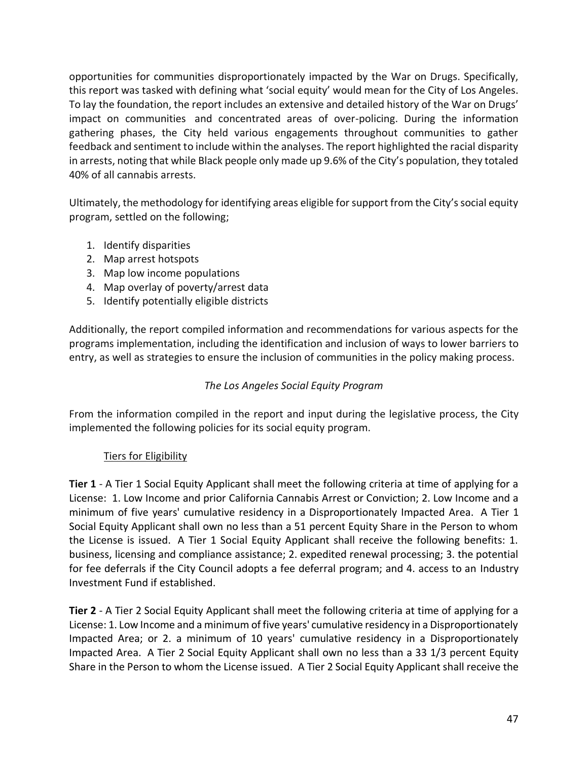opportunities for communities disproportionately impacted by the War on Drugs. Specifically, this report was tasked with defining what 'social equity' would mean for the City of Los Angeles. To lay the foundation, the report includes an extensive and detailed history of the War on Drugs' impact on communities and concentrated areas of over-policing. During the information gathering phases, the City held various engagements throughout communities to gather feedback and sentiment to include within the analyses. The report highlighted the racial disparity in arrests, noting that while Black people only made up 9.6% of the City's population, they totaled 40% of all cannabis arrests.

Ultimately, the methodology for identifying areas eligible for support from the City's social equity program, settled on the following;

1. Identify disparities
2. Map arrest hotspots
3. Map low income populations
4. Map overlay of poverty/arrest data
5. Identify potentially eligible districts

Additionally, the report compiled information and recommendations for various aspects for the programs implementation, including the identification and inclusion of ways to lower barriers to entry, as well as strategies to ensure the inclusion of communities in the policy making process.

*The Los Angeles Social Equity Program*

From the information compiled in the report and input during the legislative process, the City implemented the following policies for its social equity program.

<u>Tiers for Eligibility</u>

**Tier 1** - A Tier 1 Social Equity Applicant shall meet the following criteria at time of applying for a License: 1. Low Income and prior California Cannabis Arrest or Conviction; 2. Low Income and a minimum of five years' cumulative residency in a Disproportionately Impacted Area. A Tier 1 Social Equity Applicant shall own no less than a 51 percent Equity Share in the Person to whom the License is issued. A Tier 1 Social Equity Applicant shall receive the following benefits: 1. business, licensing and compliance assistance; 2. expedited renewal processing; 3. the potential for fee deferrals if the City Council adopts a fee deferral program; and 4. access to an Industry Investment Fund if established.

**Tier 2** - A Tier 2 Social Equity Applicant shall meet the following criteria at time of applying for a License: 1. Low Income and a minimum of five years' cumulative residency in a Disproportionately Impacted Area; or 2. a minimum of 10 years' cumulative residency in a Disproportionately Impacted Area. A Tier 2 Social Equity Applicant shall own no less than a 33 1/3 percent Equity Share in the Person to whom the License issued. A Tier 2 Social Equity Applicant shall receive the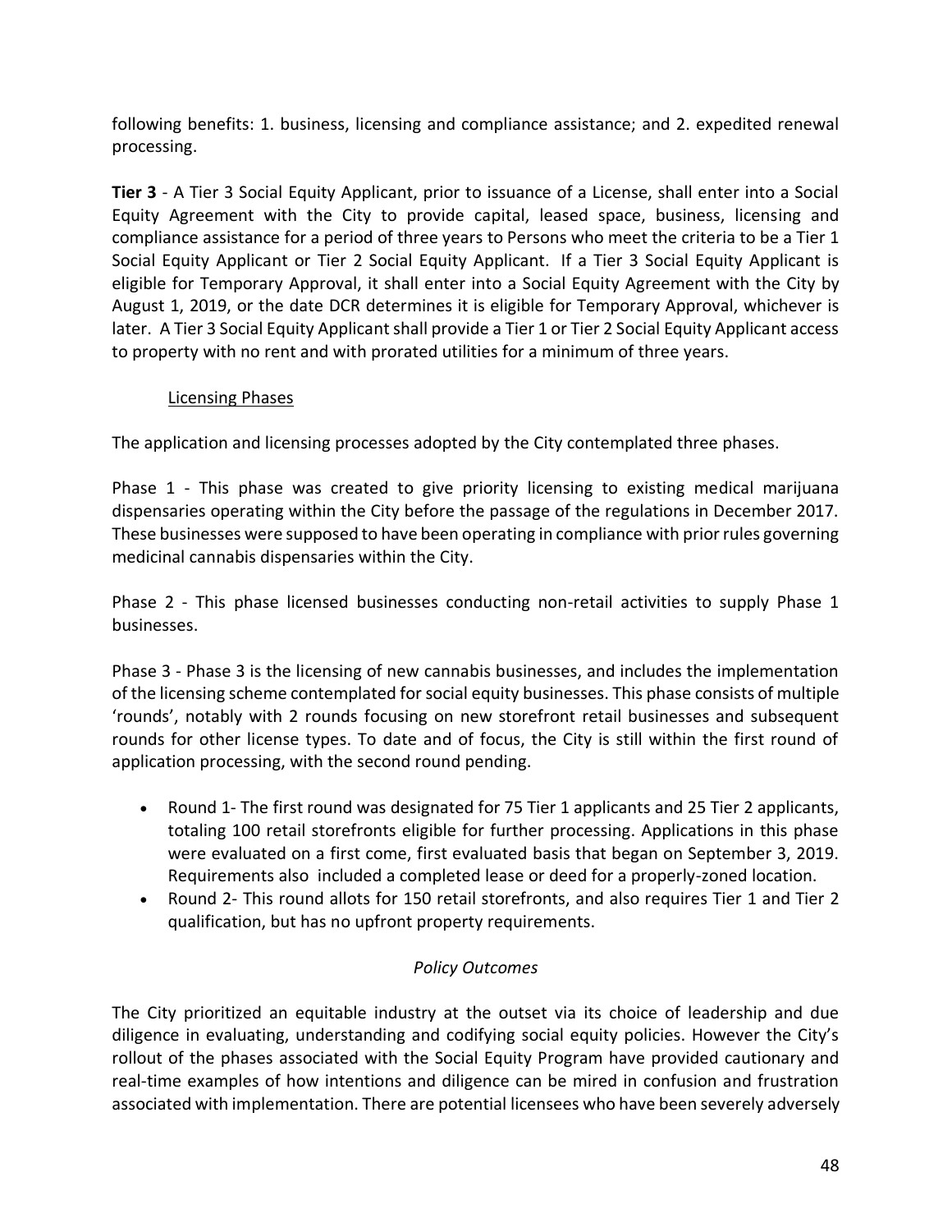following benefits: 1. business, licensing and compliance assistance; and 2. expedited renewal processing.

**Tier 3** - A Tier 3 Social Equity Applicant, prior to issuance of a License, shall enter into a Social Equity Agreement with the City to provide capital, leased space, business, licensing and compliance assistance for a period of three years to Persons who meet the criteria to be a Tier 1 Social Equity Applicant or Tier 2 Social Equity Applicant. If a Tier 3 Social Equity Applicant is eligible for Temporary Approval, it shall enter into a Social Equity Agreement with the City by August 1, 2019, or the date DCR determines it is eligible for Temporary Approval, whichever is later. A Tier 3 Social Equity Applicant shall provide a Tier 1 or Tier 2 Social Equity Applicant access to property with no rent and with prorated utilities for a minimum of three years.

Licensing Phases

The application and licensing processes adopted by the City contemplated three phases.

Phase 1 - This phase was created to give priority licensing to existing medical marijuana dispensaries operating within the City before the passage of the regulations in December 2017. These businesses were supposed to have been operating in compliance with prior rules governing medicinal cannabis dispensaries within the City.

Phase 2 - This phase licensed businesses conducting non-retail activities to supply Phase 1 businesses.

Phase 3 - Phase 3 is the licensing of new cannabis businesses, and includes the implementation of the licensing scheme contemplated for social equity businesses. This phase consists of multiple 'rounds', notably with 2 rounds focusing on new storefront retail businesses and subsequent rounds for other license types. To date and of focus, the City is still within the first round of application processing, with the second round pending.

- Round 1- The first round was designated for 75 Tier 1 applicants and 25 Tier 2 applicants, totaling 100 retail storefronts eligible for further processing. Applications in this phase were evaluated on a first come, first evaluated basis that began on September 3, 2019. Requirements also included a completed lease or deed for a properly-zoned location.
- Round 2- This round allots for 150 retail storefronts, and also requires Tier 1 and Tier 2 qualification, but has no upfront property requirements.

*Policy Outcomes*

The City prioritized an equitable industry at the outset via its choice of leadership and due diligence in evaluating, understanding and codifying social equity policies. However the City's rollout of the phases associated with the Social Equity Program have provided cautionary and real-time examples of how intentions and diligence can be mired in confusion and frustration associated with implementation. There are potential licensees who have been severely adversely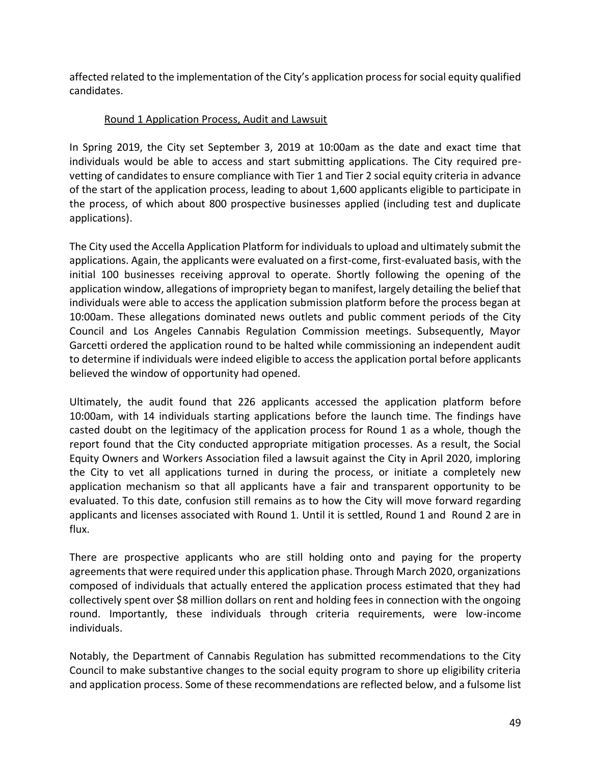affected related to the implementation of the City's application process for social equity qualified candidates.

Round 1 Application Process, Audit and Lawsuit

In Spring 2019, the City set September 3, 2019 at 10:00am as the date and exact time that individuals would be able to access and start submitting applications. The City required pre-vetting of candidates to ensure compliance with Tier 1 and Tier 2 social equity criteria in advance of the start of the application process, leading to about 1,600 applicants eligible to participate in the process, of which about 800 prospective businesses applied (including test and duplicate applications).

The City used the Accella Application Platform for individuals to upload and ultimately submit the applications. Again, the applicants were evaluated on a first-come, first-evaluated basis, with the initial 100 businesses receiving approval to operate. Shortly following the opening of the application window, allegations of impropriety began to manifest, largely detailing the belief that individuals were able to access the application submission platform before the process began at 10:00am. These allegations dominated news outlets and public comment periods of the City Council and Los Angeles Cannabis Regulation Commission meetings. Subsequently, Mayor Garcetti ordered the application round to be halted while commissioning an independent audit to determine if individuals were indeed eligible to access the application portal before applicants believed the window of opportunity had opened.

Ultimately, the audit found that 226 applicants accessed the application platform before 10:00am, with 14 individuals starting applications before the launch time. The findings have casted doubt on the legitimacy of the application process for Round 1 as a whole, though the report found that the City conducted appropriate mitigation processes. As a result, the Social Equity Owners and Workers Association filed a lawsuit against the City in April 2020, imploring the City to vet all applications turned in during the process, or initiate a completely new application mechanism so that all applicants have a fair and transparent opportunity to be evaluated. To this date, confusion still remains as to how the City will move forward regarding applicants and licenses associated with Round 1. Until it is settled, Round 1 and Round 2 are in flux.

There are prospective applicants who are still holding onto and paying for the property agreements that were required under this application phase. Through March 2020, organizations composed of individuals that actually entered the application process estimated that they had collectively spent over $8 million dollars on rent and holding fees in connection with the ongoing round. Importantly, these individuals through criteria requirements, were low-income individuals.

Notably, the Department of Cannabis Regulation has submitted recommendations to the City Council to make substantive changes to the social equity program to shore up eligibility criteria and application process. Some of these recommendations are reflected below, and a fulsome list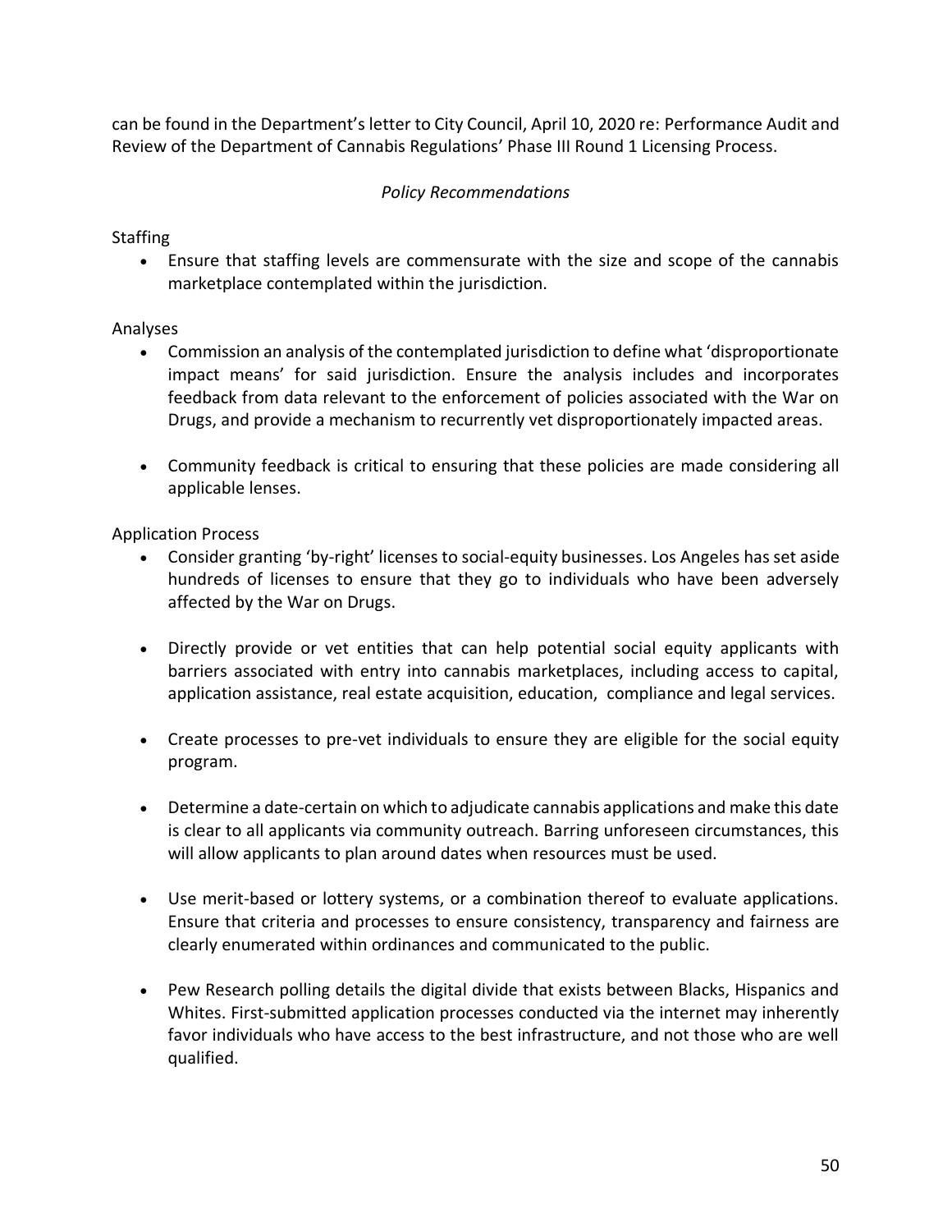can be found in the Department's letter to City Council, April 10, 2020 re: Performance Audit and Review of the Department of Cannabis Regulations' Phase III Round 1 Licensing Process.

*Policy Recommendations*

Staffing

- Ensure that staffing levels are commensurate with the size and scope of the cannabis marketplace contemplated within the jurisdiction.

Analyses

- Commission an analysis of the contemplated jurisdiction to define what 'disproportionate impact means' for said jurisdiction. Ensure the analysis includes and incorporates feedback from data relevant to the enforcement of policies associated with the War on Drugs, and provide a mechanism to recurrently vet disproportionately impacted areas.

- Community feedback is critical to ensuring that these policies are made considering all applicable lenses.

Application Process

- Consider granting 'by-right' licenses to social-equity businesses. Los Angeles has set aside hundreds of licenses to ensure that they go to individuals who have been adversely affected by the War on Drugs.

- Directly provide or vet entities that can help potential social equity applicants with barriers associated with entry into cannabis marketplaces, including access to capital, application assistance, real estate acquisition, education, compliance and legal services.

- Create processes to pre-vet individuals to ensure they are eligible for the social equity program.

- Determine a date-certain on which to adjudicate cannabis applications and make this date is clear to all applicants via community outreach. Barring unforeseen circumstances, this will allow applicants to plan around dates when resources must be used.

- Use merit-based or lottery systems, or a combination thereof to evaluate applications. Ensure that criteria and processes to ensure consistency, transparency and fairness are clearly enumerated within ordinances and communicated to the public.

- Pew Research polling details the digital divide that exists between Blacks, Hispanics and Whites. First-submitted application processes conducted via the internet may inherently favor individuals who have access to the best infrastructure, and not those who are well qualified.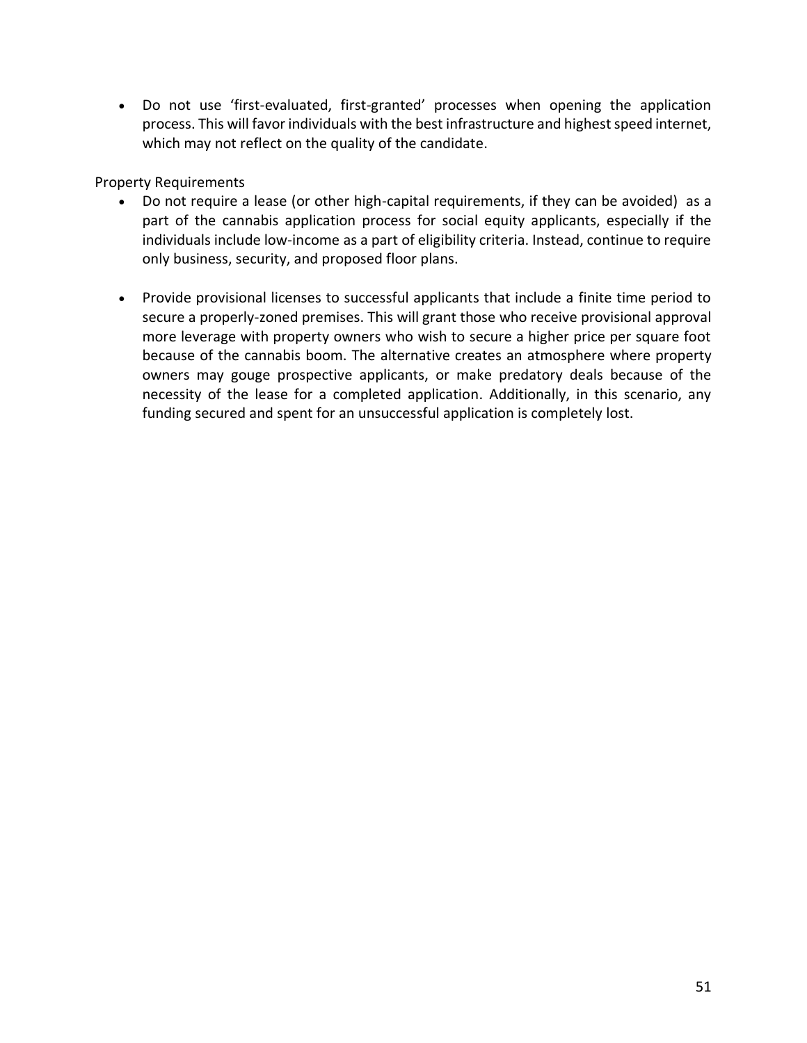- Do not use 'first-evaluated, first-granted' processes when opening the application process. This will favor individuals with the best infrastructure and highest speed internet, which may not reflect on the quality of the candidate.

Property Requirements

- Do not require a lease (or other high-capital requirements, if they can be avoided) as a part of the cannabis application process for social equity applicants, especially if the individuals include low-income as a part of eligibility criteria. Instead, continue to require only business, security, and proposed floor plans.

- Provide provisional licenses to successful applicants that include a finite time period to secure a properly-zoned premises. This will grant those who receive provisional approval more leverage with property owners who wish to secure a higher price per square foot because of the cannabis boom. The alternative creates an atmosphere where property owners may gouge prospective applicants, or make predatory deals because of the necessity of the lease for a completed application. Additionally, in this scenario, any funding secured and spent for an unsuccessful application is completely lost.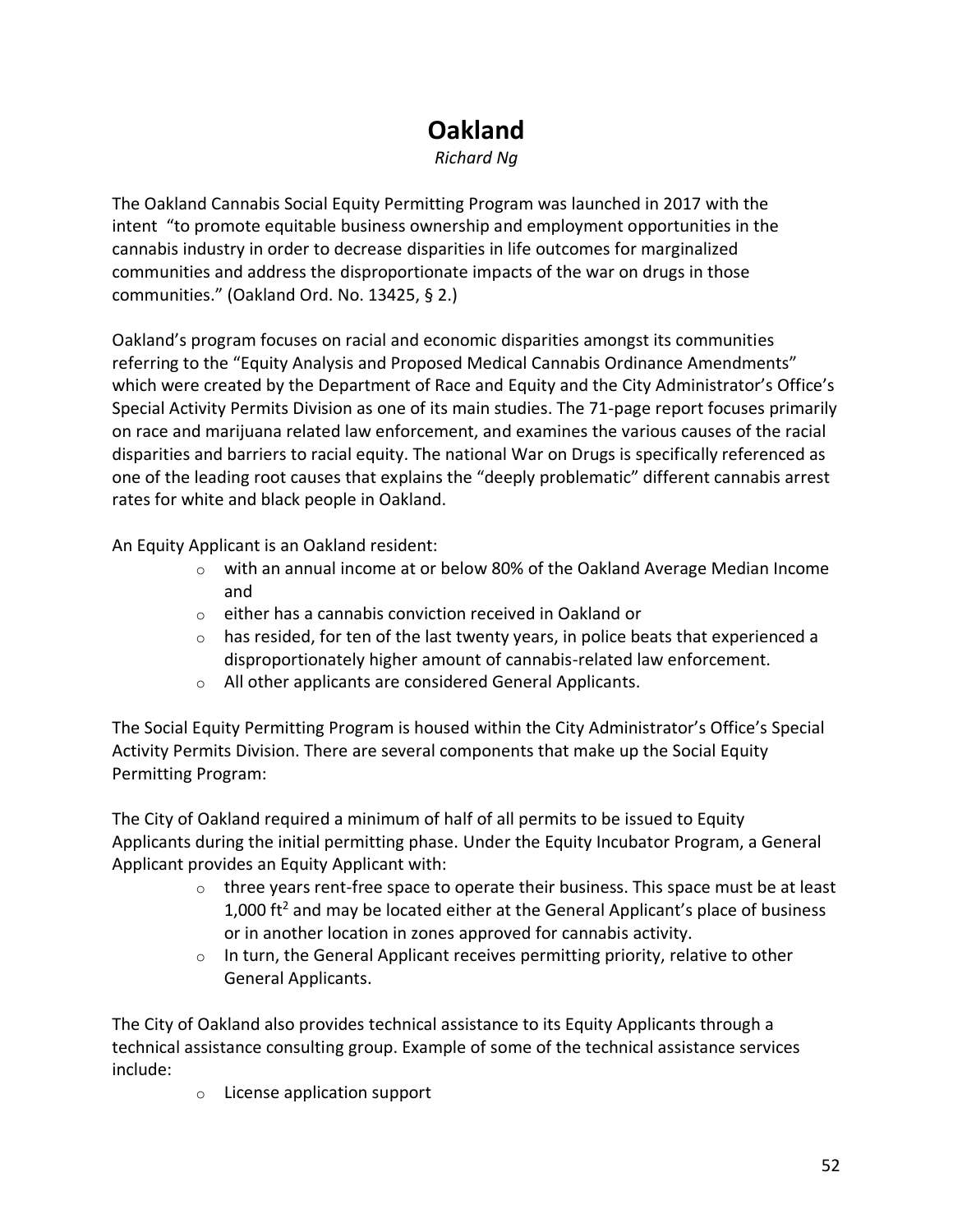# Oakland

*Richard Ng*

The Oakland Cannabis Social Equity Permitting Program was launched in 2017 with the intent "to promote equitable business ownership and employment opportunities in the cannabis industry in order to decrease disparities in life outcomes for marginalized communities and address the disproportionate impacts of the war on drugs in those communities." (Oakland Ord. No. 13425, § 2.)

Oakland's program focuses on racial and economic disparities amongst its communities referring to the "Equity Analysis and Proposed Medical Cannabis Ordinance Amendments" which were created by the Department of Race and Equity and the City Administrator's Office's Special Activity Permits Division as one of its main studies. The 71-page report focuses primarily on race and marijuana related law enforcement, and examines the various causes of the racial disparities and barriers to racial equity. The national War on Drugs is specifically referenced as one of the leading root causes that explains the "deeply problematic" different cannabis arrest rates for white and black people in Oakland.

An Equity Applicant is an Oakland resident:

- with an annual income at or below 80% of the Oakland Average Median Income and
- either has a cannabis conviction received in Oakland or
- has resided, for ten of the last twenty years, in police beats that experienced a disproportionately higher amount of cannabis-related law enforcement.
- All other applicants are considered General Applicants.

The Social Equity Permitting Program is housed within the City Administrator's Office's Special Activity Permits Division. There are several components that make up the Social Equity Permitting Program:

The City of Oakland required a minimum of half of all permits to be issued to Equity Applicants during the initial permitting phase. Under the Equity Incubator Program, a General Applicant provides an Equity Applicant with:

- three years rent-free space to operate their business. This space must be at least 1,000 $ft^2$ and may be located either at the General Applicant's place of business or in another location in zones approved for cannabis activity.
- In turn, the General Applicant receives permitting priority, relative to other General Applicants.

The City of Oakland also provides technical assistance to its Equity Applicants through a technical assistance consulting group. Example of some of the technical assistance services include:

- License application support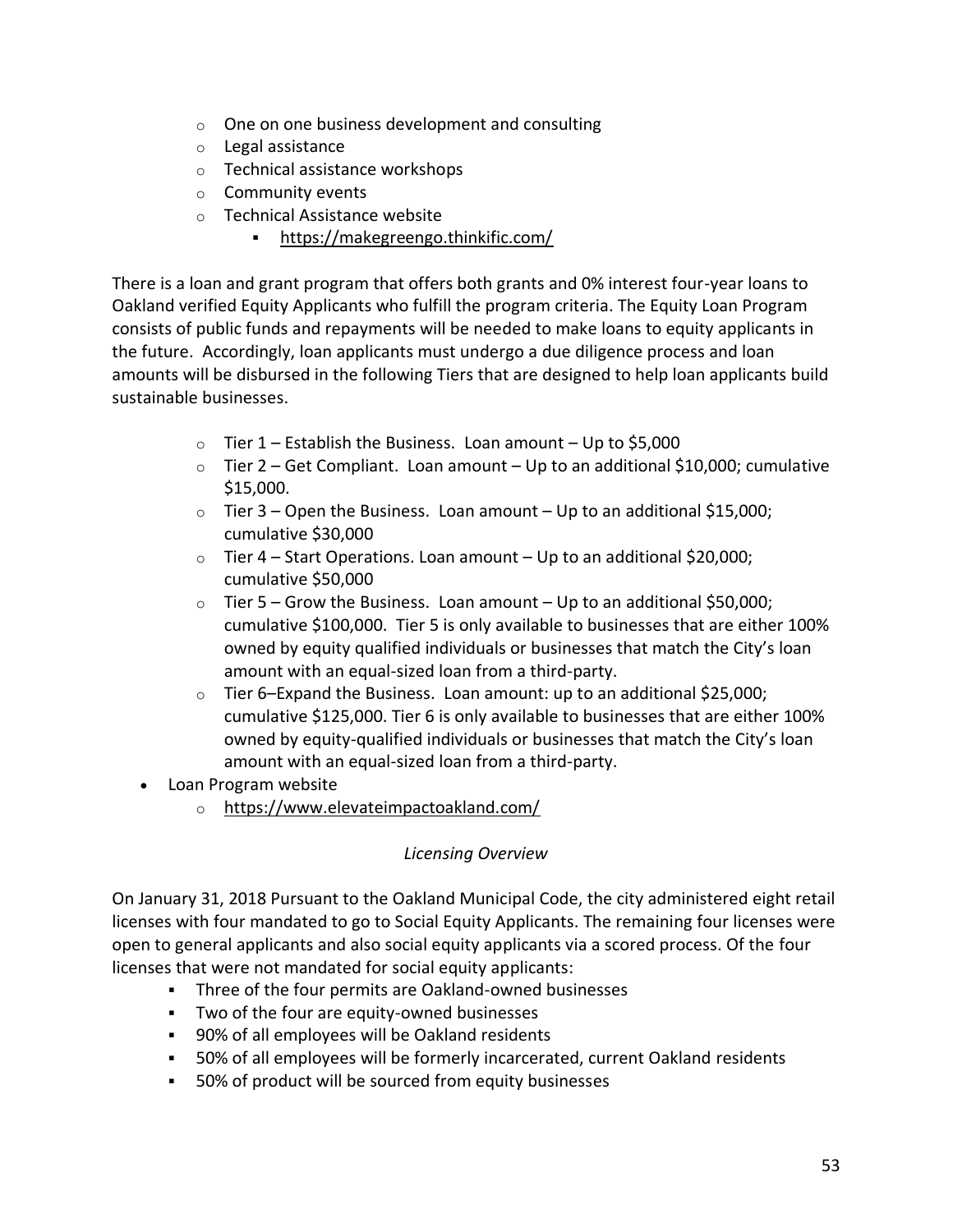- One on one business development and consulting
  - Legal assistance
  - Technical assistance workshops
  - Community events
  - Technical Assistance website
    - https://makegreengo.thinkific.com/

There is a loan and grant program that offers both grants and 0% interest four-year loans to Oakland verified Equity Applicants who fulfill the program criteria. The Equity Loan Program consists of public funds and repayments will be needed to make loans to equity applicants in the future. Accordingly, loan applicants must undergo a due diligence process and loan amounts will be disbursed in the following Tiers that are designed to help loan applicants build sustainable businesses.

  - Tier 1 – Establish the Business. Loan amount – Up to $5,000
  - Tier 2 – Get Compliant. Loan amount – Up to an additional $10,000; cumulative $15,000.
  - Tier 3 – Open the Business. Loan amount – Up to an additional $15,000; cumulative $30,000
  - Tier 4 – Start Operations. Loan amount – Up to an additional $20,000; cumulative $50,000
  - Tier 5 – Grow the Business. Loan amount – Up to an additional $50,000; cumulative $100,000. Tier 5 is only available to businesses that are either 100% owned by equity qualified individuals or businesses that match the City's loan amount with an equal-sized loan from a third-party.
  - Tier 6–Expand the Business. Loan amount: up to an additional $25,000; cumulative $125,000. Tier 6 is only available to businesses that are either 100% owned by equity-qualified individuals or businesses that match the City's loan amount with an equal-sized loan from a third-party.

- Loan Program website
  - https://www.elevateimpactoakland.com/

*Licensing Overview*

On January 31, 2018 Pursuant to the Oakland Municipal Code, the city administered eight retail licenses with four mandated to go to Social Equity Applicants. The remaining four licenses were open to general applicants and also social equity applicants via a scored process. Of the four licenses that were not mandated for social equity applicants:

- Three of the four permits are Oakland-owned businesses
- Two of the four are equity-owned businesses
- 90% of all employees will be Oakland residents
- 50% of all employees will be formerly incarcerated, current Oakland residents
- 50% of product will be sourced from equity businesses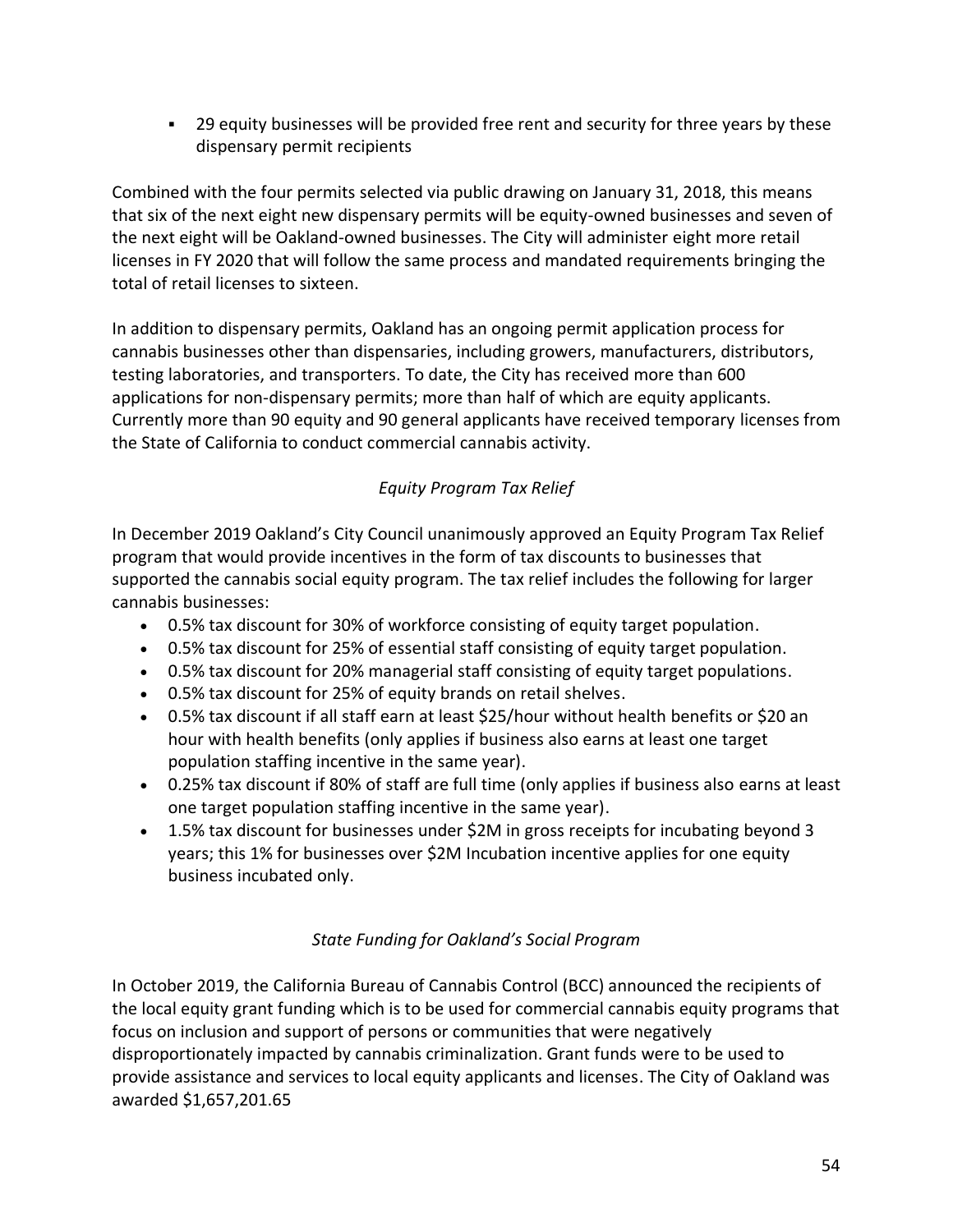- 29 equity businesses will be provided free rent and security for three years by these dispensary permit recipients

Combined with the four permits selected via public drawing on January 31, 2018, this means that six of the next eight new dispensary permits will be equity-owned businesses and seven of the next eight will be Oakland-owned businesses. The City will administer eight more retail licenses in FY 2020 that will follow the same process and mandated requirements bringing the total of retail licenses to sixteen.

In addition to dispensary permits, Oakland has an ongoing permit application process for cannabis businesses other than dispensaries, including growers, manufacturers, distributors, testing laboratories, and transporters. To date, the City has received more than 600 applications for non-dispensary permits; more than half of which are equity applicants. Currently more than 90 equity and 90 general applicants have received temporary licenses from the State of California to conduct commercial cannabis activity.

*Equity Program Tax Relief*

In December 2019 Oakland's City Council unanimously approved an Equity Program Tax Relief program that would provide incentives in the form of tax discounts to businesses that supported the cannabis social equity program. The tax relief includes the following for larger cannabis businesses:

- 0.5% tax discount for 30% of workforce consisting of equity target population.
- 0.5% tax discount for 25% of essential staff consisting of equity target population.
- 0.5% tax discount for 20% managerial staff consisting of equity target populations.
- 0.5% tax discount for 25% of equity brands on retail shelves.
- 0.5% tax discount if all staff earn at least $25/hour without health benefits or $20 an hour with health benefits (only applies if business also earns at least one target population staffing incentive in the same year).
- 0.25% tax discount if 80% of staff are full time (only applies if business also earns at least one target population staffing incentive in the same year).
- 1.5% tax discount for businesses under $2M in gross receipts for incubating beyond 3 years; this 1% for businesses over $2M Incubation incentive applies for one equity business incubated only.

*State Funding for Oakland's Social Program*

In October 2019, the California Bureau of Cannabis Control (BCC) announced the recipients of the local equity grant funding which is to be used for commercial cannabis equity programs that focus on inclusion and support of persons or communities that were negatively disproportionately impacted by cannabis criminalization. Grant funds were to be used to provide assistance and services to local equity applicants and licenses. The City of Oakland was awarded $1,657,201.65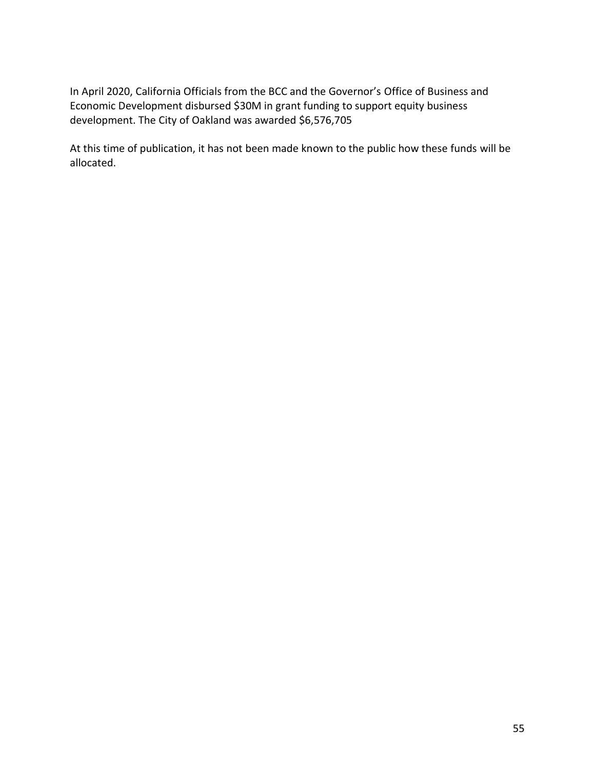In April 2020, California Officials from the BCC and the Governor's Office of Business and Economic Development disbursed $30M in grant funding to support equity business development. The City of Oakland was awarded $6,576,705

At this time of publication, it has not been made known to the public how these funds will be allocated.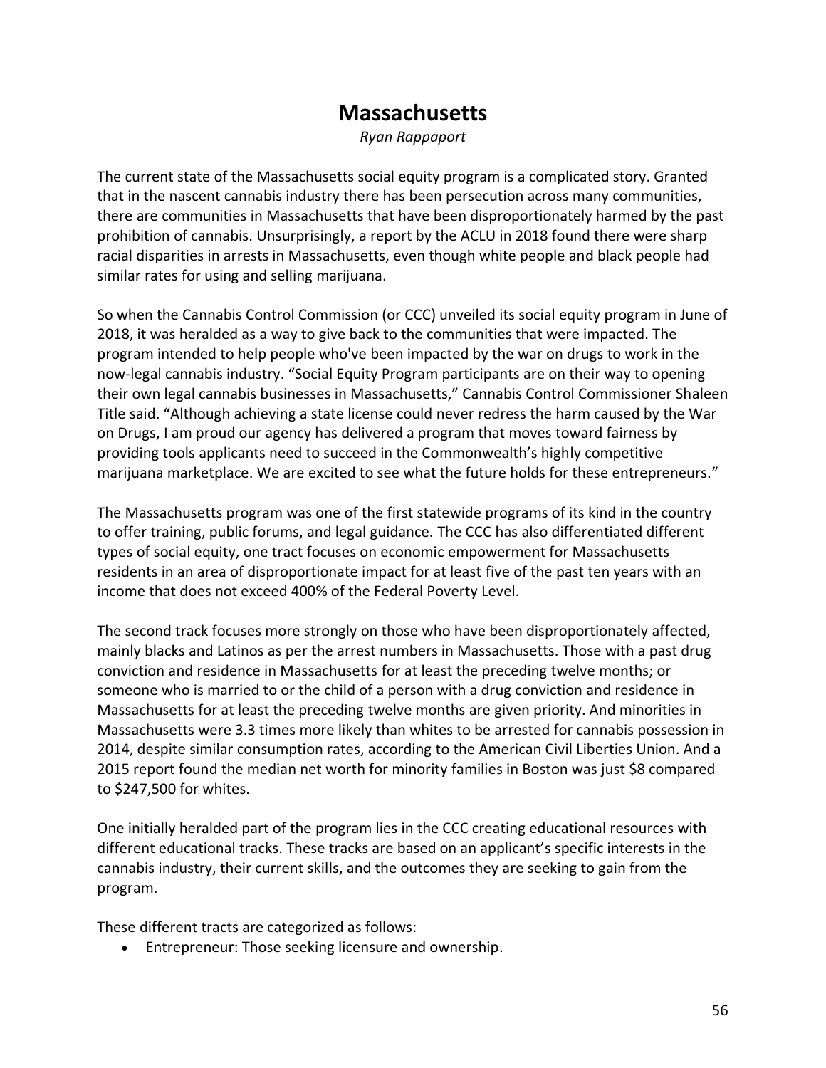# Massachusetts

*Ryan Rappaport*

The current state of the Massachusetts social equity program is a complicated story. Granted that in the nascent cannabis industry there has been persecution across many communities, there are communities in Massachusetts that have been disproportionately harmed by the past prohibition of cannabis. Unsurprisingly, a report by the ACLU in 2018 found there were sharp racial disparities in arrests in Massachusetts, even though white people and black people had similar rates for using and selling marijuana.

So when the Cannabis Control Commission (or CCC) unveiled its social equity program in June of 2018, it was heralded as a way to give back to the communities that were impacted. The program intended to help people who've been impacted by the war on drugs to work in the now-legal cannabis industry. "Social Equity Program participants are on their way to opening their own legal cannabis businesses in Massachusetts," Cannabis Control Commissioner Shaleen Title said. "Although achieving a state license could never redress the harm caused by the War on Drugs, I am proud our agency has delivered a program that moves toward fairness by providing tools applicants need to succeed in the Commonwealth's highly competitive marijuana marketplace. We are excited to see what the future holds for these entrepreneurs."

The Massachusetts program was one of the first statewide programs of its kind in the country to offer training, public forums, and legal guidance. The CCC has also differentiated different types of social equity, one tract focuses on economic empowerment for Massachusetts residents in an area of disproportionate impact for at least five of the past ten years with an income that does not exceed 400% of the Federal Poverty Level.

The second track focuses more strongly on those who have been disproportionately affected, mainly blacks and Latinos as per the arrest numbers in Massachusetts. Those with a past drug conviction and residence in Massachusetts for at least the preceding twelve months; or someone who is married to or the child of a person with a drug conviction and residence in Massachusetts for at least the preceding twelve months are given priority. And minorities in Massachusetts were 3.3 times more likely than whites to be arrested for cannabis possession in 2014, despite similar consumption rates, according to the American Civil Liberties Union. And a 2015 report found the median net worth for minority families in Boston was just $8 compared to $247,500 for whites.

One initially heralded part of the program lies in the CCC creating educational resources with different educational tracks. These tracks are based on an applicant's specific interests in the cannabis industry, their current skills, and the outcomes they are seeking to gain from the program.

These different tracts are categorized as follows:

- Entrepreneur: Those seeking licensure and ownership.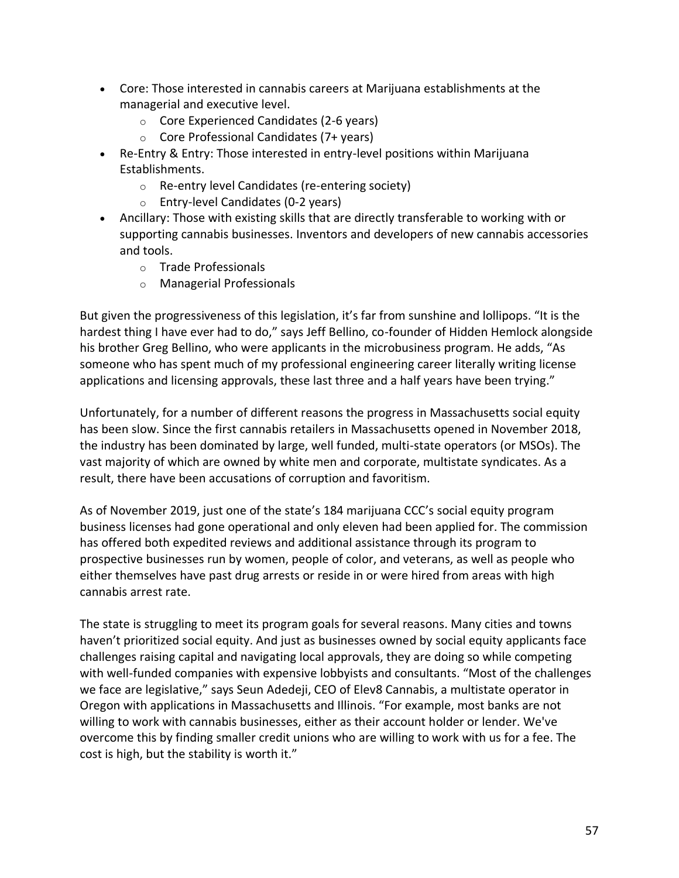- Core: Those interested in cannabis careers at Marijuana establishments at the managerial and executive level.
    - Core Experienced Candidates (2-6 years)
    - Core Professional Candidates (7+ years)
- Re-Entry & Entry: Those interested in entry-level positions within Marijuana Establishments.
    - Re-entry level Candidates (re-entering society)
    - Entry-level Candidates (0-2 years)
- Ancillary: Those with existing skills that are directly transferable to working with or supporting cannabis businesses. Inventors and developers of new cannabis accessories and tools.
    - Trade Professionals
    - Managerial Professionals

But given the progressiveness of this legislation, it's far from sunshine and lollipops. "It is the hardest thing I have ever had to do," says Jeff Bellino, co-founder of Hidden Hemlock alongside his brother Greg Bellino, who were applicants in the microbusiness program. He adds, "As someone who has spent much of my professional engineering career literally writing license applications and licensing approvals, these last three and a half years have been trying."

Unfortunately, for a number of different reasons the progress in Massachusetts social equity has been slow. Since the first cannabis retailers in Massachusetts opened in November 2018, the industry has been dominated by large, well funded, multi-state operators (or MSOs). The vast majority of which are owned by white men and corporate, multistate syndicates. As a result, there have been accusations of corruption and favoritism.

As of November 2019, just one of the state's 184 marijuana CCC's social equity program business licenses had gone operational and only eleven had been applied for. The commission has offered both expedited reviews and additional assistance through its program to prospective businesses run by women, people of color, and veterans, as well as people who either themselves have past drug arrests or reside in or were hired from areas with high cannabis arrest rate.

The state is struggling to meet its program goals for several reasons. Many cities and towns haven't prioritized social equity. And just as businesses owned by social equity applicants face challenges raising capital and navigating local approvals, they are doing so while competing with well-funded companies with expensive lobbyists and consultants. "Most of the challenges we face are legislative," says Seun Adedeji, CEO of Elev8 Cannabis, a multistate operator in Oregon with applications in Massachusetts and Illinois. "For example, most banks are not willing to work with cannabis businesses, either as their account holder or lender. We've overcome this by finding smaller credit unions who are willing to work with us for a fee. The cost is high, but the stability is worth it."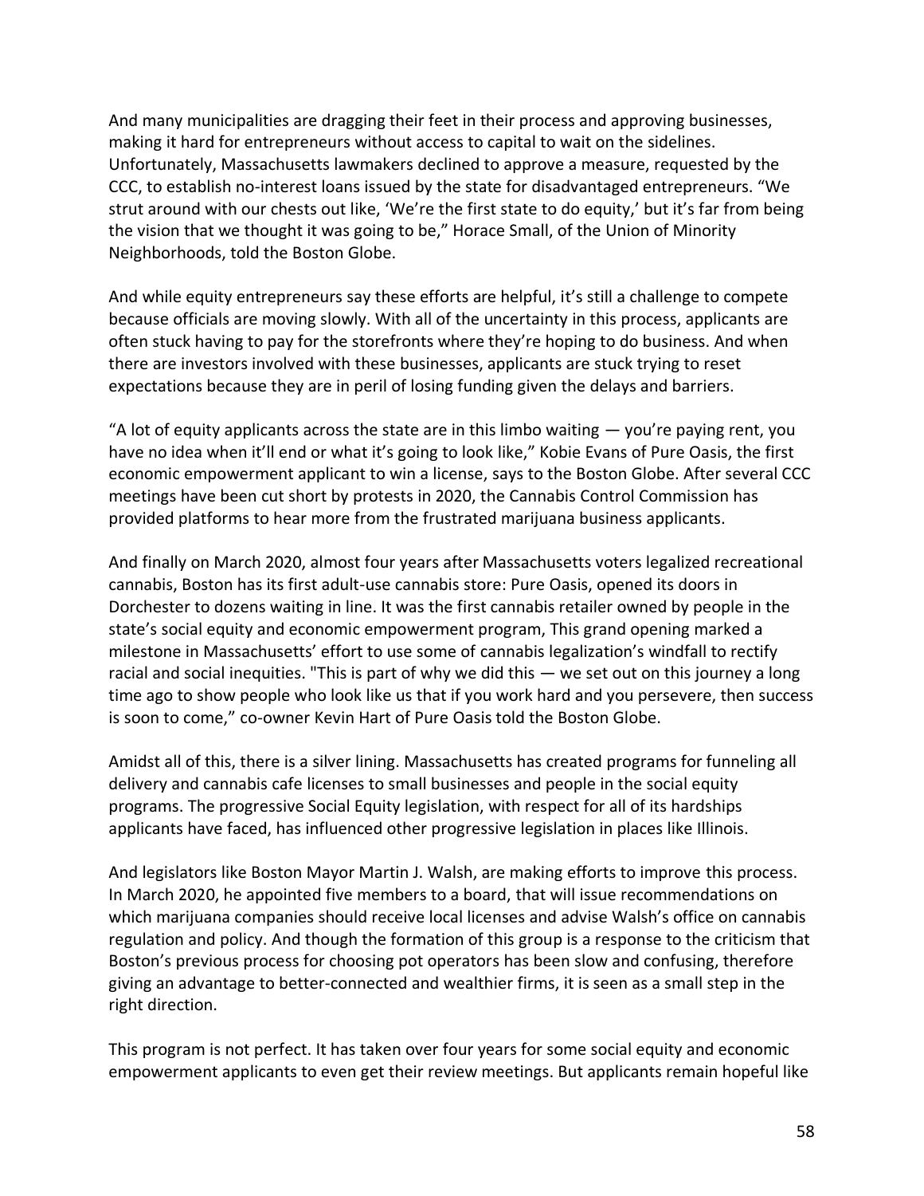And many municipalities are dragging their feet in their process and approving businesses, making it hard for entrepreneurs without access to capital to wait on the sidelines. Unfortunately, Massachusetts lawmakers declined to approve a measure, requested by the CCC, to establish no-interest loans issued by the state for disadvantaged entrepreneurs. "We strut around with our chests out like, 'We're the first state to do equity,' but it's far from being the vision that we thought it was going to be," Horace Small, of the Union of Minority Neighborhoods, told the Boston Globe.

And while equity entrepreneurs say these efforts are helpful, it's still a challenge to compete because officials are moving slowly. With all of the uncertainty in this process, applicants are often stuck having to pay for the storefronts where they're hoping to do business. And when there are investors involved with these businesses, applicants are stuck trying to reset expectations because they are in peril of losing funding given the delays and barriers.

"A lot of equity applicants across the state are in this limbo waiting — you're paying rent, you have no idea when it'll end or what it's going to look like," Kobie Evans of Pure Oasis, the first economic empowerment applicant to win a license, says to the Boston Globe. After several CCC meetings have been cut short by protests in 2020, the Cannabis Control Commission has provided platforms to hear more from the frustrated marijuana business applicants.

And finally on March 2020, almost four years after Massachusetts voters legalized recreational cannabis, Boston has its first adult-use cannabis store: Pure Oasis, opened its doors in Dorchester to dozens waiting in line. It was the first cannabis retailer owned by people in the state's social equity and economic empowerment program, This grand opening marked a milestone in Massachusetts' effort to use some of cannabis legalization's windfall to rectify racial and social inequities. "This is part of why we did this — we set out on this journey a long time ago to show people who look like us that if you work hard and you persevere, then success is soon to come," co-owner Kevin Hart of Pure Oasis told the Boston Globe.

Amidst all of this, there is a silver lining. Massachusetts has created programs for funneling all delivery and cannabis cafe licenses to small businesses and people in the social equity programs. The progressive Social Equity legislation, with respect for all of its hardships applicants have faced, has influenced other progressive legislation in places like Illinois.

And legislators like Boston Mayor Martin J. Walsh, are making efforts to improve this process. In March 2020, he appointed five members to a board, that will issue recommendations on which marijuana companies should receive local licenses and advise Walsh's office on cannabis regulation and policy. And though the formation of this group is a response to the criticism that Boston's previous process for choosing pot operators has been slow and confusing, therefore giving an advantage to better-connected and wealthier firms, it is seen as a small step in the right direction.

This program is not perfect. It has taken over four years for some social equity and economic empowerment applicants to even get their review meetings. But applicants remain hopeful like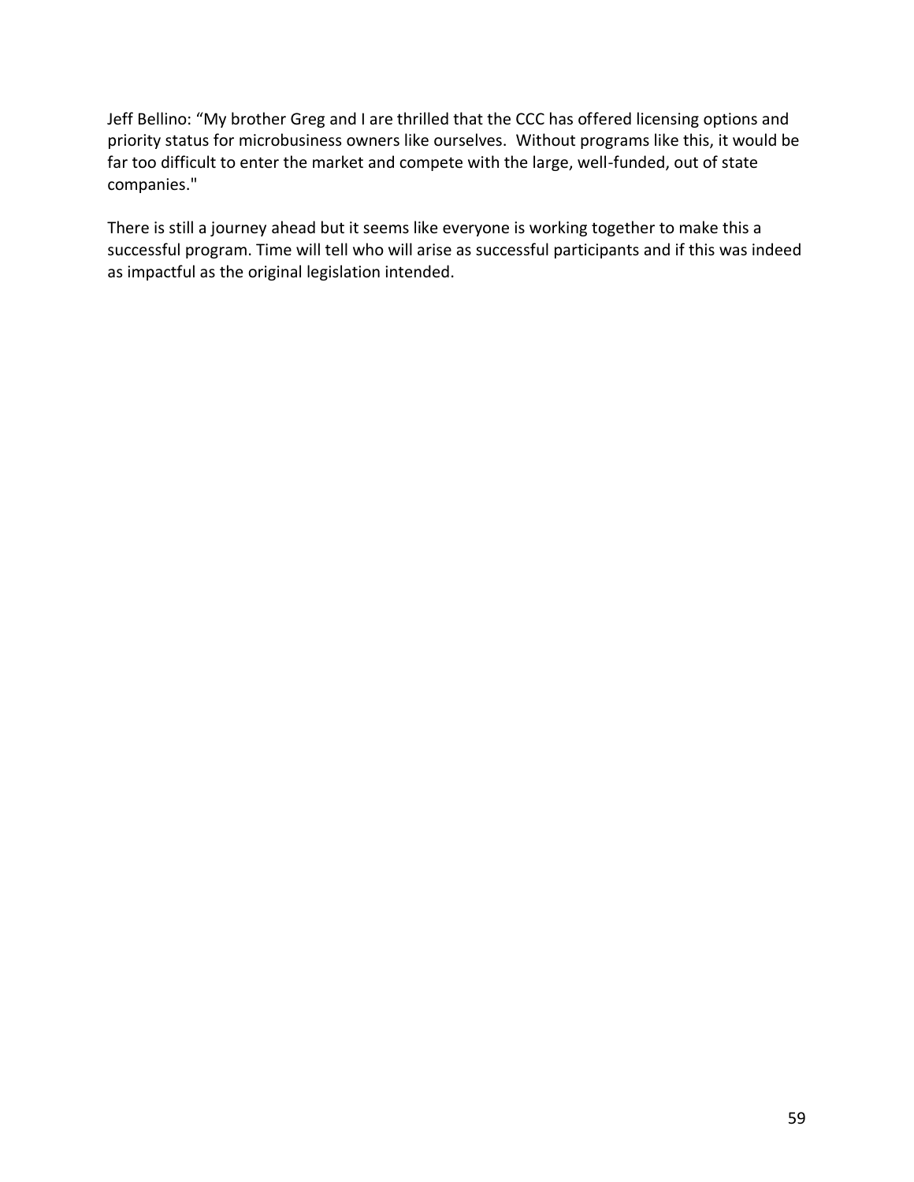Jeff Bellino: “My brother Greg and I are thrilled that the CCC has offered licensing options and priority status for microbusiness owners like ourselves. Without programs like this, it would be far too difficult to enter the market and compete with the large, well-funded, out of state companies."

There is still a journey ahead but it seems like everyone is working together to make this a successful program. Time will tell who will arise as successful participants and if this was indeed as impactful as the original legislation intended.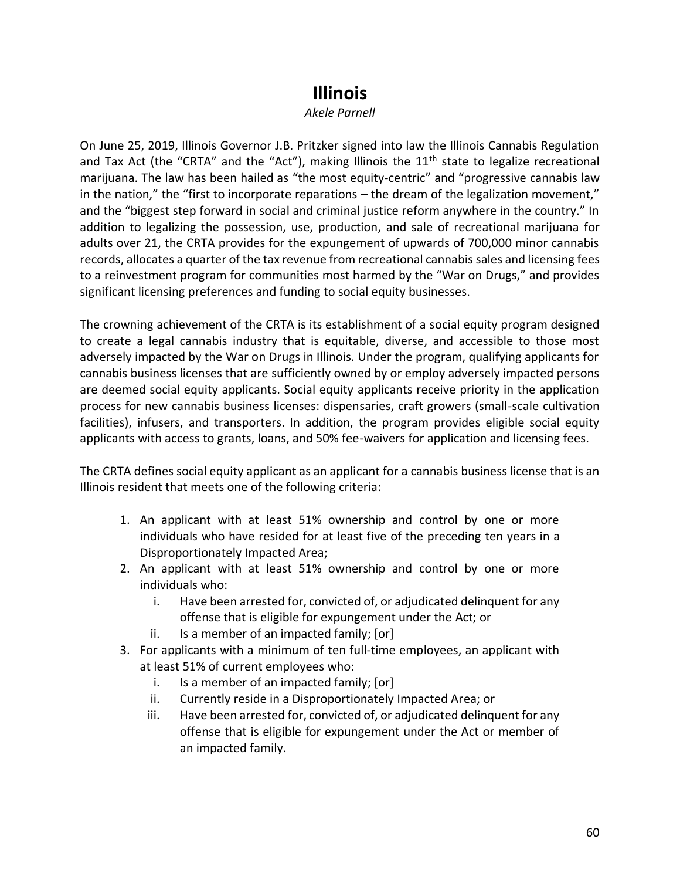# Illinois

*Akele Parnell*

On June 25, 2019, Illinois Governor J.B. Pritzker signed into law the Illinois Cannabis Regulation and Tax Act (the "CRTA" and the "Act"), making Illinois the 11th state to legalize recreational marijuana. The law has been hailed as "the most equity-centric" and "progressive cannabis law in the nation," the "first to incorporate reparations – the dream of the legalization movement," and the "biggest step forward in social and criminal justice reform anywhere in the country." In addition to legalizing the possession, use, production, and sale of recreational marijuana for adults over 21, the CRTA provides for the expungement of upwards of 700,000 minor cannabis records, allocates a quarter of the tax revenue from recreational cannabis sales and licensing fees to a reinvestment program for communities most harmed by the "War on Drugs," and provides significant licensing preferences and funding to social equity businesses.

The crowning achievement of the CRTA is its establishment of a social equity program designed to create a legal cannabis industry that is equitable, diverse, and accessible to those most adversely impacted by the War on Drugs in Illinois. Under the program, qualifying applicants for cannabis business licenses that are sufficiently owned by or employ adversely impacted persons are deemed social equity applicants. Social equity applicants receive priority in the application process for new cannabis business licenses: dispensaries, craft growers (small-scale cultivation facilities), infusers, and transporters. In addition, the program provides eligible social equity applicants with access to grants, loans, and 50% fee-waivers for application and licensing fees.

The CRTA defines social equity applicant as an applicant for a cannabis business license that is an Illinois resident that meets one of the following criteria:

1. An applicant with at least 51% ownership and control by one or more individuals who have resided for at least five of the preceding ten years in a Disproportionately Impacted Area;
2. An applicant with at least 51% ownership and control by one or more individuals who:
   - i. Have been arrested for, convicted of, or adjudicated delinquent for any offense that is eligible for expungement under the Act; or
   - ii. Is a member of an impacted family; [or]
3. For applicants with a minimum of ten full-time employees, an applicant with at least 51% of current employees who:
   - i. Is a member of an impacted family; [or]
   - ii. Currently reside in a Disproportionately Impacted Area; or
   - iii. Have been arrested for, convicted of, or adjudicated delinquent for any offense that is eligible for expungement under the Act or member of an impacted family.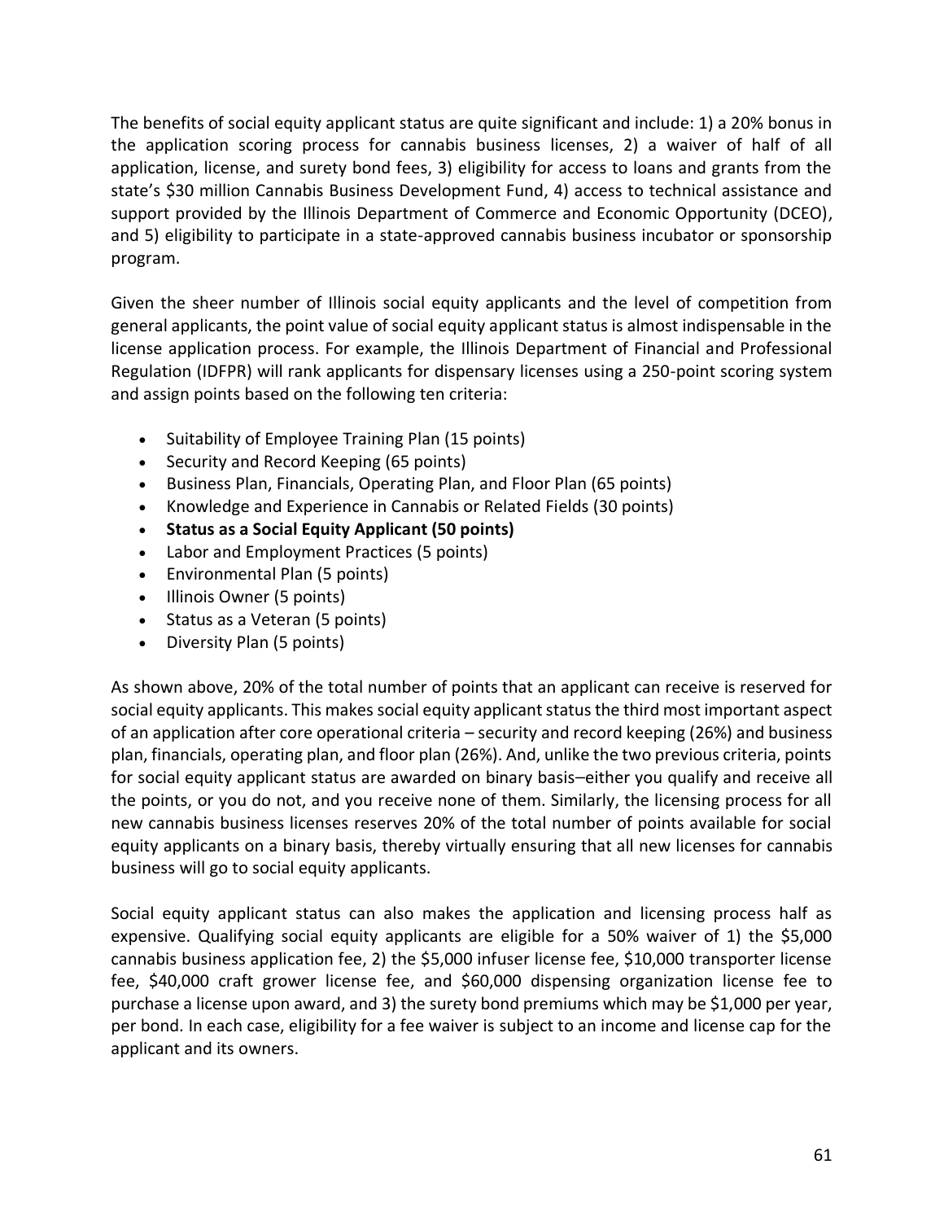The benefits of social equity applicant status are quite significant and include: 1) a 20% bonus in the application scoring process for cannabis business licenses, 2) a waiver of half of all application, license, and surety bond fees, 3) eligibility for access to loans and grants from the state's $30 million Cannabis Business Development Fund, 4) access to technical assistance and support provided by the Illinois Department of Commerce and Economic Opportunity (DCEO), and 5) eligibility to participate in a state-approved cannabis business incubator or sponsorship program.

Given the sheer number of Illinois social equity applicants and the level of competition from general applicants, the point value of social equity applicant status is almost indispensable in the license application process. For example, the Illinois Department of Financial and Professional Regulation (IDFPR) will rank applicants for dispensary licenses using a 250-point scoring system and assign points based on the following ten criteria:

- Suitability of Employee Training Plan (15 points)
- Security and Record Keeping (65 points)
- Business Plan, Financials, Operating Plan, and Floor Plan (65 points)
- Knowledge and Experience in Cannabis or Related Fields (30 points)
- **Status as a Social Equity Applicant (50 points)**
- Labor and Employment Practices (5 points)
- Environmental Plan (5 points)
- Illinois Owner (5 points)
- Status as a Veteran (5 points)
- Diversity Plan (5 points)

As shown above, 20% of the total number of points that an applicant can receive is reserved for social equity applicants. This makes social equity applicant status the third most important aspect of an application after core operational criteria – security and record keeping (26%) and business plan, financials, operating plan, and floor plan (26%). And, unlike the two previous criteria, points for social equity applicant status are awarded on binary basis–either you qualify and receive all the points, or you do not, and you receive none of them. Similarly, the licensing process for all new cannabis business licenses reserves 20% of the total number of points available for social equity applicants on a binary basis, thereby virtually ensuring that all new licenses for cannabis business will go to social equity applicants.

Social equity applicant status can also makes the application and licensing process half as expensive. Qualifying social equity applicants are eligible for a 50% waiver of 1) the $5,000 cannabis business application fee, 2) the $5,000 infuser license fee, $10,000 transporter license fee, $40,000 craft grower license fee, and $60,000 dispensing organization license fee to purchase a license upon award, and 3) the surety bond premiums which may be $1,000 per year, per bond. In each case, eligibility for a fee waiver is subject to an income and license cap for the applicant and its owners.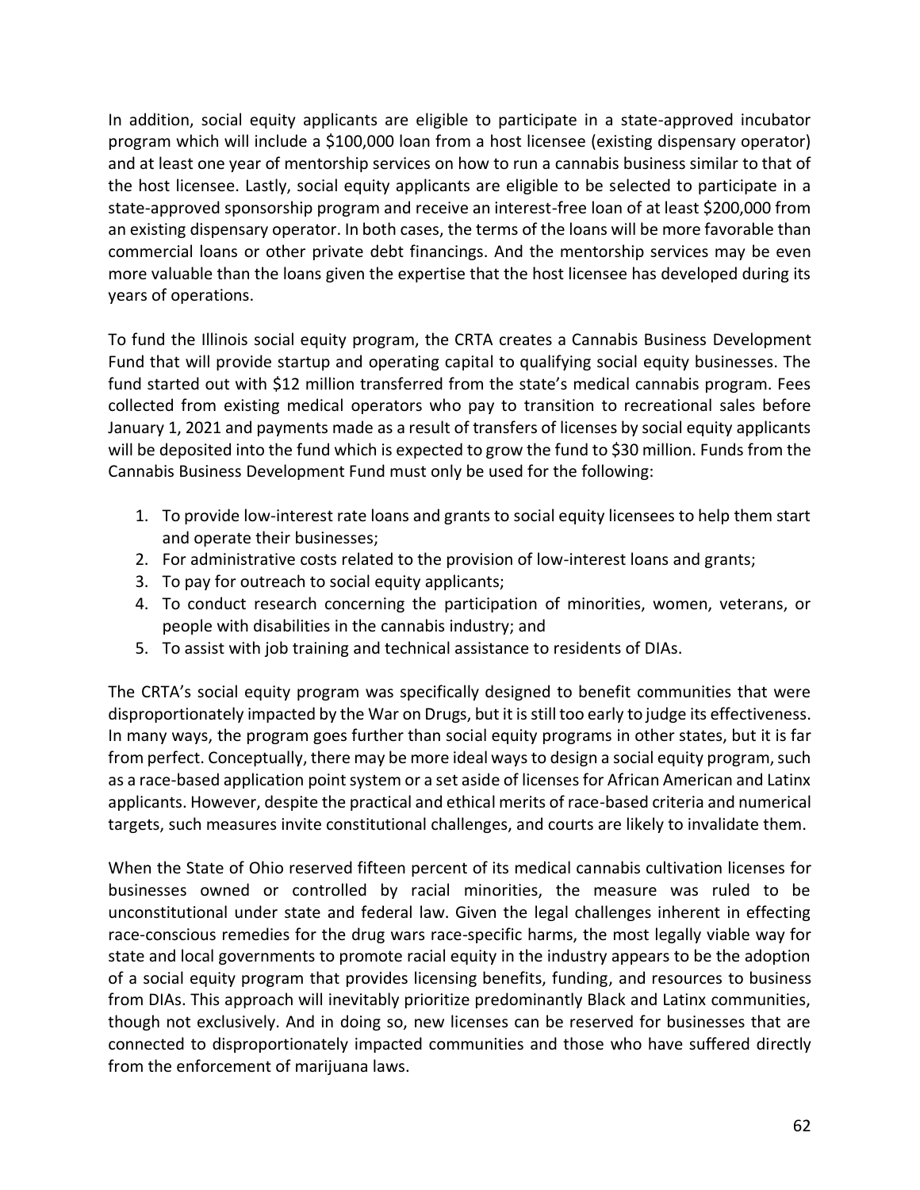In addition, social equity applicants are eligible to participate in a state-approved incubator program which will include a $100,000 loan from a host licensee (existing dispensary operator) and at least one year of mentorship services on how to run a cannabis business similar to that of the host licensee. Lastly, social equity applicants are eligible to be selected to participate in a state-approved sponsorship program and receive an interest-free loan of at least $200,000 from an existing dispensary operator. In both cases, the terms of the loans will be more favorable than commercial loans or other private debt financings. And the mentorship services may be even more valuable than the loans given the expertise that the host licensee has developed during its years of operations.

To fund the Illinois social equity program, the CRTA creates a Cannabis Business Development Fund that will provide startup and operating capital to qualifying social equity businesses. The fund started out with $12 million transferred from the state's medical cannabis program. Fees collected from existing medical operators who pay to transition to recreational sales before January 1, 2021 and payments made as a result of transfers of licenses by social equity applicants will be deposited into the fund which is expected to grow the fund to $30 million. Funds from the Cannabis Business Development Fund must only be used for the following:

1. To provide low-interest rate loans and grants to social equity licensees to help them start and operate their businesses;
2. For administrative costs related to the provision of low-interest loans and grants;
3. To pay for outreach to social equity applicants;
4. To conduct research concerning the participation of minorities, women, veterans, or people with disabilities in the cannabis industry; and
5. To assist with job training and technical assistance to residents of DIAs.

The CRTA's social equity program was specifically designed to benefit communities that were disproportionately impacted by the War on Drugs, but it is still too early to judge its effectiveness. In many ways, the program goes further than social equity programs in other states, but it is far from perfect. Conceptually, there may be more ideal ways to design a social equity program, such as a race-based application point system or a set aside of licenses for African American and Latinx applicants. However, despite the practical and ethical merits of race-based criteria and numerical targets, such measures invite constitutional challenges, and courts are likely to invalidate them.

When the State of Ohio reserved fifteen percent of its medical cannabis cultivation licenses for businesses owned or controlled by racial minorities, the measure was ruled to be unconstitutional under state and federal law. Given the legal challenges inherent in effecting race-conscious remedies for the drug wars race-specific harms, the most legally viable way for state and local governments to promote racial equity in the industry appears to be the adoption of a social equity program that provides licensing benefits, funding, and resources to business from DIAs. This approach will inevitably prioritize predominantly Black and Latinx communities, though not exclusively. And in doing so, new licenses can be reserved for businesses that are connected to disproportionately impacted communities and those who have suffered directly from the enforcement of marijuana laws.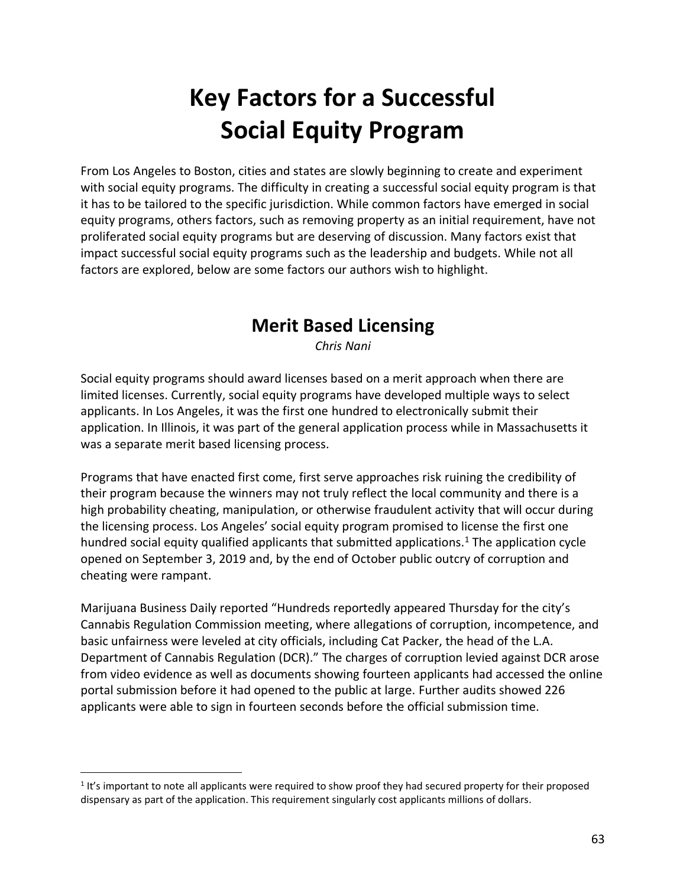# Key Factors for a Successful Social Equity Program

From Los Angeles to Boston, cities and states are slowly beginning to create and experiment with social equity programs. The difficulty in creating a successful social equity program is that it has to be tailored to the specific jurisdiction. While common factors have emerged in social equity programs, others factors, such as removing property as an initial requirement, have not proliferated social equity programs but are deserving of discussion. Many factors exist that impact successful social equity programs such as the leadership and budgets. While not all factors are explored, below are some factors our authors wish to highlight.

## Merit Based Licensing

*Chris Nani*

Social equity programs should award licenses based on a merit approach when there are limited licenses. Currently, social equity programs have developed multiple ways to select applicants. In Los Angeles, it was the first one hundred to electronically submit their application. In Illinois, it was part of the general application process while in Massachusetts it was a separate merit based licensing process.

Programs that have enacted first come, first serve approaches risk ruining the credibility of their program because the winners may not truly reflect the local community and there is a high probability cheating, manipulation, or otherwise fraudulent activity that will occur during the licensing process. Los Angeles' social equity program promised to license the first one hundred social equity qualified applicants that submitted applications.[1] The application cycle opened on September 3, 2019 and, by the end of October public outcry of corruption and cheating were rampant.

Marijuana Business Daily reported "Hundreds reportedly appeared Thursday for the city's Cannabis Regulation Commission meeting, where allegations of corruption, incompetence, and basic unfairness were leveled at city officials, including Cat Packer, the head of the L.A. Department of Cannabis Regulation (DCR)." The charges of corruption levied against DCR arose from video evidence as well as documents showing fourteen applicants had accessed the online portal submission before it had opened to the public at large. Further audits showed 226 applicants were able to sign in fourteen seconds before the official submission time.

[1] It's important to note all applicants were required to show proof they had secured property for their proposed dispensary as part of the application. This requirement singularly cost applicants millions of dollars.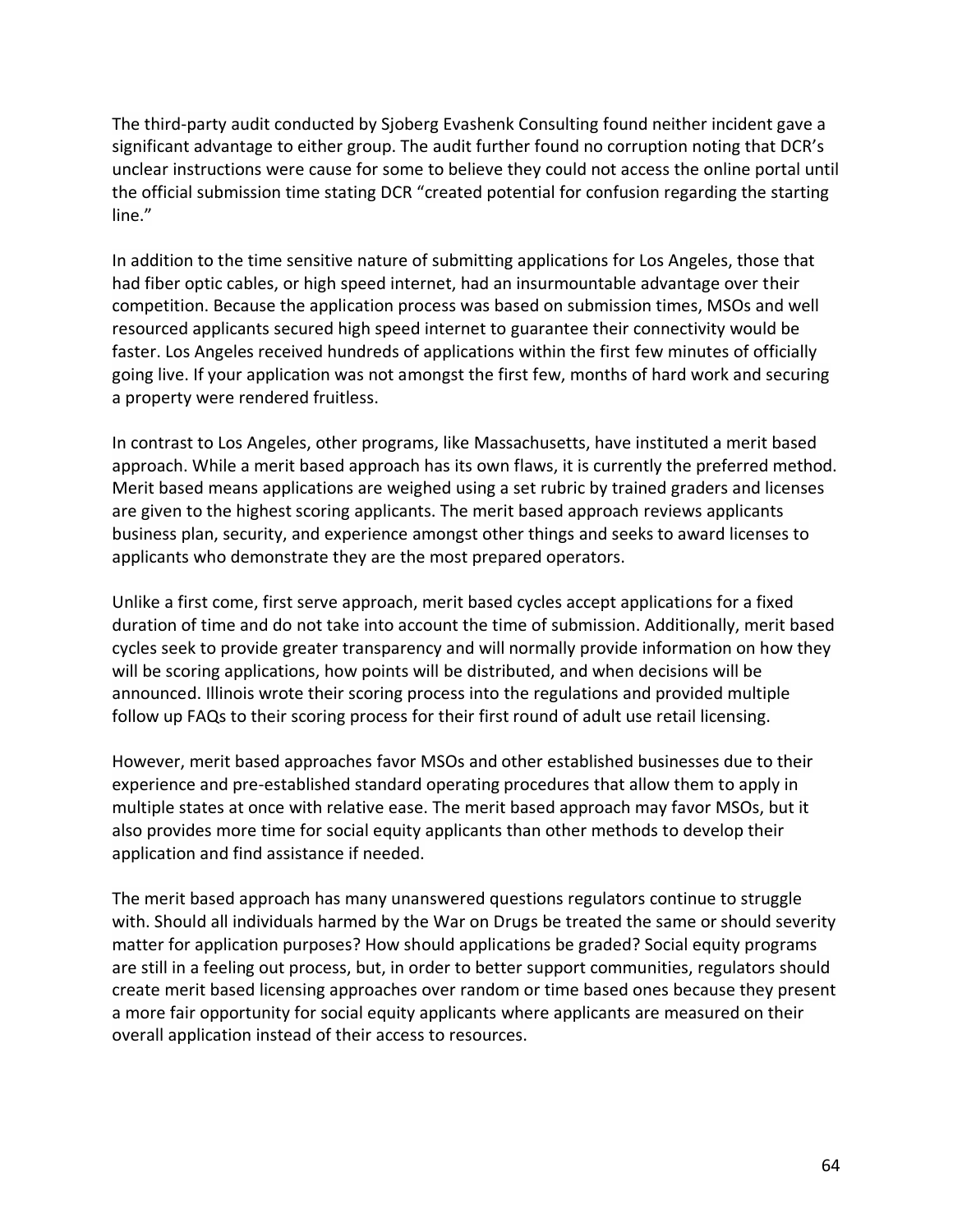The third-party audit conducted by Sjoberg Evashenk Consulting found neither incident gave a significant advantage to either group. The audit further found no corruption noting that DCR's unclear instructions were cause for some to believe they could not access the online portal until the official submission time stating DCR "created potential for confusion regarding the starting line."

In addition to the time sensitive nature of submitting applications for Los Angeles, those that had fiber optic cables, or high speed internet, had an insurmountable advantage over their competition. Because the application process was based on submission times, MSOs and well resourced applicants secured high speed internet to guarantee their connectivity would be faster. Los Angeles received hundreds of applications within the first few minutes of officially going live. If your application was not amongst the first few, months of hard work and securing a property were rendered fruitless.

In contrast to Los Angeles, other programs, like Massachusetts, have instituted a merit based approach. While a merit based approach has its own flaws, it is currently the preferred method. Merit based means applications are weighed using a set rubric by trained graders and licenses are given to the highest scoring applicants. The merit based approach reviews applicants business plan, security, and experience amongst other things and seeks to award licenses to applicants who demonstrate they are the most prepared operators.

Unlike a first come, first serve approach, merit based cycles accept applications for a fixed duration of time and do not take into account the time of submission. Additionally, merit based cycles seek to provide greater transparency and will normally provide information on how they will be scoring applications, how points will be distributed, and when decisions will be announced. Illinois wrote their scoring process into the regulations and provided multiple follow up FAQs to their scoring process for their first round of adult use retail licensing.

However, merit based approaches favor MSOs and other established businesses due to their experience and pre-established standard operating procedures that allow them to apply in multiple states at once with relative ease. The merit based approach may favor MSOs, but it also provides more time for social equity applicants than other methods to develop their application and find assistance if needed.

The merit based approach has many unanswered questions regulators continue to struggle with. Should all individuals harmed by the War on Drugs be treated the same or should severity matter for application purposes? How should applications be graded? Social equity programs are still in a feeling out process, but, in order to better support communities, regulators should create merit based licensing approaches over random or time based ones because they present a more fair opportunity for social equity applicants where applicants are measured on their overall application instead of their access to resources.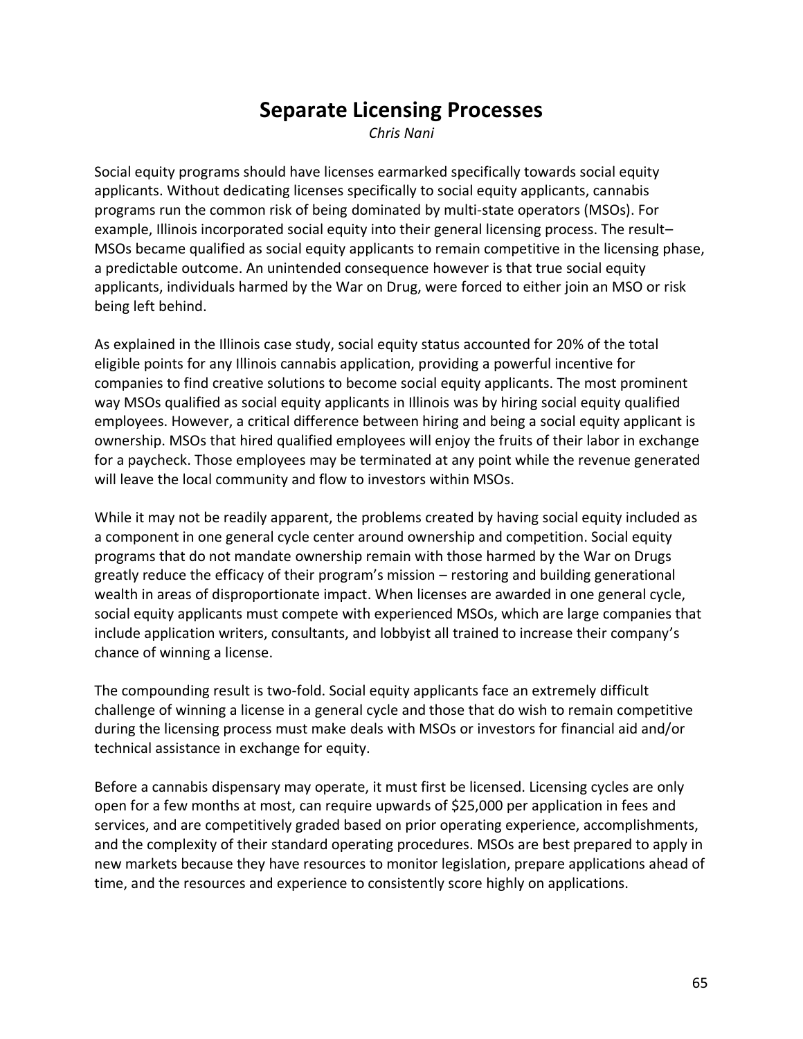# Separate Licensing Processes

*Chris Nani*

Social equity programs should have licenses earmarked specifically towards social equity applicants. Without dedicating licenses specifically to social equity applicants, cannabis programs run the common risk of being dominated by multi-state operators (MSOs). For example, Illinois incorporated social equity into their general licensing process. The result– MSOs became qualified as social equity applicants to remain competitive in the licensing phase, a predictable outcome. An unintended consequence however is that true social equity applicants, individuals harmed by the War on Drug, were forced to either join an MSO or risk being left behind.

As explained in the Illinois case study, social equity status accounted for 20% of the total eligible points for any Illinois cannabis application, providing a powerful incentive for companies to find creative solutions to become social equity applicants. The most prominent way MSOs qualified as social equity applicants in Illinois was by hiring social equity qualified employees. However, a critical difference between hiring and being a social equity applicant is ownership. MSOs that hired qualified employees will enjoy the fruits of their labor in exchange for a paycheck. Those employees may be terminated at any point while the revenue generated will leave the local community and flow to investors within MSOs.

While it may not be readily apparent, the problems created by having social equity included as a component in one general cycle center around ownership and competition. Social equity programs that do not mandate ownership remain with those harmed by the War on Drugs greatly reduce the efficacy of their program's mission – restoring and building generational wealth in areas of disproportionate impact. When licenses are awarded in one general cycle, social equity applicants must compete with experienced MSOs, which are large companies that include application writers, consultants, and lobbyist all trained to increase their company's chance of winning a license.

The compounding result is two-fold. Social equity applicants face an extremely difficult challenge of winning a license in a general cycle and those that do wish to remain competitive during the licensing process must make deals with MSOs or investors for financial aid and/or technical assistance in exchange for equity.

Before a cannabis dispensary may operate, it must first be licensed. Licensing cycles are only open for a few months at most, can require upwards of $25,000 per application in fees and services, and are competitively graded based on prior operating experience, accomplishments, and the complexity of their standard operating procedures. MSOs are best prepared to apply in new markets because they have resources to monitor legislation, prepare applications ahead of time, and the resources and experience to consistently score highly on applications.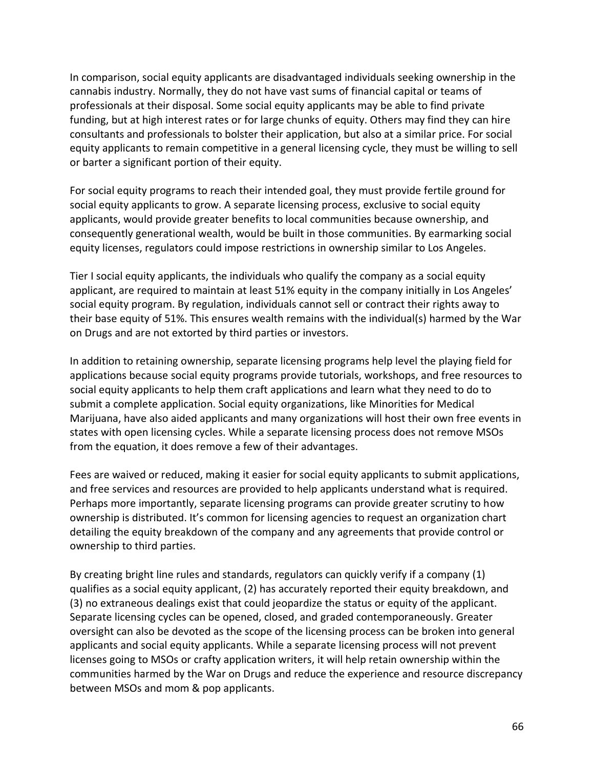In comparison, social equity applicants are disadvantaged individuals seeking ownership in the cannabis industry. Normally, they do not have vast sums of financial capital or teams of professionals at their disposal. Some social equity applicants may be able to find private funding, but at high interest rates or for large chunks of equity. Others may find they can hire consultants and professionals to bolster their application, but also at a similar price. For social equity applicants to remain competitive in a general licensing cycle, they must be willing to sell or barter a significant portion of their equity.

For social equity programs to reach their intended goal, they must provide fertile ground for social equity applicants to grow. A separate licensing process, exclusive to social equity applicants, would provide greater benefits to local communities because ownership, and consequently generational wealth, would be built in those communities. By earmarking social equity licenses, regulators could impose restrictions in ownership similar to Los Angeles.

Tier I social equity applicants, the individuals who qualify the company as a social equity applicant, are required to maintain at least 51% equity in the company initially in Los Angeles' social equity program. By regulation, individuals cannot sell or contract their rights away to their base equity of 51%. This ensures wealth remains with the individual(s) harmed by the War on Drugs and are not extorted by third parties or investors.

In addition to retaining ownership, separate licensing programs help level the playing field for applications because social equity programs provide tutorials, workshops, and free resources to social equity applicants to help them craft applications and learn what they need to do to submit a complete application. Social equity organizations, like Minorities for Medical Marijuana, have also aided applicants and many organizations will host their own free events in states with open licensing cycles. While a separate licensing process does not remove MSOs from the equation, it does remove a few of their advantages.

Fees are waived or reduced, making it easier for social equity applicants to submit applications, and free services and resources are provided to help applicants understand what is required. Perhaps more importantly, separate licensing programs can provide greater scrutiny to how ownership is distributed. It's common for licensing agencies to request an organization chart detailing the equity breakdown of the company and any agreements that provide control or ownership to third parties.

By creating bright line rules and standards, regulators can quickly verify if a company (1) qualifies as a social equity applicant, (2) has accurately reported their equity breakdown, and (3) no extraneous dealings exist that could jeopardize the status or equity of the applicant. Separate licensing cycles can be opened, closed, and graded contemporaneously. Greater oversight can also be devoted as the scope of the licensing process can be broken into general applicants and social equity applicants. While a separate licensing process will not prevent licenses going to MSOs or crafty application writers, it will help retain ownership within the communities harmed by the War on Drugs and reduce the experience and resource discrepancy between MSOs and mom & pop applicants.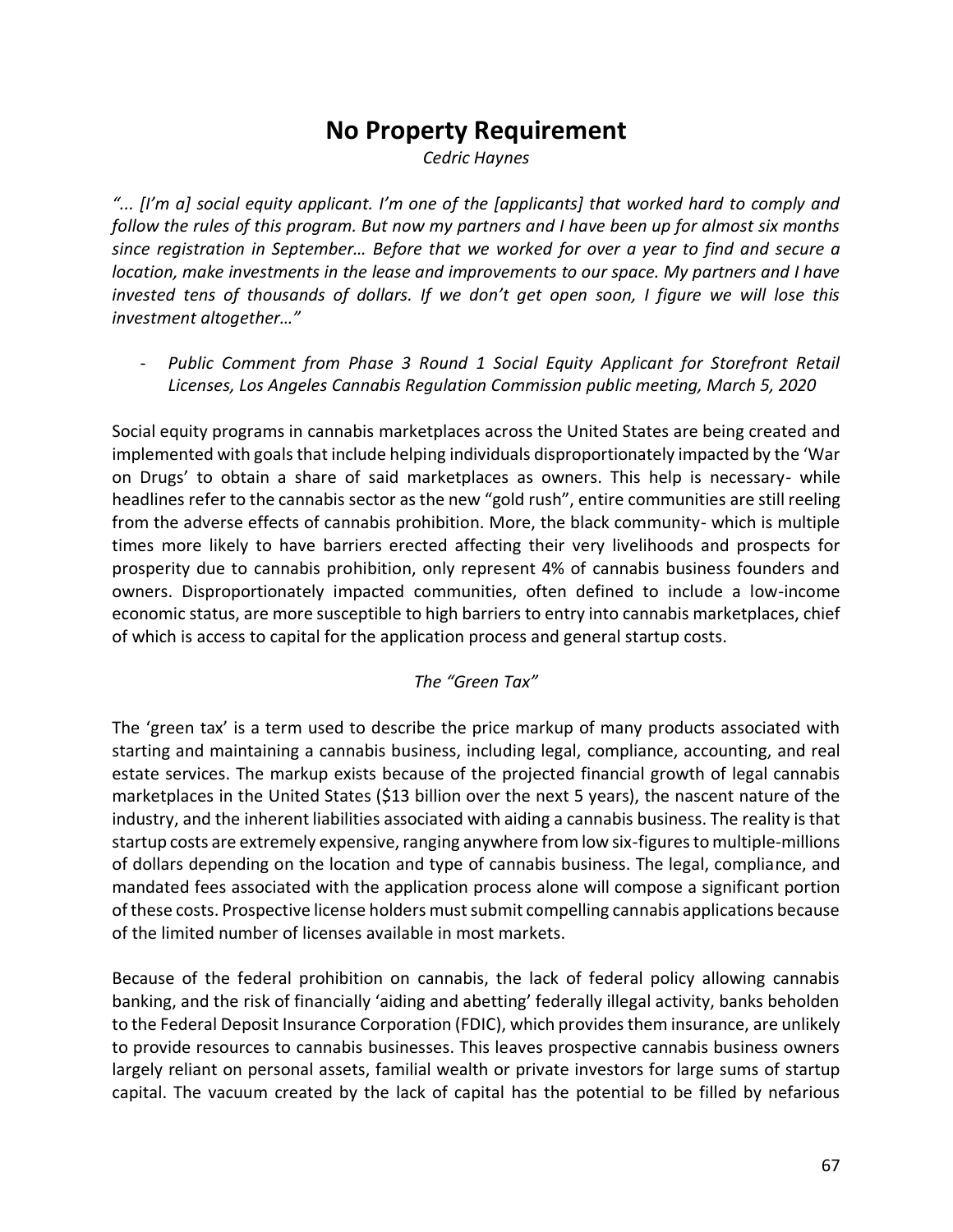# No Property Requirement

*Cedric Haynes*

*"... [I'm a] social equity applicant. I'm one of the [applicants] that worked hard to comply and follow the rules of this program. But now my partners and I have been up for almost six months since registration in September… Before that we worked for over a year to find and secure a location, make investments in the lease and improvements to our space. My partners and I have invested tens of thousands of dollars. If we don't get open soon, I figure we will lose this investment altogether…"*

- *Public Comment from Phase 3 Round 1 Social Equity Applicant for Storefront Retail Licenses, Los Angeles Cannabis Regulation Commission public meeting, March 5, 2020*

Social equity programs in cannabis marketplaces across the United States are being created and implemented with goals that include helping individuals disproportionately impacted by the 'War on Drugs' to obtain a share of said marketplaces as owners. This help is necessary- while headlines refer to the cannabis sector as the new "gold rush", entire communities are still reeling from the adverse effects of cannabis prohibition. More, the black community- which is multiple times more likely to have barriers erected affecting their very livelihoods and prospects for prosperity due to cannabis prohibition, only represent 4% of cannabis business founders and owners. Disproportionately impacted communities, often defined to include a low-income economic status, are more susceptible to high barriers to entry into cannabis marketplaces, chief of which is access to capital for the application process and general startup costs.

*The "Green Tax"*

The 'green tax' is a term used to describe the price markup of many products associated with starting and maintaining a cannabis business, including legal, compliance, accounting, and real estate services. The markup exists because of the projected financial growth of legal cannabis marketplaces in the United States ($13 billion over the next 5 years), the nascent nature of the industry, and the inherent liabilities associated with aiding a cannabis business. The reality is that startup costs are extremely expensive, ranging anywhere from low six-figures to multiple-millions of dollars depending on the location and type of cannabis business. The legal, compliance, and mandated fees associated with the application process alone will compose a significant portion of these costs. Prospective license holders must submit compelling cannabis applications because of the limited number of licenses available in most markets.

Because of the federal prohibition on cannabis, the lack of federal policy allowing cannabis banking, and the risk of financially 'aiding and abetting' federally illegal activity, banks beholden to the Federal Deposit Insurance Corporation (FDIC), which provides them insurance, are unlikely to provide resources to cannabis businesses. This leaves prospective cannabis business owners largely reliant on personal assets, familial wealth or private investors for large sums of startup capital. The vacuum created by the lack of capital has the potential to be filled by nefarious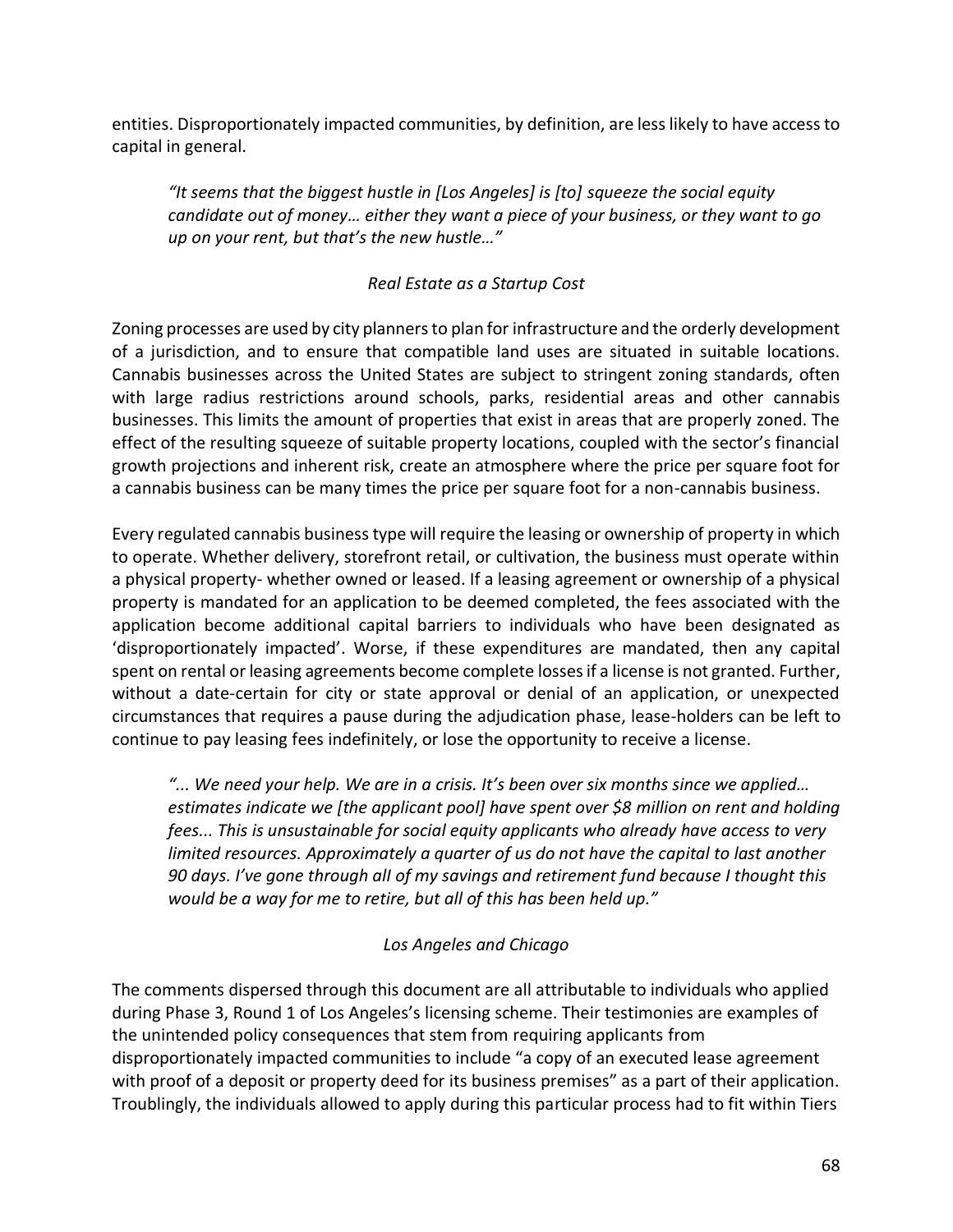entities. Disproportionately impacted communities, by definition, are less likely to have access to capital in general.

> *"It seems that the biggest hustle in [Los Angeles] is [to] squeeze the social equity candidate out of money… either they want a piece of your business, or they want to go up on your rent, but that's the new hustle…"*

### *Real Estate as a Startup Cost*

Zoning processes are used by city planners to plan for infrastructure and the orderly development of a jurisdiction, and to ensure that compatible land uses are situated in suitable locations. Cannabis businesses across the United States are subject to stringent zoning standards, often with large radius restrictions around schools, parks, residential areas and other cannabis businesses. This limits the amount of properties that exist in areas that are properly zoned. The effect of the resulting squeeze of suitable property locations, coupled with the sector's financial growth projections and inherent risk, create an atmosphere where the price per square foot for a cannabis business can be many times the price per square foot for a non-cannabis business.

Every regulated cannabis business type will require the leasing or ownership of property in which to operate. Whether delivery, storefront retail, or cultivation, the business must operate within a physical property- whether owned or leased. If a leasing agreement or ownership of a physical property is mandated for an application to be deemed completed, the fees associated with the application become additional capital barriers to individuals who have been designated as 'disproportionately impacted'. Worse, if these expenditures are mandated, then any capital spent on rental or leasing agreements become complete losses if a license is not granted. Further, without a date-certain for city or state approval or denial of an application, or unexpected circumstances that requires a pause during the adjudication phase, lease-holders can be left to continue to pay leasing fees indefinitely, or lose the opportunity to receive a license.

> *"... We need your help. We are in a crisis. It's been over six months since we applied… estimates indicate we [the applicant pool] have spent over $8 million on rent and holding fees... This is unsustainable for social equity applicants who already have access to very limited resources. Approximately a quarter of us do not have the capital to last another 90 days. I've gone through all of my savings and retirement fund because I thought this would be a way for me to retire, but all of this has been held up."*

### *Los Angeles and Chicago*

The comments dispersed through this document are all attributable to individuals who applied during Phase 3, Round 1 of Los Angeles's licensing scheme. Their testimonies are examples of the unintended policy consequences that stem from requiring applicants from disproportionately impacted communities to include "a copy of an executed lease agreement with proof of a deposit or property deed for its business premises" as a part of their application. Troublingly, the individuals allowed to apply during this particular process had to fit within Tiers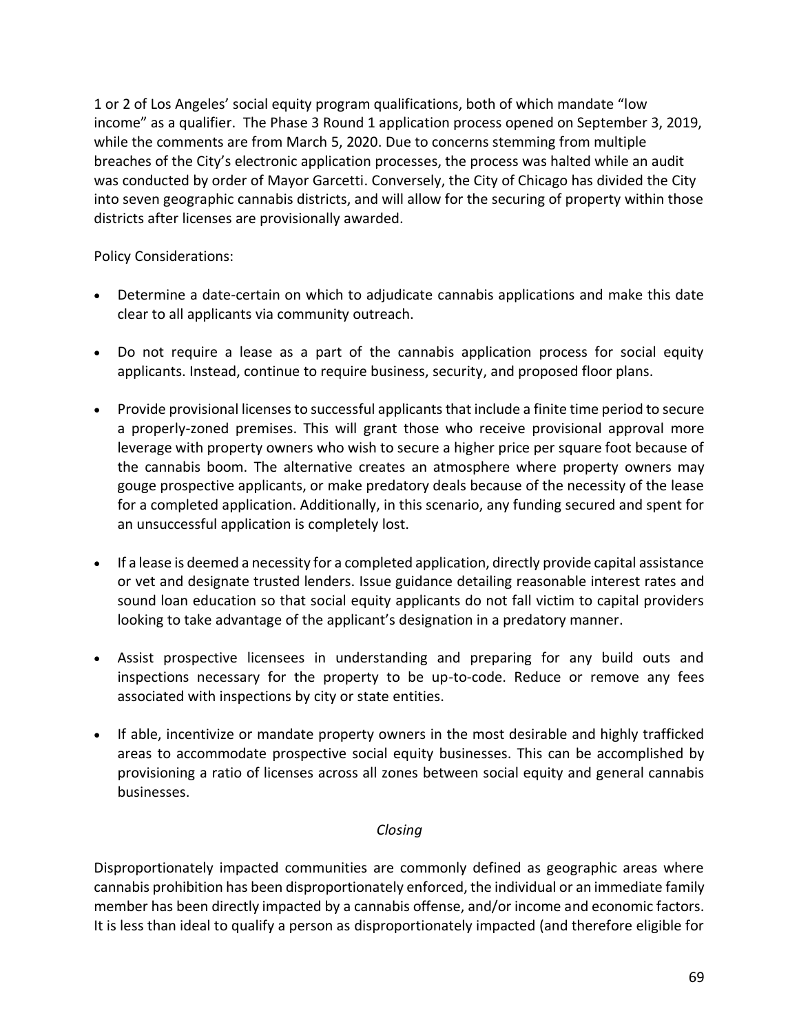1 or 2 of Los Angeles' social equity program qualifications, both of which mandate "low income" as a qualifier. The Phase 3 Round 1 application process opened on September 3, 2019, while the comments are from March 5, 2020. Due to concerns stemming from multiple breaches of the City's electronic application processes, the process was halted while an audit was conducted by order of Mayor Garcetti. Conversely, the City of Chicago has divided the City into seven geographic cannabis districts, and will allow for the securing of property within those districts after licenses are provisionally awarded.

Policy Considerations:

- Determine a date-certain on which to adjudicate cannabis applications and make this date clear to all applicants via community outreach.
- Do not require a lease as a part of the cannabis application process for social equity applicants. Instead, continue to require business, security, and proposed floor plans.
- Provide provisional licenses to successful applicants that include a finite time period to secure a properly-zoned premises. This will grant those who receive provisional approval more leverage with property owners who wish to secure a higher price per square foot because of the cannabis boom. The alternative creates an atmosphere where property owners may gouge prospective applicants, or make predatory deals because of the necessity of the lease for a completed application. Additionally, in this scenario, any funding secured and spent for an unsuccessful application is completely lost.
- If a lease is deemed a necessity for a completed application, directly provide capital assistance or vet and designate trusted lenders. Issue guidance detailing reasonable interest rates and sound loan education so that social equity applicants do not fall victim to capital providers looking to take advantage of the applicant's designation in a predatory manner.
- Assist prospective licensees in understanding and preparing for any build outs and inspections necessary for the property to be up-to-code. Reduce or remove any fees associated with inspections by city or state entities.
- If able, incentivize or mandate property owners in the most desirable and highly trafficked areas to accommodate prospective social equity businesses. This can be accomplished by provisioning a ratio of licenses across all zones between social equity and general cannabis businesses.

*Closing*

Disproportionately impacted communities are commonly defined as geographic areas where cannabis prohibition has been disproportionately enforced, the individual or an immediate family member has been directly impacted by a cannabis offense, and/or income and economic factors. It is less than ideal to qualify a person as disproportionately impacted (and therefore eligible for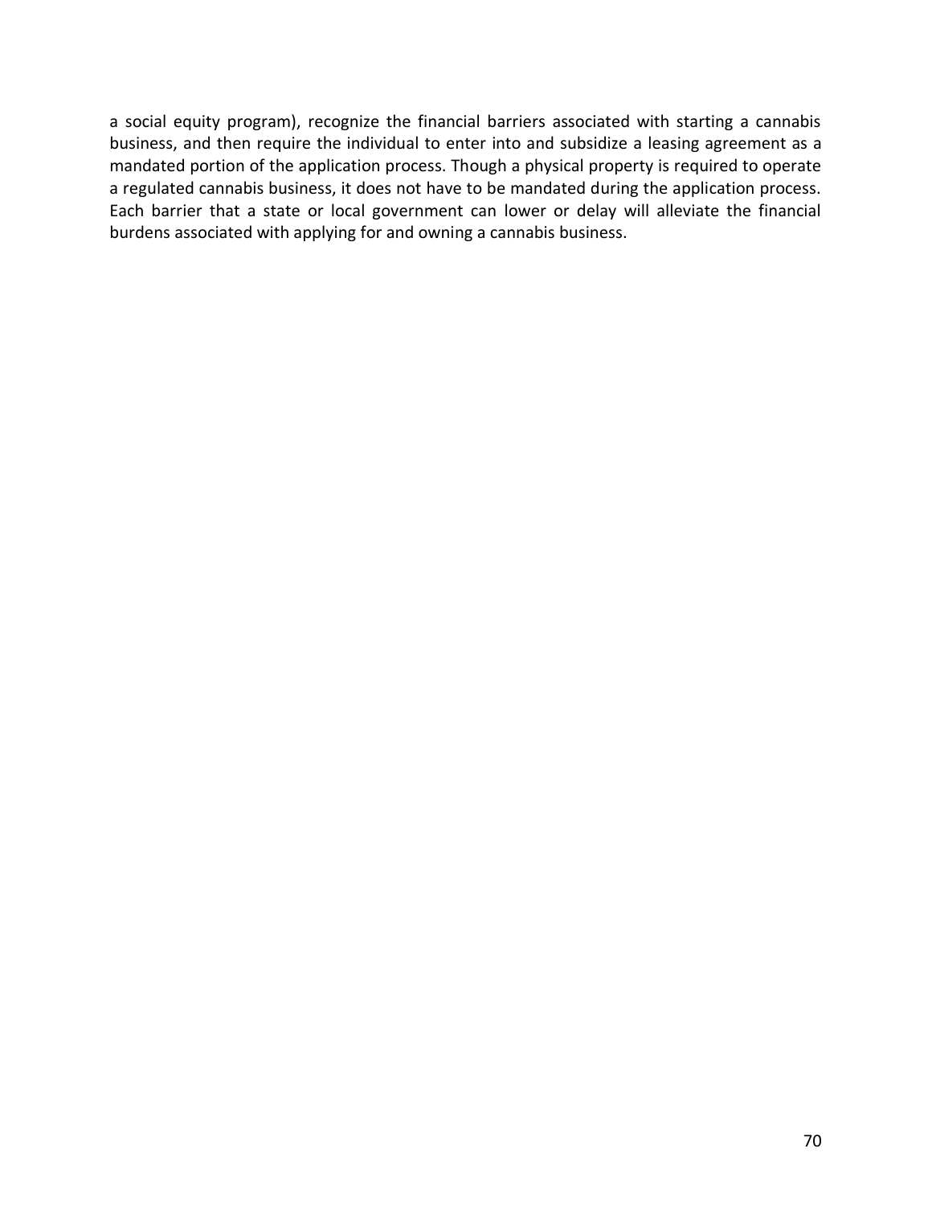a social equity program), recognize the financial barriers associated with starting a cannabis business, and then require the individual to enter into and subsidize a leasing agreement as a mandated portion of the application process. Though a physical property is required to operate a regulated cannabis business, it does not have to be mandated during the application process. Each barrier that a state or local government can lower or delay will alleviate the financial burdens associated with applying for and owning a cannabis business.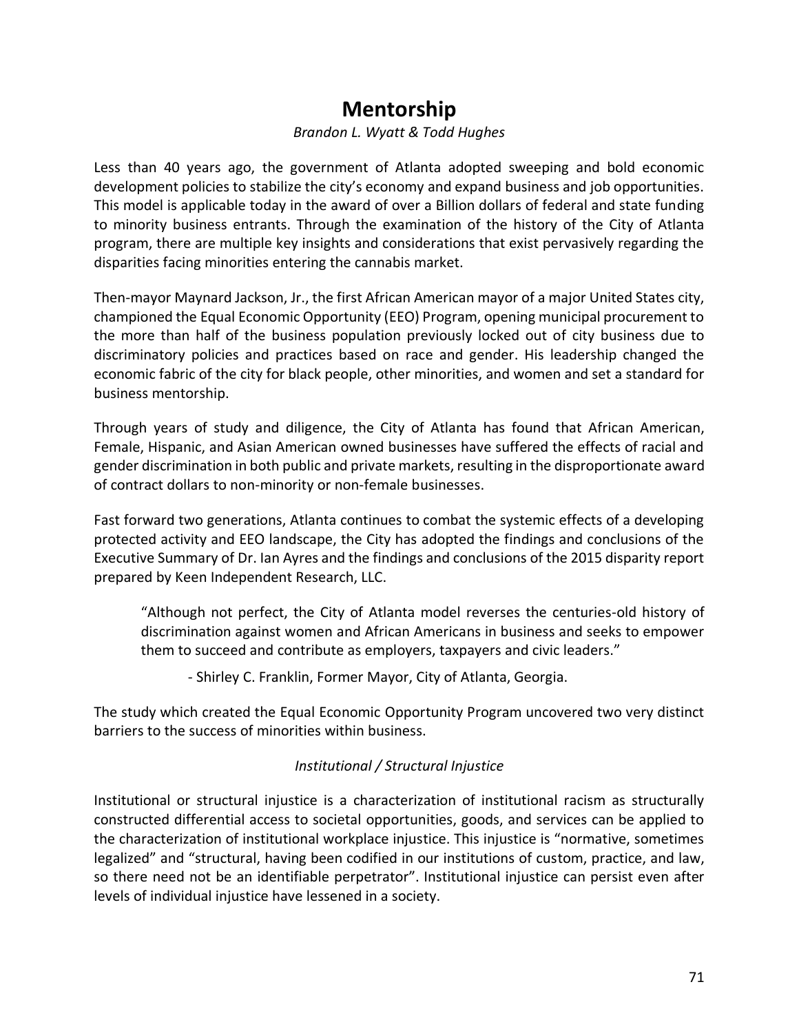# Mentorship

*Brandon L. Wyatt & Todd Hughes*

Less than 40 years ago, the government of Atlanta adopted sweeping and bold economic development policies to stabilize the city's economy and expand business and job opportunities. This model is applicable today in the award of over a Billion dollars of federal and state funding to minority business entrants. Through the examination of the history of the City of Atlanta program, there are multiple key insights and considerations that exist pervasively regarding the disparities facing minorities entering the cannabis market.

Then-mayor Maynard Jackson, Jr., the first African American mayor of a major United States city, championed the Equal Economic Opportunity (EEO) Program, opening municipal procurement to the more than half of the business population previously locked out of city business due to discriminatory policies and practices based on race and gender. His leadership changed the economic fabric of the city for black people, other minorities, and women and set a standard for business mentorship.

Through years of study and diligence, the City of Atlanta has found that African American, Female, Hispanic, and Asian American owned businesses have suffered the effects of racial and gender discrimination in both public and private markets, resulting in the disproportionate award of contract dollars to non-minority or non-female businesses.

Fast forward two generations, Atlanta continues to combat the systemic effects of a developing protected activity and EEO landscape, the City has adopted the findings and conclusions of the Executive Summary of Dr. Ian Ayres and the findings and conclusions of the 2015 disparity report prepared by Keen Independent Research, LLC.

> "Although not perfect, the City of Atlanta model reverses the centuries-old history of discrimination against women and African Americans in business and seeks to empower them to succeed and contribute as employers, taxpayers and civic leaders."
>
> - Shirley C. Franklin, Former Mayor, City of Atlanta, Georgia.

The study which created the Equal Economic Opportunity Program uncovered two very distinct barriers to the success of minorities within business.

*Institutional / Structural Injustice*

Institutional or structural injustice is a characterization of institutional racism as structurally constructed differential access to societal opportunities, goods, and services can be applied to the characterization of institutional workplace injustice. This injustice is "normative, sometimes legalized" and "structural, having been codified in our institutions of custom, practice, and law, so there need not be an identifiable perpetrator". Institutional injustice can persist even after levels of individual injustice have lessened in a society.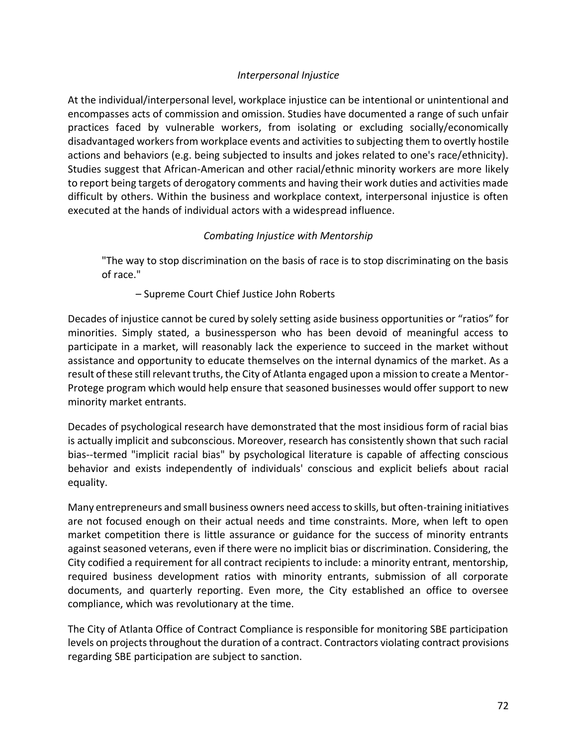*Interpersonal Injustice*

At the individual/interpersonal level, workplace injustice can be intentional or unintentional and encompasses acts of commission and omission. Studies have documented a range of such unfair practices faced by vulnerable workers, from isolating or excluding socially/economically disadvantaged workers from workplace events and activities to subjecting them to overtly hostile actions and behaviors (e.g. being subjected to insults and jokes related to one's race/ethnicity). Studies suggest that African-American and other racial/ethnic minority workers are more likely to report being targets of derogatory comments and having their work duties and activities made difficult by others. Within the business and workplace context, interpersonal injustice is often executed at the hands of individual actors with a widespread influence.

*Combating Injustice with Mentorship*

> "The way to stop discrimination on the basis of race is to stop discriminating on the basis of race."
>
> – Supreme Court Chief Justice John Roberts

Decades of injustice cannot be cured by solely setting aside business opportunities or "ratios" for minorities. Simply stated, a businessperson who has been devoid of meaningful access to participate in a market, will reasonably lack the experience to succeed in the market without assistance and opportunity to educate themselves on the internal dynamics of the market. As a result of these still relevant truths, the City of Atlanta engaged upon a mission to create a Mentor-Protege program which would help ensure that seasoned businesses would offer support to new minority market entrants.

Decades of psychological research have demonstrated that the most insidious form of racial bias is actually implicit and subconscious. Moreover, research has consistently shown that such racial bias--termed "implicit racial bias" by psychological literature is capable of affecting conscious behavior and exists independently of individuals' conscious and explicit beliefs about racial equality.

Many entrepreneurs and small business owners need access to skills, but often-training initiatives are not focused enough on their actual needs and time constraints. More, when left to open market competition there is little assurance or guidance for the success of minority entrants against seasoned veterans, even if there were no implicit bias or discrimination. Considering, the City codified a requirement for all contract recipients to include: a minority entrant, mentorship, required business development ratios with minority entrants, submission of all corporate documents, and quarterly reporting. Even more, the City established an office to oversee compliance, which was revolutionary at the time.

The City of Atlanta Office of Contract Compliance is responsible for monitoring SBE participation levels on projects throughout the duration of a contract. Contractors violating contract provisions regarding SBE participation are subject to sanction.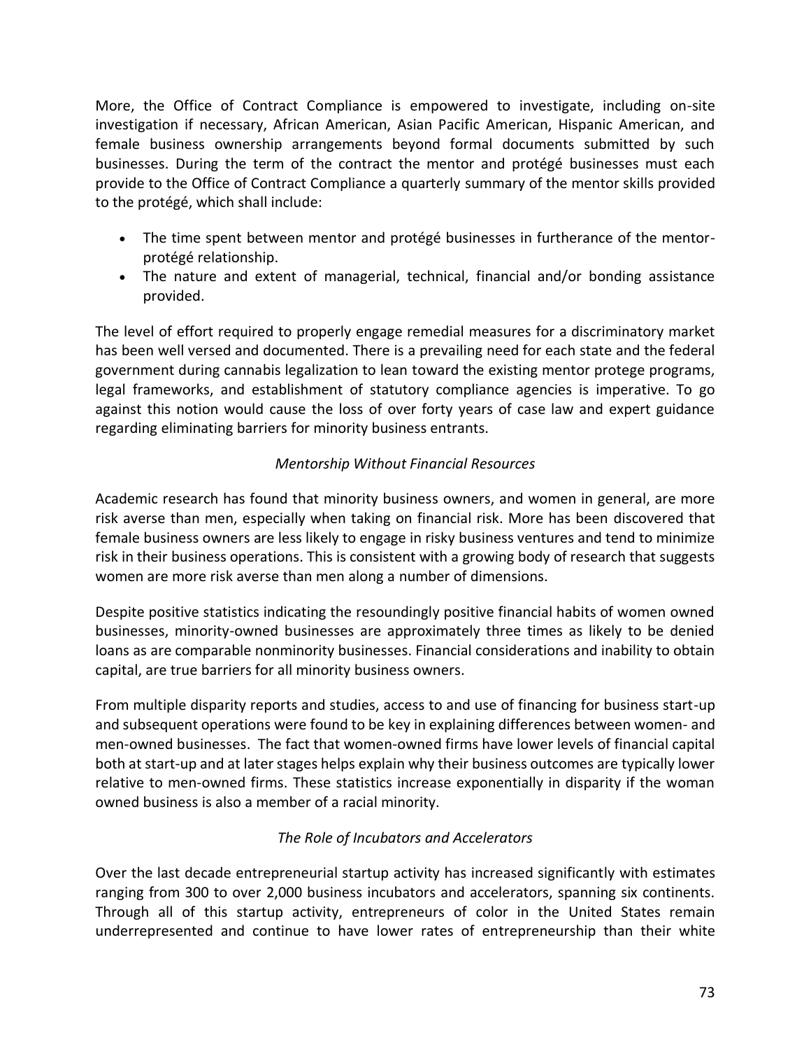More, the Office of Contract Compliance is empowered to investigate, including on-site investigation if necessary, African American, Asian Pacific American, Hispanic American, and female business ownership arrangements beyond formal documents submitted by such businesses. During the term of the contract the mentor and protégé businesses must each provide to the Office of Contract Compliance a quarterly summary of the mentor skills provided to the protégé, which shall include:

- The time spent between mentor and protégé businesses in furtherance of the mentor-protégé relationship.
- The nature and extent of managerial, technical, financial and/or bonding assistance provided.

The level of effort required to properly engage remedial measures for a discriminatory market has been well versed and documented. There is a prevailing need for each state and the federal government during cannabis legalization to lean toward the existing mentor protege programs, legal frameworks, and establishment of statutory compliance agencies is imperative. To go against this notion would cause the loss of over forty years of case law and expert guidance regarding eliminating barriers for minority business entrants.

*Mentorship Without Financial Resources*

Academic research has found that minority business owners, and women in general, are more risk averse than men, especially when taking on financial risk. More has been discovered that female business owners are less likely to engage in risky business ventures and tend to minimize risk in their business operations. This is consistent with a growing body of research that suggests women are more risk averse than men along a number of dimensions.

Despite positive statistics indicating the resoundingly positive financial habits of women owned businesses, minority-owned businesses are approximately three times as likely to be denied loans as are comparable nonminority businesses. Financial considerations and inability to obtain capital, are true barriers for all minority business owners.

From multiple disparity reports and studies, access to and use of financing for business start-up and subsequent operations were found to be key in explaining differences between women- and men-owned businesses. The fact that women-owned firms have lower levels of financial capital both at start-up and at later stages helps explain why their business outcomes are typically lower relative to men-owned firms. These statistics increase exponentially in disparity if the woman owned business is also a member of a racial minority.

*The Role of Incubators and Accelerators*

Over the last decade entrepreneurial startup activity has increased significantly with estimates ranging from 300 to over 2,000 business incubators and accelerators, spanning six continents. Through all of this startup activity, entrepreneurs of color in the United States remain underrepresented and continue to have lower rates of entrepreneurship than their white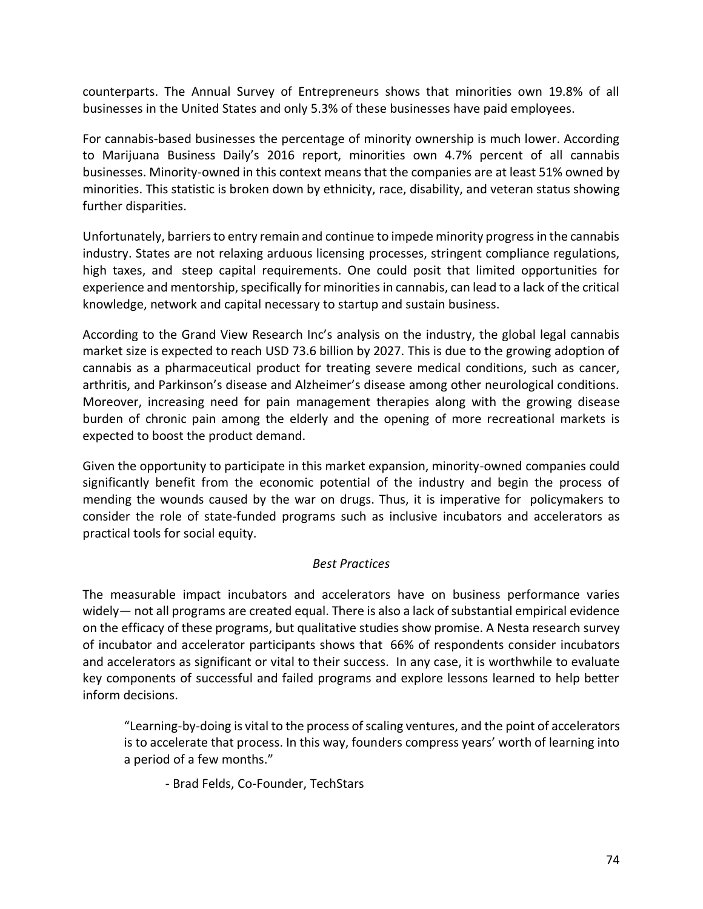counterparts. The Annual Survey of Entrepreneurs shows that minorities own 19.8% of all businesses in the United States and only 5.3% of these businesses have paid employees.

For cannabis-based businesses the percentage of minority ownership is much lower. According to Marijuana Business Daily's 2016 report, minorities own 4.7% percent of all cannabis businesses. Minority-owned in this context means that the companies are at least 51% owned by minorities. This statistic is broken down by ethnicity, race, disability, and veteran status showing further disparities.

Unfortunately, barriers to entry remain and continue to impede minority progress in the cannabis industry. States are not relaxing arduous licensing processes, stringent compliance regulations, high taxes, and steep capital requirements. One could posit that limited opportunities for experience and mentorship, specifically for minorities in cannabis, can lead to a lack of the critical knowledge, network and capital necessary to startup and sustain business.

According to the Grand View Research Inc's analysis on the industry, the global legal cannabis market size is expected to reach USD 73.6 billion by 2027. This is due to the growing adoption of cannabis as a pharmaceutical product for treating severe medical conditions, such as cancer, arthritis, and Parkinson's disease and Alzheimer's disease among other neurological conditions. Moreover, increasing need for pain management therapies along with the growing disease burden of chronic pain among the elderly and the opening of more recreational markets is expected to boost the product demand.

Given the opportunity to participate in this market expansion, minority-owned companies could significantly benefit from the economic potential of the industry and begin the process of mending the wounds caused by the war on drugs. Thus, it is imperative for policymakers to consider the role of state-funded programs such as inclusive incubators and accelerators as practical tools for social equity.

*Best Practices*

The measurable impact incubators and accelerators have on business performance varies widely— not all programs are created equal. There is also a lack of substantial empirical evidence on the efficacy of these programs, but qualitative studies show promise. A Nesta research survey of incubator and accelerator participants shows that 66% of respondents consider incubators and accelerators as significant or vital to their success. In any case, it is worthwhile to evaluate key components of successful and failed programs and explore lessons learned to help better inform decisions.

> "Learning-by-doing is vital to the process of scaling ventures, and the point of accelerators is to accelerate that process. In this way, founders compress years' worth of learning into a period of a few months."
>
> - Brad Felds, Co-Founder, TechStars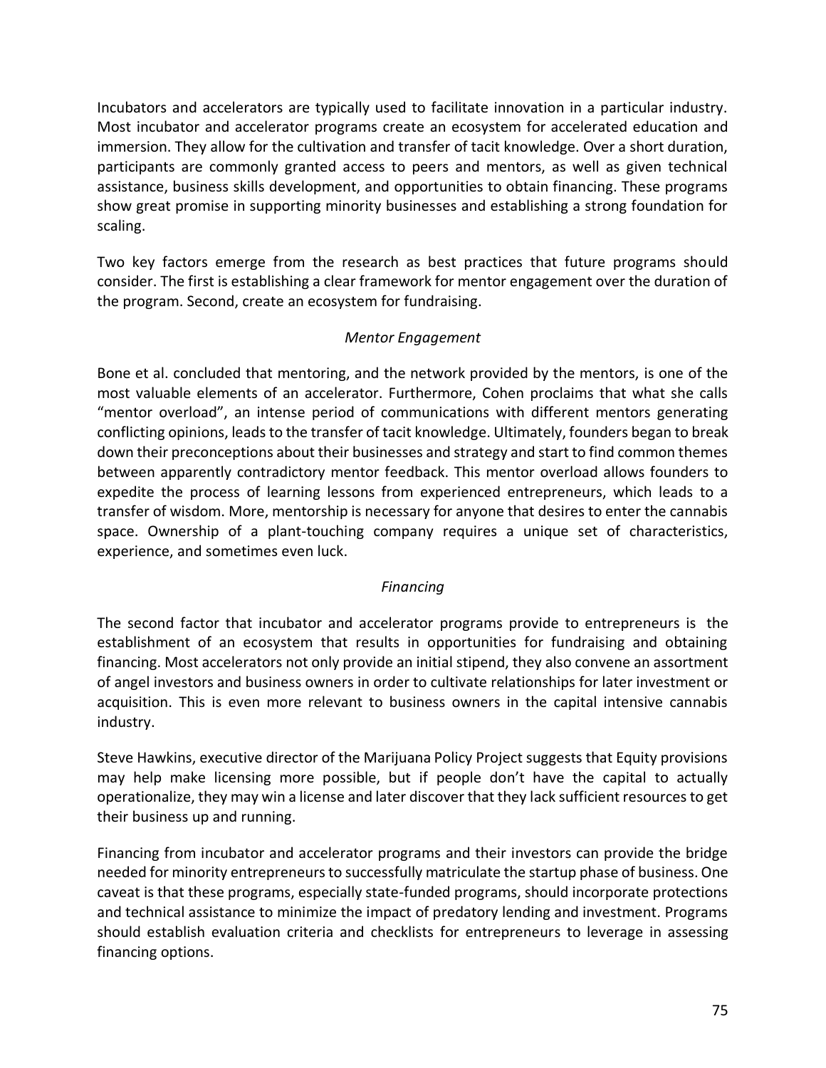Incubators and accelerators are typically used to facilitate innovation in a particular industry. Most incubator and accelerator programs create an ecosystem for accelerated education and immersion. They allow for the cultivation and transfer of tacit knowledge. Over a short duration, participants are commonly granted access to peers and mentors, as well as given technical assistance, business skills development, and opportunities to obtain financing. These programs show great promise in supporting minority businesses and establishing a strong foundation for scaling.

Two key factors emerge from the research as best practices that future programs should consider. The first is establishing a clear framework for mentor engagement over the duration of the program. Second, create an ecosystem for fundraising.

*Mentor Engagement*

Bone et al. concluded that mentoring, and the network provided by the mentors, is one of the most valuable elements of an accelerator. Furthermore, Cohen proclaims that what she calls "mentor overload", an intense period of communications with different mentors generating conflicting opinions, leads to the transfer of tacit knowledge. Ultimately, founders began to break down their preconceptions about their businesses and strategy and start to find common themes between apparently contradictory mentor feedback. This mentor overload allows founders to expedite the process of learning lessons from experienced entrepreneurs, which leads to a transfer of wisdom. More, mentorship is necessary for anyone that desires to enter the cannabis space. Ownership of a plant-touching company requires a unique set of characteristics, experience, and sometimes even luck.

*Financing*

The second factor that incubator and accelerator programs provide to entrepreneurs is the establishment of an ecosystem that results in opportunities for fundraising and obtaining financing. Most accelerators not only provide an initial stipend, they also convene an assortment of angel investors and business owners in order to cultivate relationships for later investment or acquisition. This is even more relevant to business owners in the capital intensive cannabis industry.

Steve Hawkins, executive director of the Marijuana Policy Project suggests that Equity provisions may help make licensing more possible, but if people don't have the capital to actually operationalize, they may win a license and later discover that they lack sufficient resources to get their business up and running.

Financing from incubator and accelerator programs and their investors can provide the bridge needed for minority entrepreneurs to successfully matriculate the startup phase of business. One caveat is that these programs, especially state-funded programs, should incorporate protections and technical assistance to minimize the impact of predatory lending and investment. Programs should establish evaluation criteria and checklists for entrepreneurs to leverage in assessing financing options.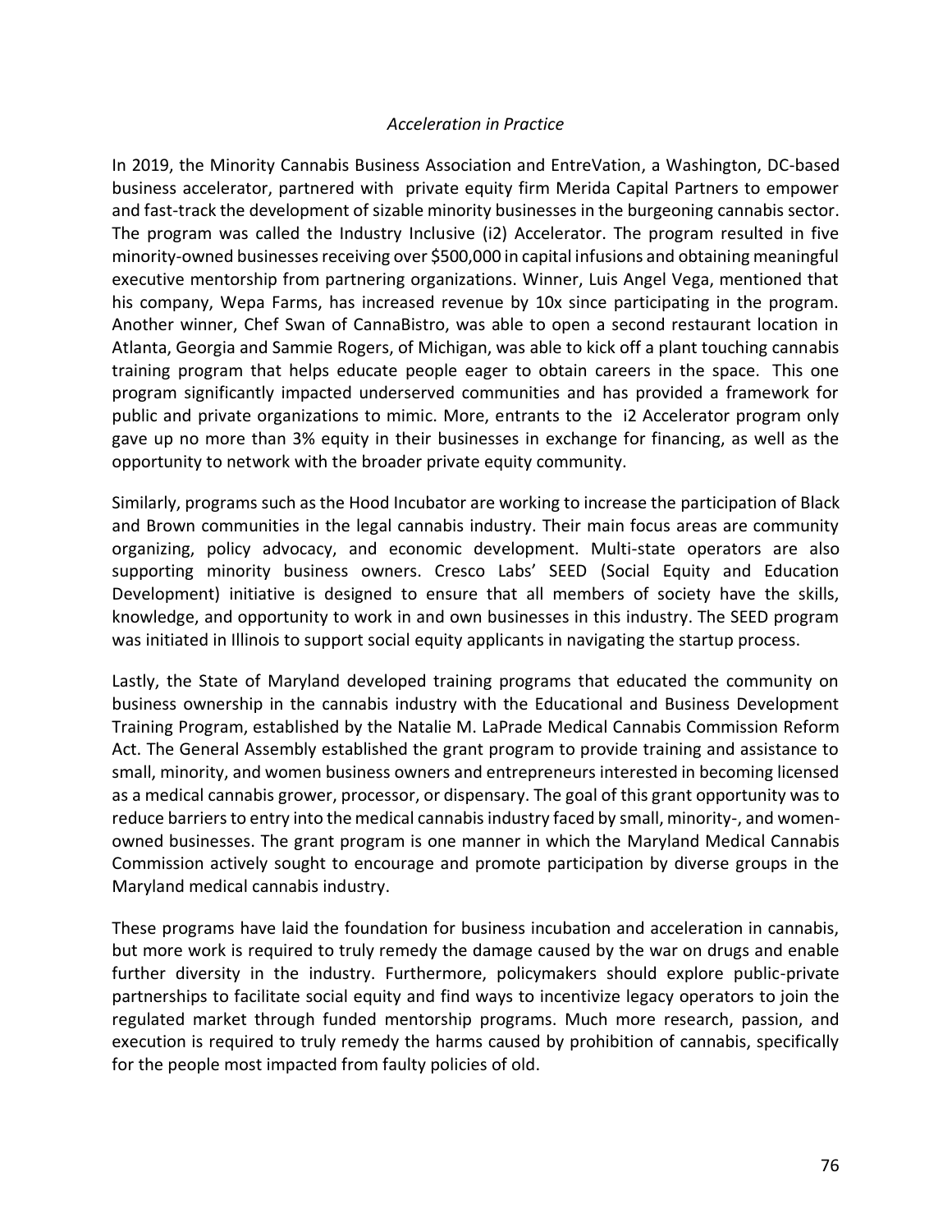*Acceleration in Practice*

In 2019, the Minority Cannabis Business Association and EntreVation, a Washington, DC-based business accelerator, partnered with private equity firm Merida Capital Partners to empower and fast-track the development of sizable minority businesses in the burgeoning cannabis sector. The program was called the Industry Inclusive (i2) Accelerator. The program resulted in five minority-owned businesses receiving over $500,000 in capital infusions and obtaining meaningful executive mentorship from partnering organizations. Winner, Luis Angel Vega, mentioned that his company, Wepa Farms, has increased revenue by 10x since participating in the program. Another winner, Chef Swan of CannaBistro, was able to open a second restaurant location in Atlanta, Georgia and Sammie Rogers, of Michigan, was able to kick off a plant touching cannabis training program that helps educate people eager to obtain careers in the space. This one program significantly impacted underserved communities and has provided a framework for public and private organizations to mimic. More, entrants to the i2 Accelerator program only gave up no more than 3% equity in their businesses in exchange for financing, as well as the opportunity to network with the broader private equity community.

Similarly, programs such as the Hood Incubator are working to increase the participation of Black and Brown communities in the legal cannabis industry. Their main focus areas are community organizing, policy advocacy, and economic development. Multi-state operators are also supporting minority business owners. Cresco Labs' SEED (Social Equity and Education Development) initiative is designed to ensure that all members of society have the skills, knowledge, and opportunity to work in and own businesses in this industry. The SEED program was initiated in Illinois to support social equity applicants in navigating the startup process.

Lastly, the State of Maryland developed training programs that educated the community on business ownership in the cannabis industry with the Educational and Business Development Training Program, established by the Natalie M. LaPrade Medical Cannabis Commission Reform Act. The General Assembly established the grant program to provide training and assistance to small, minority, and women business owners and entrepreneurs interested in becoming licensed as a medical cannabis grower, processor, or dispensary. The goal of this grant opportunity was to reduce barriers to entry into the medical cannabis industry faced by small, minority-, and women-owned businesses. The grant program is one manner in which the Maryland Medical Cannabis Commission actively sought to encourage and promote participation by diverse groups in the Maryland medical cannabis industry.

These programs have laid the foundation for business incubation and acceleration in cannabis, but more work is required to truly remedy the damage caused by the war on drugs and enable further diversity in the industry. Furthermore, policymakers should explore public-private partnerships to facilitate social equity and find ways to incentivize legacy operators to join the regulated market through funded mentorship programs. Much more research, passion, and execution is required to truly remedy the harms caused by prohibition of cannabis, specifically for the people most impacted from faulty policies of old.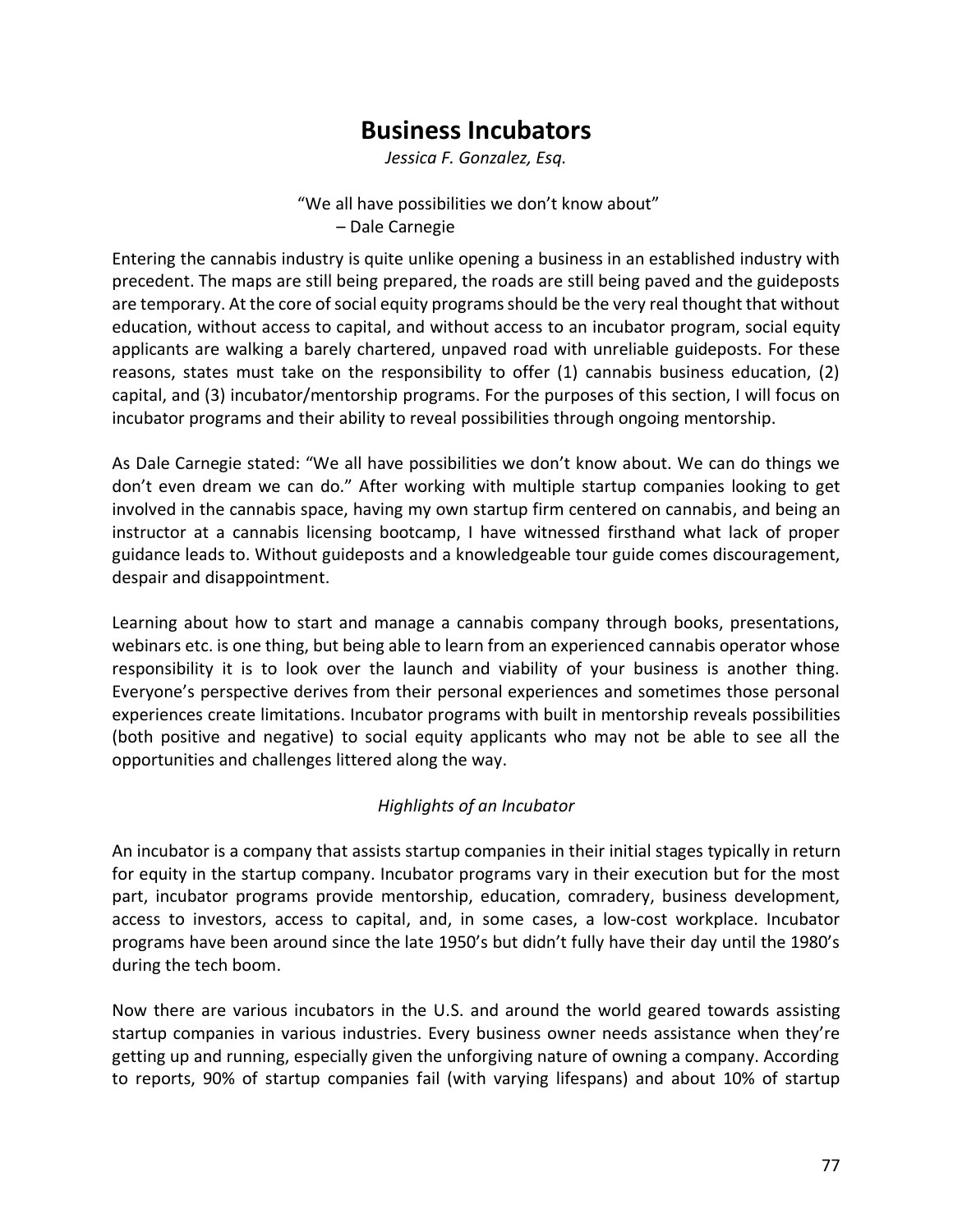# Business Incubators

*Jessica F. Gonzalez, Esq.*

"We all have possibilities we don't know about"
– Dale Carnegie

Entering the cannabis industry is quite unlike opening a business in an established industry with precedent. The maps are still being prepared, the roads are still being paved and the guideposts are temporary. At the core of social equity programs should be the very real thought that without education, without access to capital, and without access to an incubator program, social equity applicants are walking a barely chartered, unpaved road with unreliable guideposts. For these reasons, states must take on the responsibility to offer (1) cannabis business education, (2) capital, and (3) incubator/mentorship programs. For the purposes of this section, I will focus on incubator programs and their ability to reveal possibilities through ongoing mentorship.

As Dale Carnegie stated: "We all have possibilities we don't know about. We can do things we don't even dream we can do." After working with multiple startup companies looking to get involved in the cannabis space, having my own startup firm centered on cannabis, and being an instructor at a cannabis licensing bootcamp, I have witnessed firsthand what lack of proper guidance leads to. Without guideposts and a knowledgeable tour guide comes discouragement, despair and disappointment.

Learning about how to start and manage a cannabis company through books, presentations, webinars etc. is one thing, but being able to learn from an experienced cannabis operator whose responsibility it is to look over the launch and viability of your business is another thing. Everyone's perspective derives from their personal experiences and sometimes those personal experiences create limitations. Incubator programs with built in mentorship reveals possibilities (both positive and negative) to social equity applicants who may not be able to see all the opportunities and challenges littered along the way.

*Highlights of an Incubator*

An incubator is a company that assists startup companies in their initial stages typically in return for equity in the startup company. Incubator programs vary in their execution but for the most part, incubator programs provide mentorship, education, comradery, business development, access to investors, access to capital, and, in some cases, a low-cost workplace. Incubator programs have been around since the late 1950's but didn't fully have their day until the 1980's during the tech boom.

Now there are various incubators in the U.S. and around the world geared towards assisting startup companies in various industries. Every business owner needs assistance when they're getting up and running, especially given the unforgiving nature of owning a company. According to reports, 90% of startup companies fail (with varying lifespans) and about 10% of startup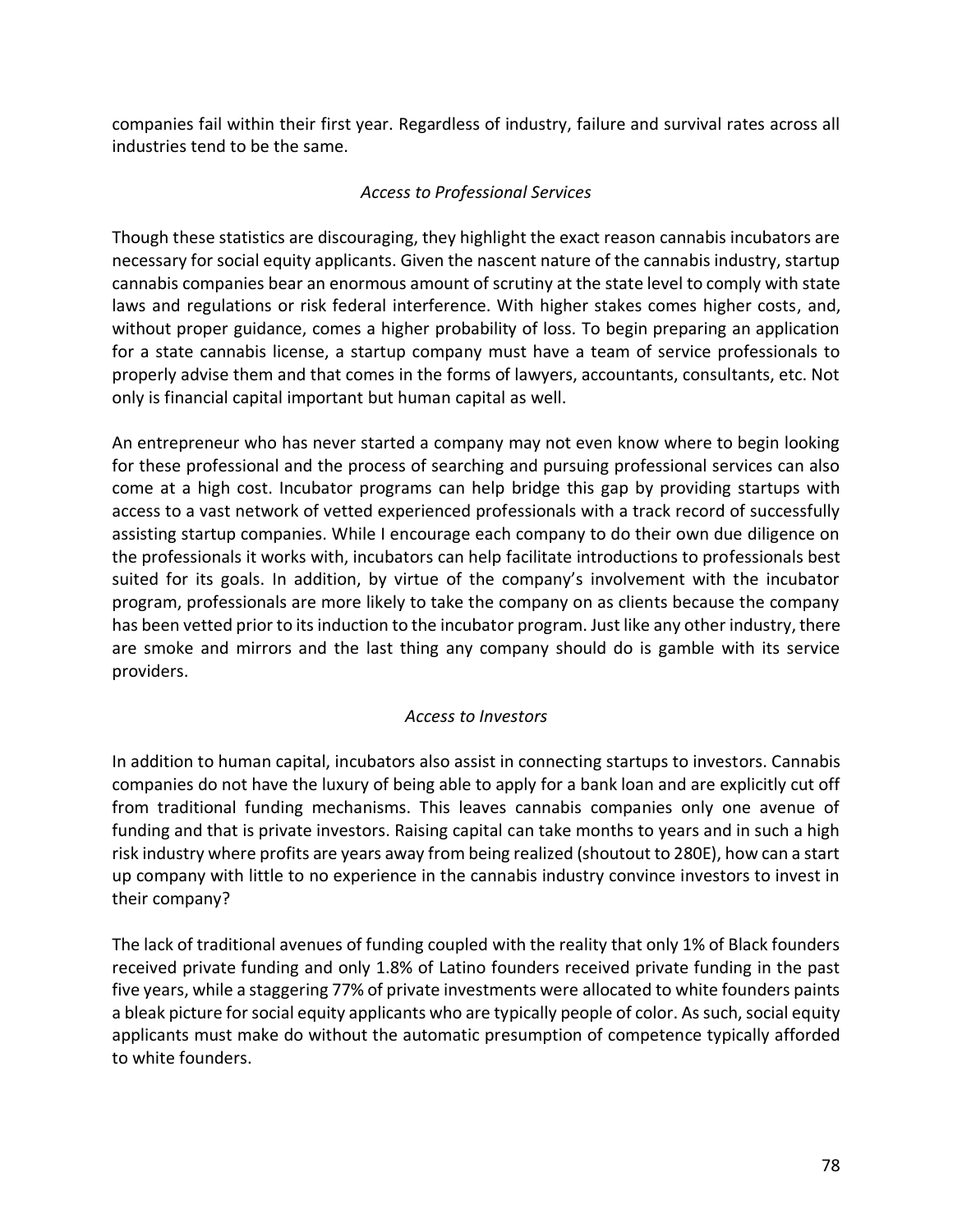companies fail within their first year. Regardless of industry, failure and survival rates across all industries tend to be the same.

*Access to Professional Services*

Though these statistics are discouraging, they highlight the exact reason cannabis incubators are necessary for social equity applicants. Given the nascent nature of the cannabis industry, startup cannabis companies bear an enormous amount of scrutiny at the state level to comply with state laws and regulations or risk federal interference. With higher stakes comes higher costs, and, without proper guidance, comes a higher probability of loss. To begin preparing an application for a state cannabis license, a startup company must have a team of service professionals to properly advise them and that comes in the forms of lawyers, accountants, consultants, etc. Not only is financial capital important but human capital as well.

An entrepreneur who has never started a company may not even know where to begin looking for these professional and the process of searching and pursuing professional services can also come at a high cost. Incubator programs can help bridge this gap by providing startups with access to a vast network of vetted experienced professionals with a track record of successfully assisting startup companies. While I encourage each company to do their own due diligence on the professionals it works with, incubators can help facilitate introductions to professionals best suited for its goals. In addition, by virtue of the company's involvement with the incubator program, professionals are more likely to take the company on as clients because the company has been vetted prior to its induction to the incubator program. Just like any other industry, there are smoke and mirrors and the last thing any company should do is gamble with its service providers.

*Access to Investors*

In addition to human capital, incubators also assist in connecting startups to investors. Cannabis companies do not have the luxury of being able to apply for a bank loan and are explicitly cut off from traditional funding mechanisms. This leaves cannabis companies only one avenue of funding and that is private investors. Raising capital can take months to years and in such a high risk industry where profits are years away from being realized (shoutout to 280E), how can a start up company with little to no experience in the cannabis industry convince investors to invest in their company?

The lack of traditional avenues of funding coupled with the reality that only 1% of Black founders received private funding and only 1.8% of Latino founders received private funding in the past five years, while a staggering 77% of private investments were allocated to white founders paints a bleak picture for social equity applicants who are typically people of color. As such, social equity applicants must make do without the automatic presumption of competence typically afforded to white founders.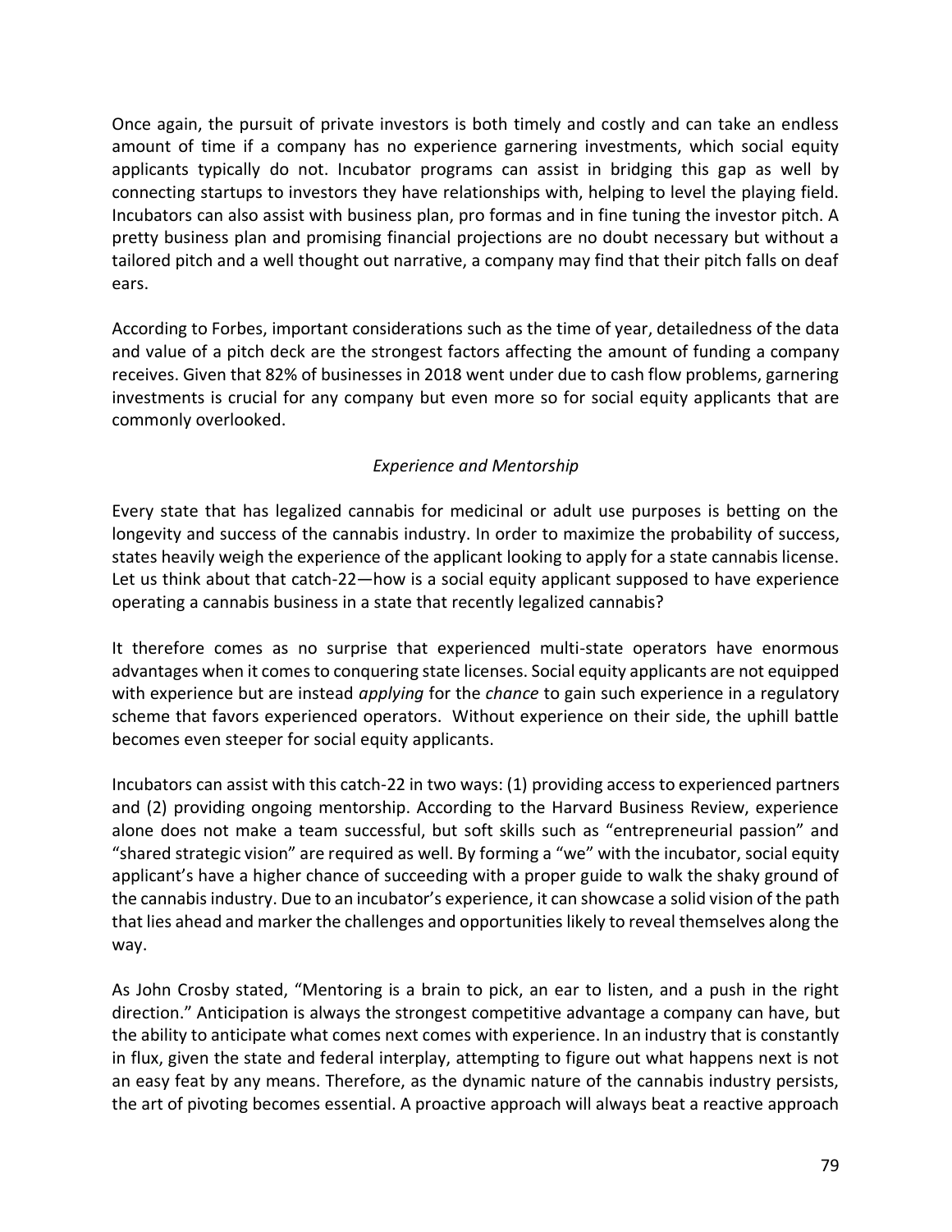Once again, the pursuit of private investors is both timely and costly and can take an endless amount of time if a company has no experience garnering investments, which social equity applicants typically do not. Incubator programs can assist in bridging this gap as well by connecting startups to investors they have relationships with, helping to level the playing field. Incubators can also assist with business plan, pro formas and in fine tuning the investor pitch. A pretty business plan and promising financial projections are no doubt necessary but without a tailored pitch and a well thought out narrative, a company may find that their pitch falls on deaf ears.

According to Forbes, important considerations such as the time of year, detailedness of the data and value of a pitch deck are the strongest factors affecting the amount of funding a company receives. Given that 82% of businesses in 2018 went under due to cash flow problems, garnering investments is crucial for any company but even more so for social equity applicants that are commonly overlooked.

*Experience and Mentorship*

Every state that has legalized cannabis for medicinal or adult use purposes is betting on the longevity and success of the cannabis industry. In order to maximize the probability of success, states heavily weigh the experience of the applicant looking to apply for a state cannabis license. Let us think about that catch-22—how is a social equity applicant supposed to have experience operating a cannabis business in a state that recently legalized cannabis?

It therefore comes as no surprise that experienced multi-state operators have enormous advantages when it comes to conquering state licenses. Social equity applicants are not equipped with experience but are instead *applying* for the *chance* to gain such experience in a regulatory scheme that favors experienced operators. Without experience on their side, the uphill battle becomes even steeper for social equity applicants.

Incubators can assist with this catch-22 in two ways: (1) providing access to experienced partners and (2) providing ongoing mentorship. According to the Harvard Business Review, experience alone does not make a team successful, but soft skills such as "entrepreneurial passion" and "shared strategic vision" are required as well. By forming a "we" with the incubator, social equity applicant's have a higher chance of succeeding with a proper guide to walk the shaky ground of the cannabis industry. Due to an incubator's experience, it can showcase a solid vision of the path that lies ahead and marker the challenges and opportunities likely to reveal themselves along the way.

As John Crosby stated, "Mentoring is a brain to pick, an ear to listen, and a push in the right direction." Anticipation is always the strongest competitive advantage a company can have, but the ability to anticipate what comes next comes with experience. In an industry that is constantly in flux, given the state and federal interplay, attempting to figure out what happens next is not an easy feat by any means. Therefore, as the dynamic nature of the cannabis industry persists, the art of pivoting becomes essential. A proactive approach will always beat a reactive approach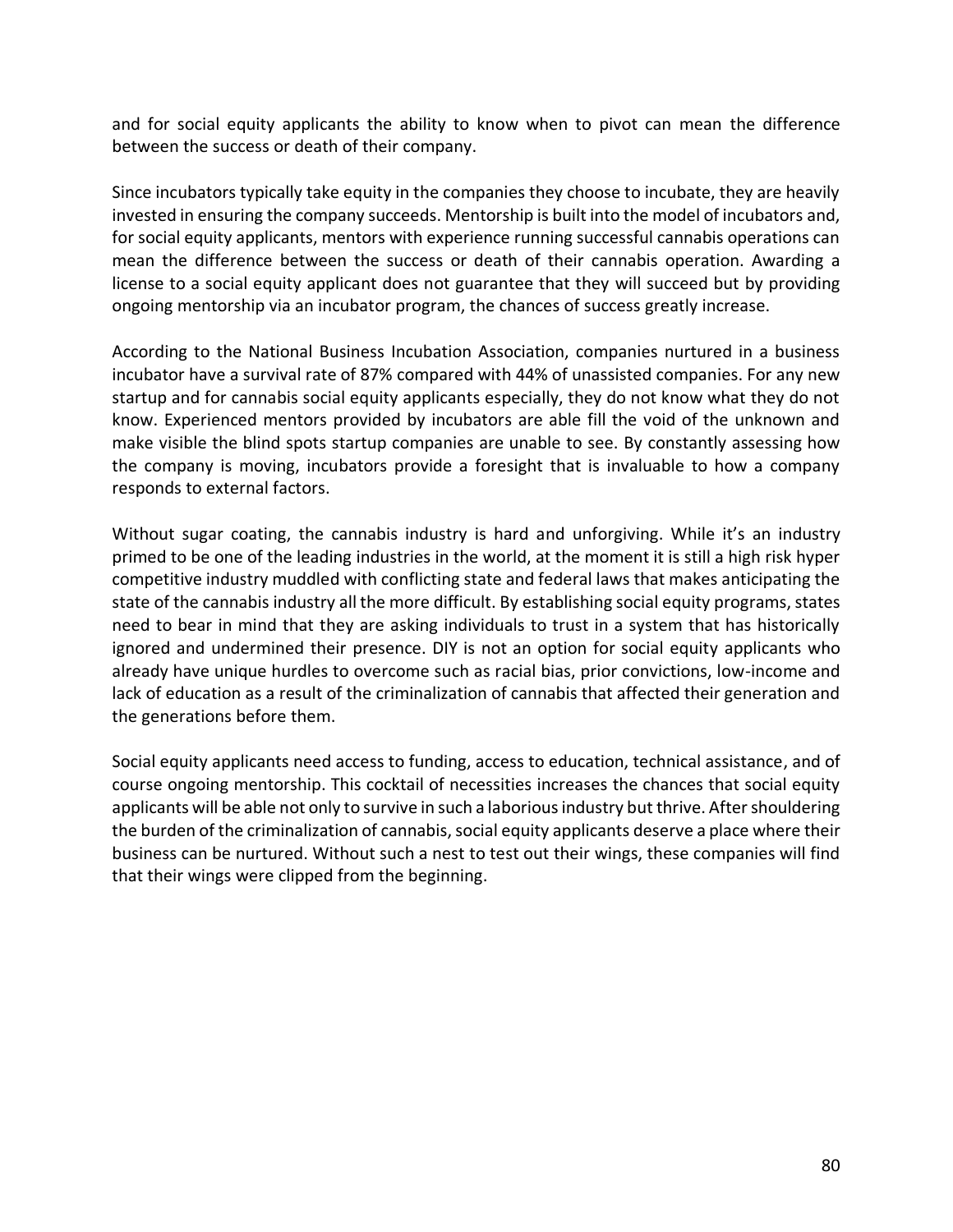and for social equity applicants the ability to know when to pivot can mean the difference between the success or death of their company.

Since incubators typically take equity in the companies they choose to incubate, they are heavily invested in ensuring the company succeeds. Mentorship is built into the model of incubators and, for social equity applicants, mentors with experience running successful cannabis operations can mean the difference between the success or death of their cannabis operation. Awarding a license to a social equity applicant does not guarantee that they will succeed but by providing ongoing mentorship via an incubator program, the chances of success greatly increase.

According to the National Business Incubation Association, companies nurtured in a business incubator have a survival rate of 87% compared with 44% of unassisted companies. For any new startup and for cannabis social equity applicants especially, they do not know what they do not know. Experienced mentors provided by incubators are able fill the void of the unknown and make visible the blind spots startup companies are unable to see. By constantly assessing how the company is moving, incubators provide a foresight that is invaluable to how a company responds to external factors.

Without sugar coating, the cannabis industry is hard and unforgiving. While it's an industry primed to be one of the leading industries in the world, at the moment it is still a high risk hyper competitive industry muddled with conflicting state and federal laws that makes anticipating the state of the cannabis industry all the more difficult. By establishing social equity programs, states need to bear in mind that they are asking individuals to trust in a system that has historically ignored and undermined their presence. DIY is not an option for social equity applicants who already have unique hurdles to overcome such as racial bias, prior convictions, low-income and lack of education as a result of the criminalization of cannabis that affected their generation and the generations before them.

Social equity applicants need access to funding, access to education, technical assistance, and of course ongoing mentorship. This cocktail of necessities increases the chances that social equity applicants will be able not only to survive in such a laborious industry but thrive. After shouldering the burden of the criminalization of cannabis, social equity applicants deserve a place where their business can be nurtured. Without such a nest to test out their wings, these companies will find that their wings were clipped from the beginning.